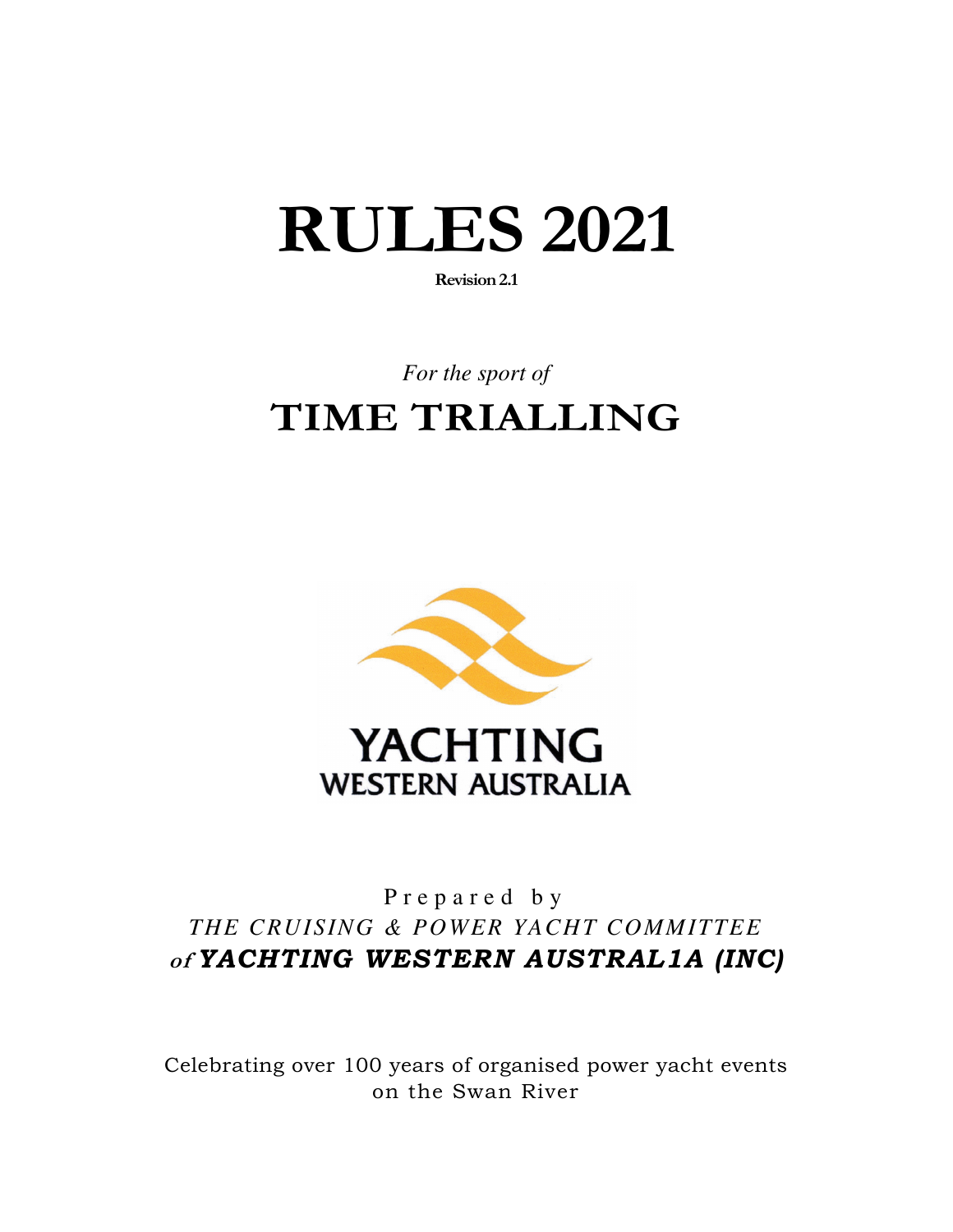# RULES 2021

**Revision 2.1**

*For the sport of*

# TIME TRIALLING

YACHTING
WESTERN AUSTRALIA

Prepared by
*THE CRUISING & POWER YACHT COMMITTEE*
***of YACHTING WESTERN AUSTRAL1A (INC)***

Celebrating over 100 years of organised power yacht events on the Swan River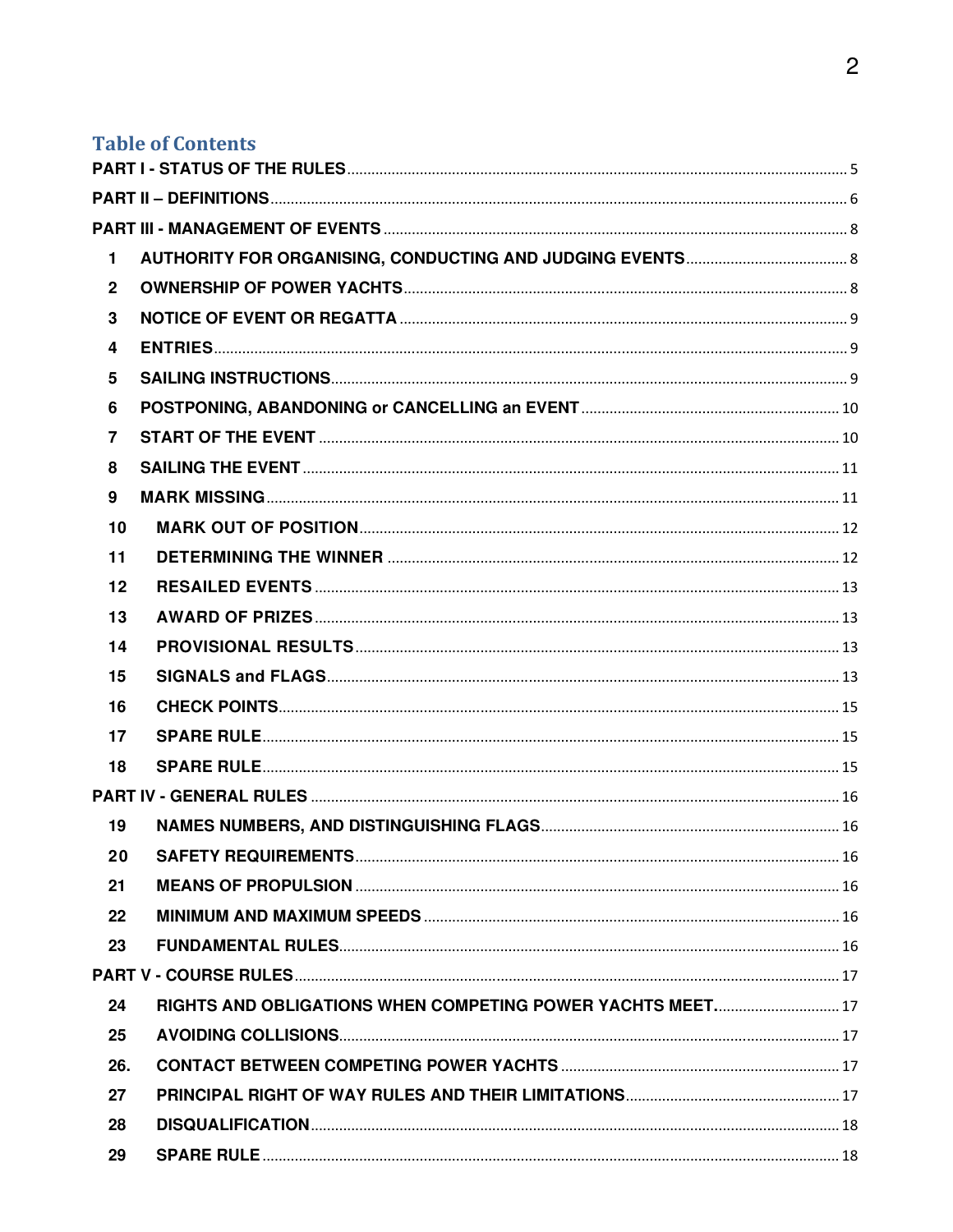## Table of Contents

| | | |
|---|---|---|
| **PART I - STATUS OF THE RULES** | | 5 |
| **PART II – DEFINITIONS** | | 6 |
| **PART III - MANAGEMENT OF EVENTS** | | 8 |
| 1 | AUTHORITY FOR ORGANISING, CONDUCTING AND JUDGING EVENTS | 8 |
| 2 | OWNERSHIP OF POWER YACHTS | 8 |
| 3 | NOTICE OF EVENT OR REGATTA | 9 |
| 4 | ENTRIES | 9 |
| 5 | SAILING INSTRUCTIONS | 9 |
| 6 | POSTPONING, ABANDONING or CANCELLING an EVENT | 10 |
| 7 | START OF THE EVENT | 10 |
| 8 | SAILING THE EVENT | 11 |
| 9 | MARK MISSING | 11 |
| 10 | MARK OUT OF POSITION | 12 |
| 11 | DETERMINING THE WINNER | 12 |
| 12 | RESAILED EVENTS | 13 |
| 13 | AWARD OF PRIZES | 13 |
| 14 | PROVISIONAL RESULTS | 13 |
| 15 | SIGNALS and FLAGS | 13 |
| 16 | CHECK POINTS | 15 |
| 17 | SPARE RULE | 15 |
| 18 | SPARE RULE | 15 |
| **PART IV - GENERAL RULES** | | 16 |
| 19 | NAMES NUMBERS, AND DISTINGUISHING FLAGS | 16 |
| 20 | SAFETY REQUIREMENTS | 16 |
| 21 | MEANS OF PROPULSION | 16 |
| 22 | MINIMUM AND MAXIMUM SPEEDS | 16 |
| 23 | FUNDAMENTAL RULES | 16 |
| **PART V - COURSE RULES** | | 17 |
| 24 | RIGHTS AND OBLIGATIONS WHEN COMPETING POWER YACHTS MEET. | 17 |
| 25 | AVOIDING COLLISIONS | 17 |
| 26. | CONTACT BETWEEN COMPETING POWER YACHTS | 17 |
| 27 | PRINCIPAL RIGHT OF WAY RULES AND THEIR LIMITATIONS | 17 |
| 28 | DISQUALIFICATION | 18 |
| 29 | SPARE RULE | 18 |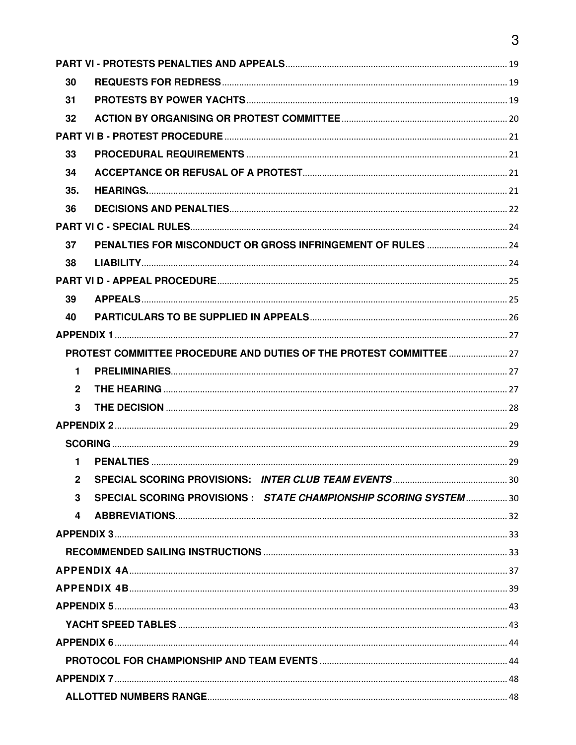| | | |
|---|---|---|
| **PART VI - PROTESTS PENALTIES AND APPEALS** | | 19 |
| **30** | **REQUESTS FOR REDRESS** | 19 |
| **31** | **PROTESTS BY POWER YACHTS** | 19 |
| **32** | **ACTION BY ORGANISING OR PROTEST COMMITTEE** | 20 |
| **PART VI B - PROTEST PROCEDURE** | | 21 |
| **33** | **PROCEDURAL REQUIREMENTS** | 21 |
| **34** | **ACCEPTANCE OR REFUSAL OF A PROTEST** | 21 |
| **35.** | **HEARINGS.** | 21 |
| **36** | **DECISIONS AND PENALTIES** | 22 |
| **PART VI C - SPECIAL RULES** | | 24 |
| **37** | **PENALTIES FOR MISCONDUCT OR GROSS INFRINGEMENT OF RULES** | 24 |
| **38** | **LIABILITY** | 24 |
| **PART VI D - APPEAL PROCEDURE** | | 25 |
| **39** | **APPEALS** | 25 |
| **40** | **PARTICULARS TO BE SUPPLIED IN APPEALS** | 26 |
| **APPENDIX 1** | | 27 |
| **PROTEST COMMITTEE PROCEDURE AND DUTIES OF THE PROTEST COMMITTEE** | | 27 |
| **1** | **PRELIMINARIES** | 27 |
| **2** | **THE HEARING** | 27 |
| **3** | **THE DECISION** | 28 |
| **APPENDIX 2** | | 29 |
| **SCORING** | | 29 |
| **1** | **PENALTIES** | 29 |
| **2** | **SPECIAL SCORING PROVISIONS:** ***INTER CLUB TEAM EVENTS*** | 30 |
| **3** | **SPECIAL SCORING PROVISIONS :** ***STATE CHAMPIONSHIP SCORING SYSTEM*** | 30 |
| **4** | **ABBREVIATIONS** | 32 |
| **APPENDIX 3** | | 33 |
| **RECOMMENDED SAILING INSTRUCTIONS** | | 33 |
| **APPENDIX 4A** | | 37 |
| **APPENDIX 4B** | | 39 |
| **APPENDIX 5** | | 43 |
| **YACHT SPEED TABLES** | | 43 |
| **APPENDIX 6** | | 44 |
| **PROTOCOL FOR CHAMPIONSHIP AND TEAM EVENTS** | | 44 |
| **APPENDIX 7** | | 48 |
| **ALLOTTED NUMBERS RANGE** | | 48 |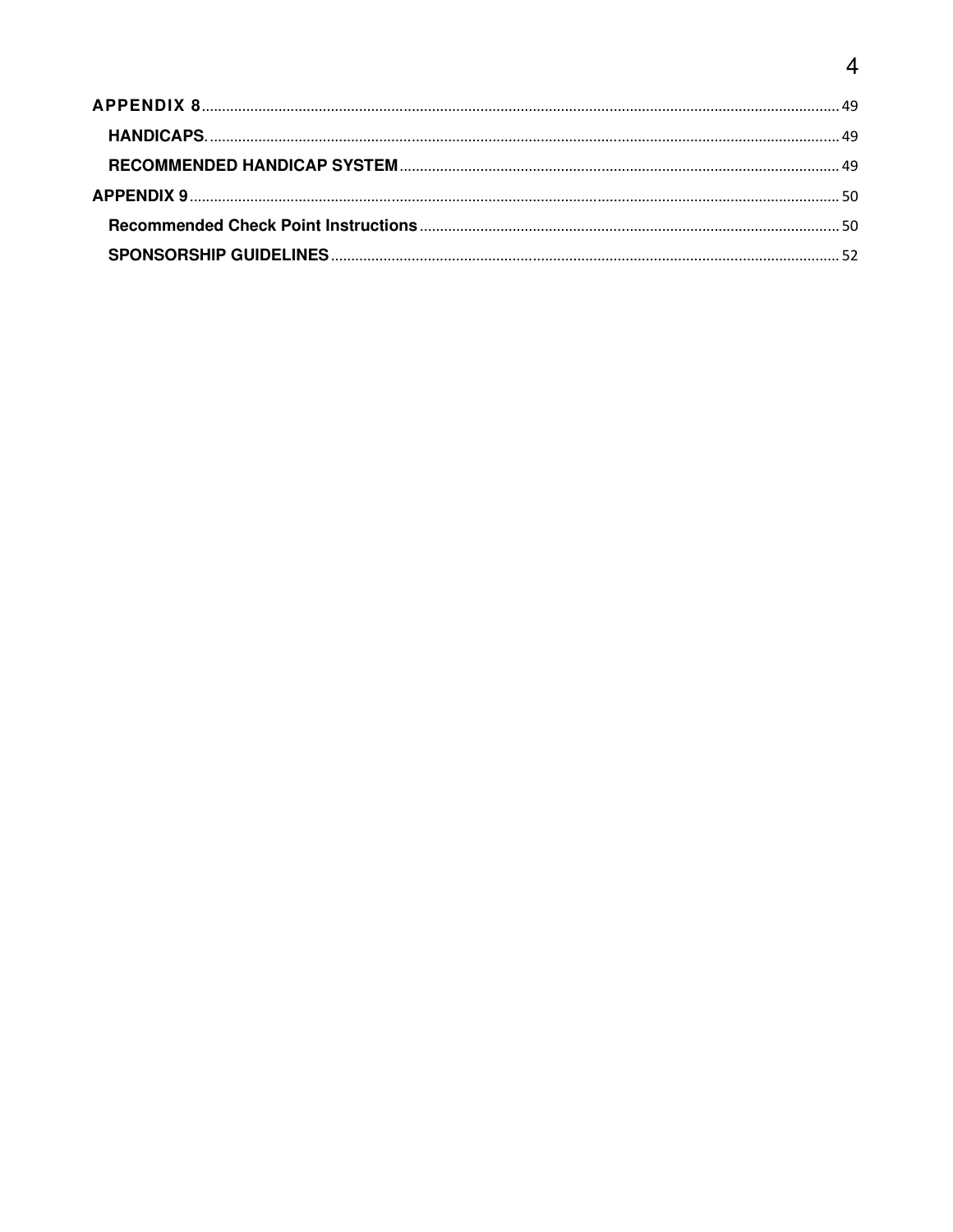**APPENDIX 8** ........ 49

- **HANDICAPS.** ........ 49
- **RECOMMENDED HANDICAP SYSTEM** ........ 49

**APPENDIX 9** ........ 50

- **Recommended Check Point Instructions** ........ 50
- **SPONSORSHIP GUIDELINES** ........ 52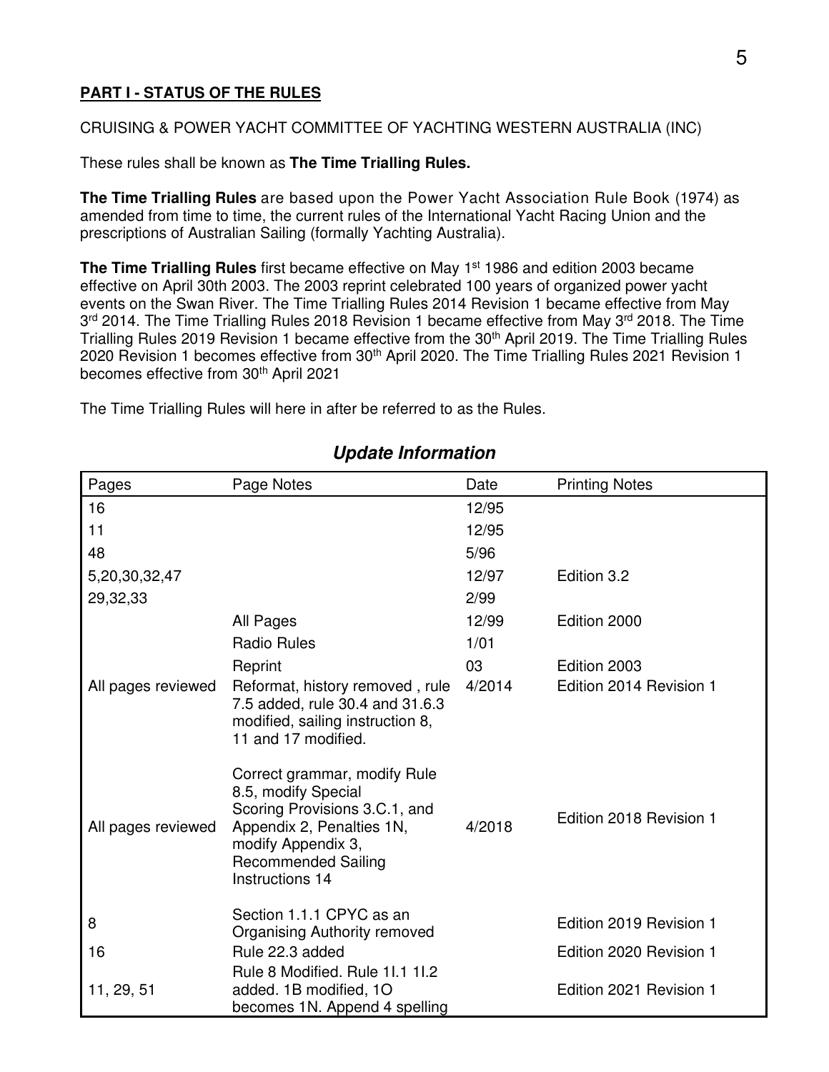**PART I - STATUS OF THE RULES**

CRUISING & POWER YACHT COMMITTEE OF YACHTING WESTERN AUSTRALIA (INC)

These rules shall be known as **The Time Trialling Rules.**

**The Time Trialling Rules** are based upon the Power Yacht Association Rule Book (1974) as amended from time to time, the current rules of the International Yacht Racing Union and the prescriptions of Australian Sailing (formally Yachting Australia).

**The Time Trialling Rules** first became effective on May 1st 1986 and edition 2003 became effective on April 30th 2003. The 2003 reprint celebrated 100 years of organized power yacht events on the Swan River. The Time Trialling Rules 2014 Revision 1 became effective from May 3rd 2014. The Time Trialling Rules 2018 Revision 1 became effective from May 3rd 2018. The Time Trialling Rules 2019 Revision 1 became effective from the 30th April 2019. The Time Trialling Rules 2020 Revision 1 becomes effective from 30th April 2020. The Time Trialling Rules 2021 Revision 1 becomes effective from 30th April 2021

The Time Trialling Rules will here in after be referred to as the Rules.

## *Update Information*

| Pages | Page Notes | Date | Printing Notes |
|---|---|---|---|
| 16 | | 12/95 | |
| 11 | | 12/95 | |
| 48 | | 5/96 | |
| 5,20,30,32,47 | | 12/97 | Edition 3.2 |
| 29,32,33 | | 2/99 | |
| | All Pages | 12/99 | Edition 2000 |
| | Radio Rules | 1/01 | |
| | Reprint | 03 | Edition 2003 |
| All pages reviewed | Reformat, history removed , rule 7.5 added, rule 30.4 and 31.6.3 modified, sailing instruction 8, 11 and 17 modified. | 4/2014 | Edition 2014 Revision 1 |
| All pages reviewed | Correct grammar, modify Rule 8.5, modify Special Scoring Provisions 3.C.1, and Appendix 2, Penalties 1N, modify Appendix 3, Recommended Sailing Instructions 14 | 4/2018 | Edition 2018 Revision 1 |
| 8 | Section 1.1.1 CPYC as an Organising Authority removed | | Edition 2019 Revision 1 |
| 16 | Rule 22.3 added | | Edition 2020 Revision 1 |
| 11, 29, 51 | Rule 8 Modified. Rule 1I.1 1I.2 added. 1B modified, 1O becomes 1N. Append 4 spelling | | Edition 2021 Revision 1 |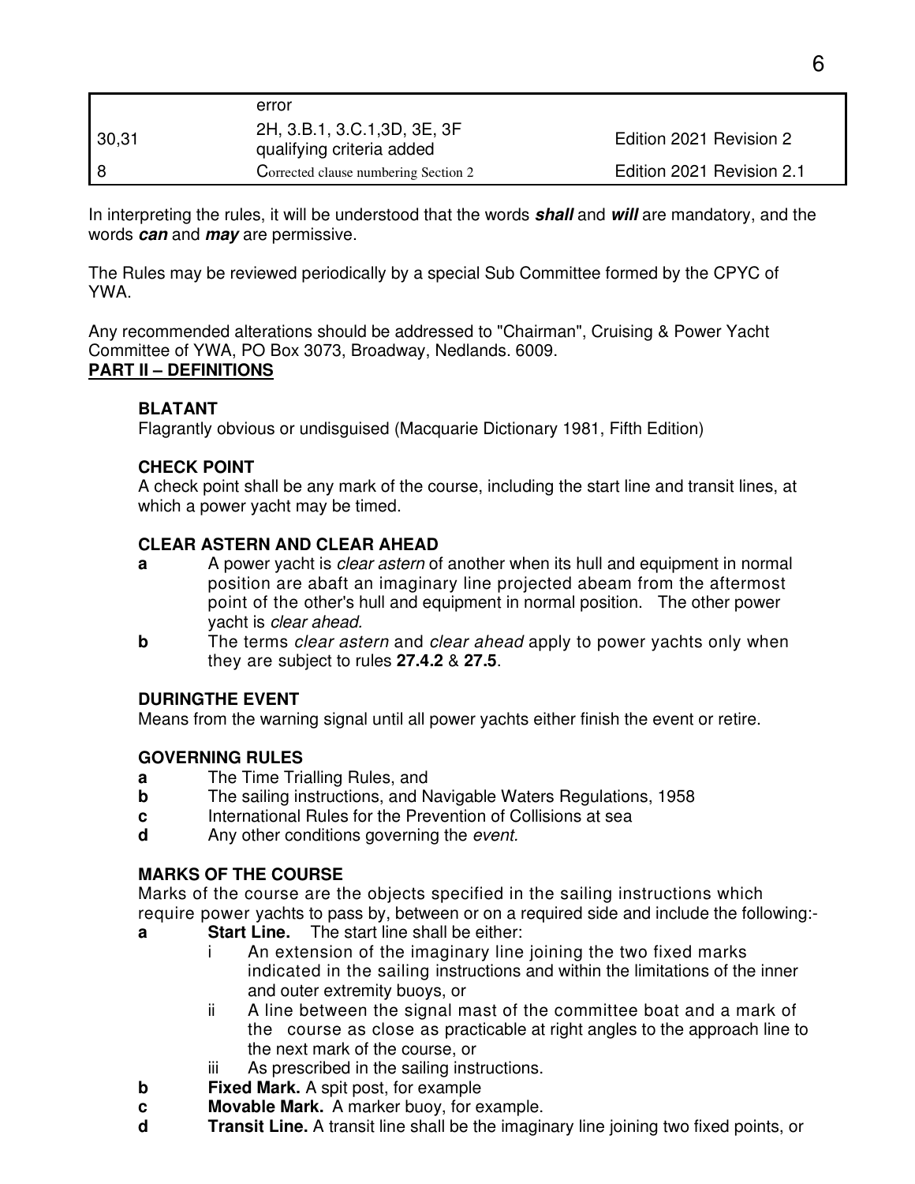|  | error |  |
| --- | --- | --- |
| 30,31 | 2H, 3.B.1, 3.C.1,3D, 3E, 3F qualifying criteria added | Edition 2021 Revision 2 |
| 8 | Corrected clause numbering Section 2 | Edition 2021 Revision 2.1 |

In interpreting the rules, it will be understood that the words ***shall*** and ***will*** are mandatory, and the words ***can*** and ***may*** are permissive.

The Rules may be reviewed periodically by a special Sub Committee formed by the CPYC of YWA.

Any recommended alterations should be addressed to "Chairman", Cruising & Power Yacht Committee of YWA, PO Box 3073, Broadway, Nedlands. 6009.

## PART II – DEFINITIONS

**BLATANT**
Flagrantly obvious or undisguised (Macquarie Dictionary 1981, Fifth Edition)

**CHECK POINT**
A check point shall be any mark of the course, including the start line and transit lines, at which a power yacht may be timed.

**CLEAR ASTERN AND CLEAR AHEAD**

- **a** A power yacht is *clear astern* of another when its hull and equipment in normal position are abaft an imaginary line projected abeam from the aftermost point of the other's hull and equipment in normal position. The other power yacht is *clear ahead.*
- **b** The terms *clear astern* and *clear ahead* apply to power yachts only when they are subject to rules **27.4.2** & **27.5**.

**DURINGTHE EVENT**
Means from the warning signal until all power yachts either finish the event or retire.

**GOVERNING RULES**

- **a** The Time Trialling Rules, and
- **b** The sailing instructions, and Navigable Waters Regulations, 1958
- **c** International Rules for the Prevention of Collisions at sea
- **d** Any other conditions governing the *event.*

**MARKS OF THE COURSE**
Marks of the course are the objects specified in the sailing instructions which require power yachts to pass by, between or on a required side and include the following:-

- **a** **Start Line.** The start line shall be either:
  - i An extension of the imaginary line joining the two fixed marks indicated in the sailing instructions and within the limitations of the inner and outer extremity buoys, or
  - ii A line between the signal mast of the committee boat and a mark of the course as close as practicable at right angles to the approach line to the next mark of the course, or
  - iii As prescribed in the sailing instructions.
- **b** **Fixed Mark.** A spit post, for example
- **c** **Movable Mark.** A marker buoy, for example.
- **d** **Transit Line.** A transit line shall be the imaginary line joining two fixed points, or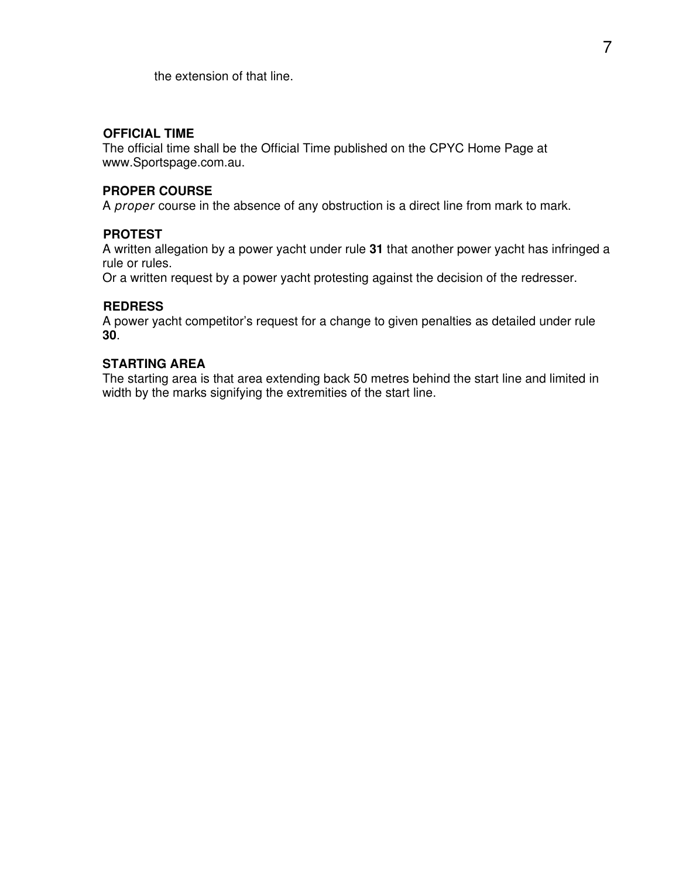the extension of that line.

**OFFICIAL TIME**
The official time shall be the Official Time published on the CPYC Home Page at www.Sportspage.com.au.

**PROPER COURSE**
A *proper* course in the absence of any obstruction is a direct line from mark to mark.

**PROTEST**
A written allegation by a power yacht under rule **31** that another power yacht has infringed a rule or rules.
Or a written request by a power yacht protesting against the decision of the redresser.

**REDRESS**
A power yacht competitor's request for a change to given penalties as detailed under rule **30**.

**STARTING AREA**
The starting area is that area extending back 50 metres behind the start line and limited in width by the marks signifying the extremities of the start line.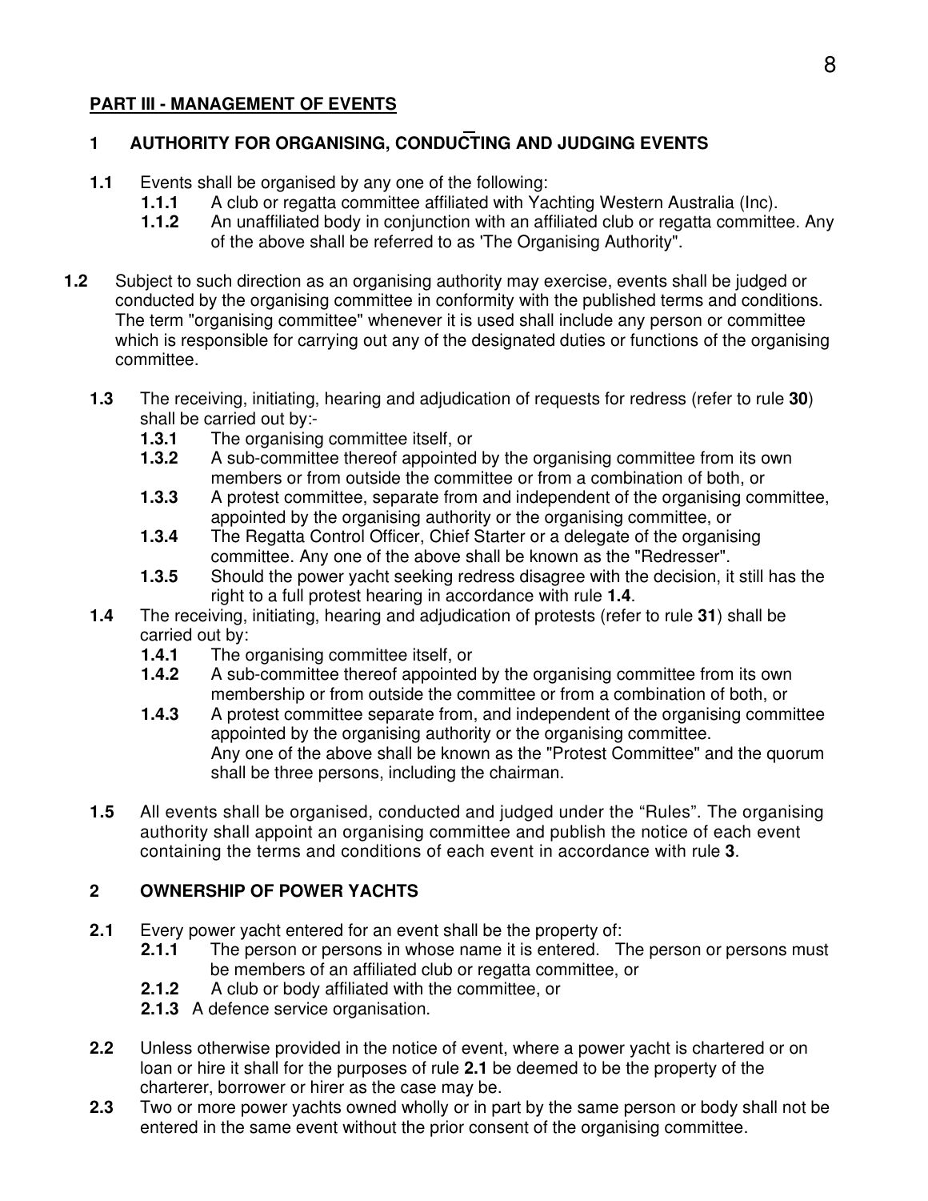## PART III - MANAGEMENT OF EVENTS

### 1 AUTHORITY FOR ORGANISING, CONDUCTING AND JUDGING EVENTS

**1.1** Events shall be organised by any one of the following:

- **1.1.1** A club or regatta committee affiliated with Yachting Western Australia (Inc).
- **1.1.2** An unaffiliated body in conjunction with an affiliated club or regatta committee. Any of the above shall be referred to as 'The Organising Authority".

**1.2** Subject to such direction as an organising authority may exercise, events shall be judged or conducted by the organising committee in conformity with the published terms and conditions. The term "organising committee" whenever it is used shall include any person or committee which is responsible for carrying out any of the designated duties or functions of the organising committee.

**1.3** The receiving, initiating, hearing and adjudication of requests for redress (refer to rule **30**) shall be carried out by:-

- **1.3.1** The organising committee itself, or
- **1.3.2** A sub-committee thereof appointed by the organising committee from its own members or from outside the committee or from a combination of both, or
- **1.3.3** A protest committee, separate from and independent of the organising committee, appointed by the organising authority or the organising committee, or
- **1.3.4** The Regatta Control Officer, Chief Starter or a delegate of the organising committee. Any one of the above shall be known as the "Redresser".
- **1.3.5** Should the power yacht seeking redress disagree with the decision, it still has the right to a full protest hearing in accordance with rule **1.4**.

**1.4** The receiving, initiating, hearing and adjudication of protests (refer to rule **31**) shall be carried out by:

- **1.4.1** The organising committee itself, or
- **1.4.2** A sub-committee thereof appointed by the organising committee from its own membership or from outside the committee or from a combination of both, or
- **1.4.3** A protest committee separate from, and independent of the organising committee appointed by the organising authority or the organising committee.
  Any one of the above shall be known as the "Protest Committee" and the quorum shall be three persons, including the chairman.

**1.5** All events shall be organised, conducted and judged under the "Rules". The organising authority shall appoint an organising committee and publish the notice of each event containing the terms and conditions of each event in accordance with rule **3**.

### 2 OWNERSHIP OF POWER YACHTS

**2.1** Every power yacht entered for an event shall be the property of:

- **2.1.1** The person or persons in whose name it is entered. The person or persons must be members of an affiliated club or regatta committee, or
- **2.1.2** A club or body affiliated with the committee, or
- **2.1.3** A defence service organisation.

**2.2** Unless otherwise provided in the notice of event, where a power yacht is chartered or on loan or hire it shall for the purposes of rule **2.1** be deemed to be the property of the charterer, borrower or hirer as the case may be.

**2.3** Two or more power yachts owned wholly or in part by the same person or body shall not be entered in the same event without the prior consent of the organising committee.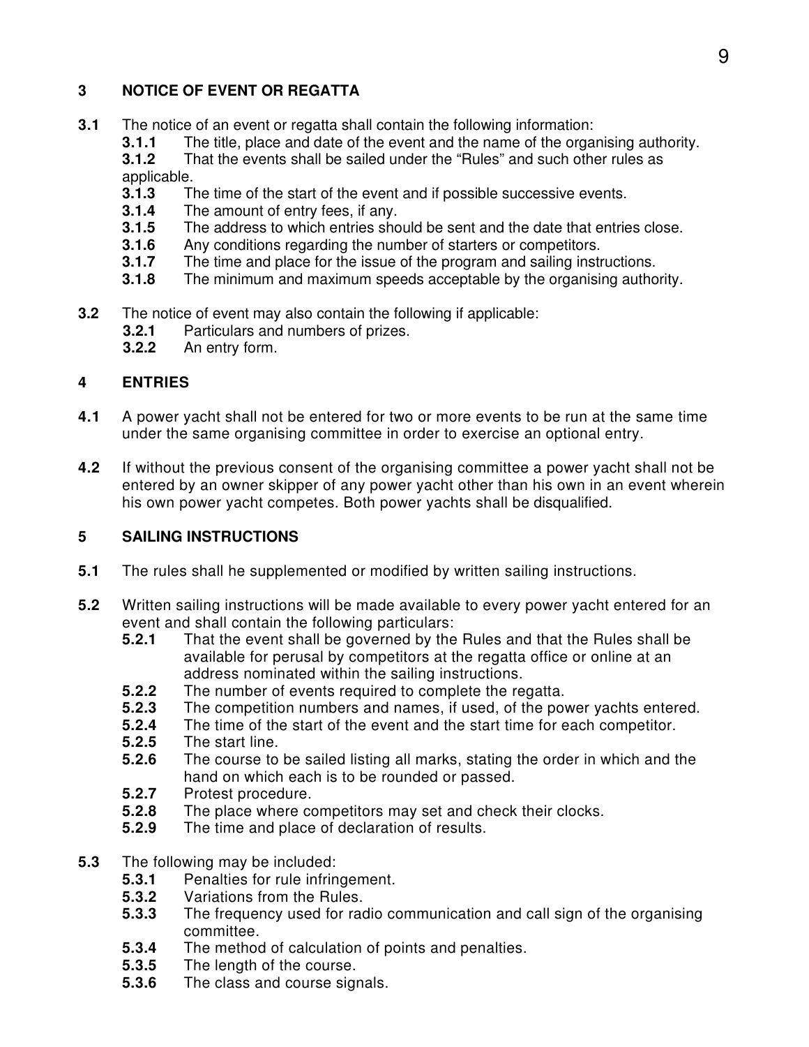## 3 NOTICE OF EVENT OR REGATTA

**3.1** The notice of an event or regatta shall contain the following information:

- **3.1.1** The title, place and date of the event and the name of the organising authority.
- **3.1.2** That the events shall be sailed under the "Rules" and such other rules as applicable.
- **3.1.3** The time of the start of the event and if possible successive events.
- **3.1.4** The amount of entry fees, if any.
- **3.1.5** The address to which entries should be sent and the date that entries close.
- **3.1.6** Any conditions regarding the number of starters or competitors.
- **3.1.7** The time and place for the issue of the program and sailing instructions.
- **3.1.8** The minimum and maximum speeds acceptable by the organising authority.

**3.2** The notice of event may also contain the following if applicable:

- **3.2.1** Particulars and numbers of prizes.
- **3.2.2** An entry form.

## 4 ENTRIES

**4.1** A power yacht shall not be entered for two or more events to be run at the same time under the same organising committee in order to exercise an optional entry.

**4.2** If without the previous consent of the organising committee a power yacht shall not be entered by an owner skipper of any power yacht other than his own in an event wherein his own power yacht competes. Both power yachts shall be disqualified.

## 5 SAILING INSTRUCTIONS

**5.1** The rules shall he supplemented or modified by written sailing instructions.

**5.2** Written sailing instructions will be made available to every power yacht entered for an event and shall contain the following particulars:

- **5.2.1** That the event shall be governed by the Rules and that the Rules shall be available for perusal by competitors at the regatta office or online at an address nominated within the sailing instructions.
- **5.2.2** The number of events required to complete the regatta.
- **5.2.3** The competition numbers and names, if used, of the power yachts entered.
- **5.2.4** The time of the start of the event and the start time for each competitor.
- **5.2.5** The start line.
- **5.2.6** The course to be sailed listing all marks, stating the order in which and the hand on which each is to be rounded or passed.
- **5.2.7** Protest procedure.
- **5.2.8** The place where competitors may set and check their clocks.
- **5.2.9** The time and place of declaration of results.

**5.3** The following may be included:

- **5.3.1** Penalties for rule infringement.
- **5.3.2** Variations from the Rules.
- **5.3.3** The frequency used for radio communication and call sign of the organising committee.
- **5.3.4** The method of calculation of points and penalties.
- **5.3.5** The length of the course.
- **5.3.6** The class and course signals.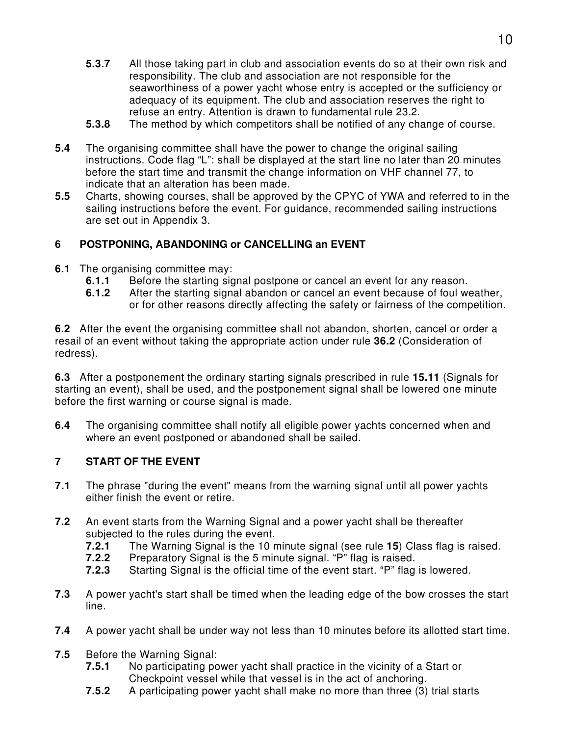**5.3.7** All those taking part in club and association events do so at their own risk and responsibility. The club and association are not responsible for the seaworthiness of a power yacht whose entry is accepted or the sufficiency or adequacy of its equipment. The club and association reserves the right to refuse an entry. Attention is drawn to fundamental rule 23.2.

**5.3.8** The method by which competitors shall be notified of any change of course.

**5.4** The organising committee shall have the power to change the original sailing instructions. Code flag "L": shall be displayed at the start line no later than 20 minutes before the start time and transmit the change information on VHF channel 77, to indicate that an alteration has been made.

**5.5** Charts, showing courses, shall be approved by the CPYC of YWA and referred to in the sailing instructions before the event. For guidance, recommended sailing instructions are set out in Appendix 3.

## 6 POSTPONING, ABANDONING or CANCELLING an EVENT

**6.1** The organising committee may:

**6.1.1** Before the starting signal postpone or cancel an event for any reason.

**6.1.2** After the starting signal abandon or cancel an event because of foul weather, or for other reasons directly affecting the safety or fairness of the competition.

**6.2** After the event the organising committee shall not abandon, shorten, cancel or order a resail of an event without taking the appropriate action under rule **36.2** (Consideration of redress).

**6.3** After a postponement the ordinary starting signals prescribed in rule **15.11** (Signals for starting an event), shall be used, and the postponement signal shall be lowered one minute before the first warning or course signal is made.

**6.4** The organising committee shall notify all eligible power yachts concerned when and where an event postponed or abandoned shall be sailed.

## 7 START OF THE EVENT

**7.1** The phrase "during the event" means from the warning signal until all power yachts either finish the event or retire.

**7.2** An event starts from the Warning Signal and a power yacht shall be thereafter subjected to the rules during the event.

**7.2.1** The Warning Signal is the 10 minute signal (see rule **15**) Class flag is raised.

**7.2.2** Preparatory Signal is the 5 minute signal. "P" flag is raised.

**7.2.3** Starting Signal is the official time of the event start. "P" flag is lowered.

**7.3** A power yacht's start shall be timed when the leading edge of the bow crosses the start line.

**7.4** A power yacht shall be under way not less than 10 minutes before its allotted start time.

**7.5** Before the Warning Signal:

**7.5.1** No participating power yacht shall practice in the vicinity of a Start or Checkpoint vessel while that vessel is in the act of anchoring.

**7.5.2** A participating power yacht shall make no more than three (3) trial starts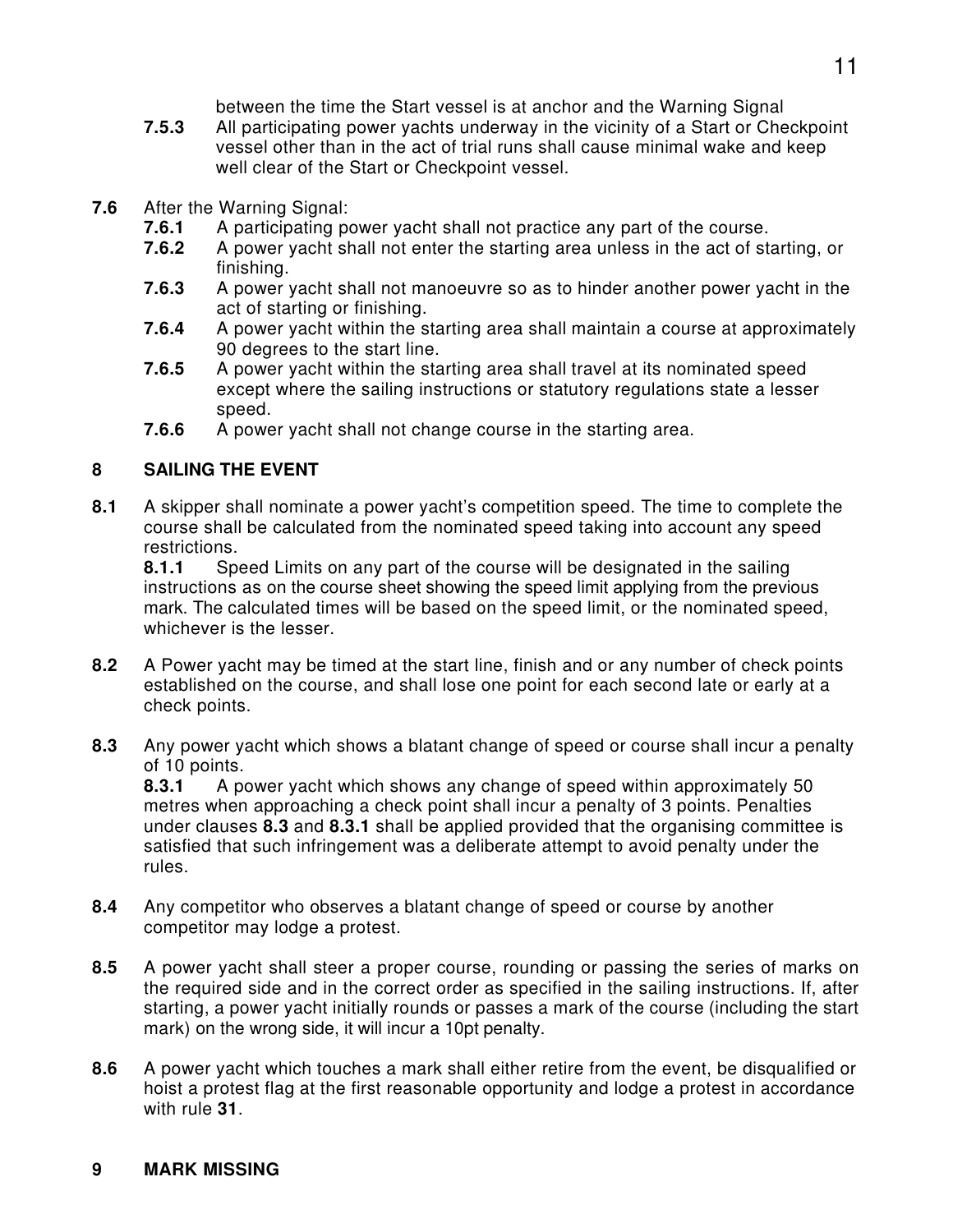between the time the Start vessel is at anchor and the Warning Signal

**7.5.3** All participating power yachts underway in the vicinity of a Start or Checkpoint vessel other than in the act of trial runs shall cause minimal wake and keep well clear of the Start or Checkpoint vessel.

**7.6** After the Warning Signal:

**7.6.1** A participating power yacht shall not practice any part of the course.

**7.6.2** A power yacht shall not enter the starting area unless in the act of starting, or finishing.

**7.6.3** A power yacht shall not manoeuvre so as to hinder another power yacht in the act of starting or finishing.

**7.6.4** A power yacht within the starting area shall maintain a course at approximately 90 degrees to the start line.

**7.6.5** A power yacht within the starting area shall travel at its nominated speed except where the sailing instructions or statutory regulations state a lesser speed.

**7.6.6** A power yacht shall not change course in the starting area.

## 8 SAILING THE EVENT

**8.1** A skipper shall nominate a power yacht's competition speed. The time to complete the course shall be calculated from the nominated speed taking into account any speed restrictions.

**8.1.1** Speed Limits on any part of the course will be designated in the sailing instructions as on the course sheet showing the speed limit applying from the previous mark. The calculated times will be based on the speed limit, or the nominated speed, whichever is the lesser.

**8.2** A Power yacht may be timed at the start line, finish and or any number of check points established on the course, and shall lose one point for each second late or early at a check points.

**8.3** Any power yacht which shows a blatant change of speed or course shall incur a penalty of 10 points.

**8.3.1** A power yacht which shows any change of speed within approximately 50 metres when approaching a check point shall incur a penalty of 3 points. Penalties under clauses **8.3** and **8.3.1** shall be applied provided that the organising committee is satisfied that such infringement was a deliberate attempt to avoid penalty under the rules.

**8.4** Any competitor who observes a blatant change of speed or course by another competitor may lodge a protest.

**8.5** A power yacht shall steer a proper course, rounding or passing the series of marks on the required side and in the correct order as specified in the sailing instructions. If, after starting, a power yacht initially rounds or passes a mark of the course (including the start mark) on the wrong side, it will incur a 10pt penalty.

**8.6** A power yacht which touches a mark shall either retire from the event, be disqualified or hoist a protest flag at the first reasonable opportunity and lodge a protest in accordance with rule **31**.

## 9 MARK MISSING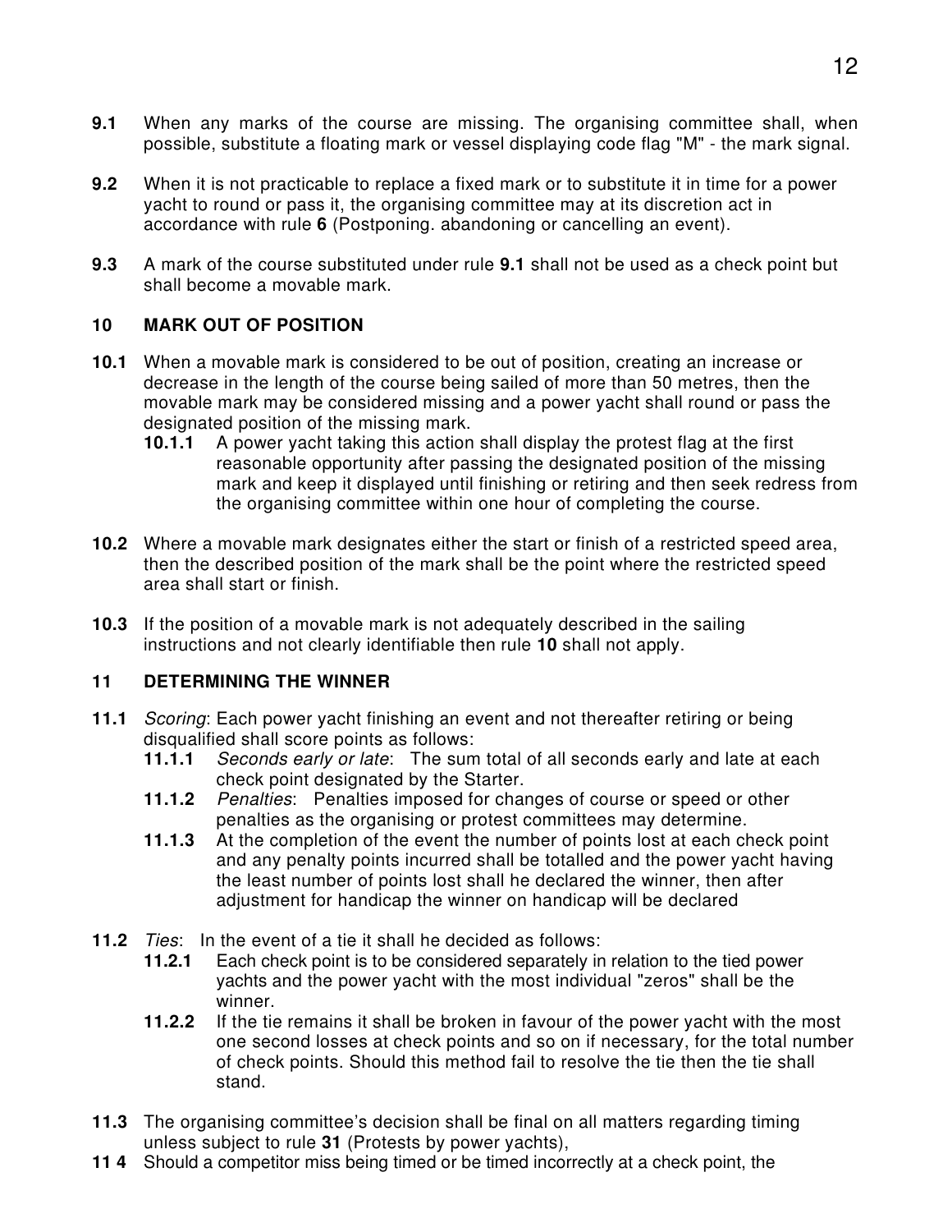**9.1** When any marks of the course are missing. The organising committee shall, when possible, substitute a floating mark or vessel displaying code flag "M" - the mark signal.

**9.2** When it is not practicable to replace a fixed mark or to substitute it in time for a power yacht to round or pass it, the organising committee may at its discretion act in accordance with rule **6** (Postponing. abandoning or cancelling an event).

**9.3** A mark of the course substituted under rule **9.1** shall not be used as a check point but shall become a movable mark.

## 10 MARK OUT OF POSITION

**10.1** When a movable mark is considered to be out of position, creating an increase or decrease in the length of the course being sailed of more than 50 metres, then the movable mark may be considered missing and a power yacht shall round or pass the designated position of the missing mark.

- **10.1.1** A power yacht taking this action shall display the protest flag at the first reasonable opportunity after passing the designated position of the missing mark and keep it displayed until finishing or retiring and then seek redress from the organising committee within one hour of completing the course.

**10.2** Where a movable mark designates either the start or finish of a restricted speed area, then the described position of the mark shall be the point where the restricted speed area shall start or finish.

**10.3** If the position of a movable mark is not adequately described in the sailing instructions and not clearly identifiable then rule **10** shall not apply.

## 11 DETERMINING THE WINNER

**11.1** *Scoring*: Each power yacht finishing an event and not thereafter retiring or being disqualified shall score points as follows:

- **11.1.1** *Seconds early or late*: The sum total of all seconds early and late at each check point designated by the Starter.
- **11.1.2** *Penalties*: Penalties imposed for changes of course or speed or other penalties as the organising or protest committees may determine.
- **11.1.3** At the completion of the event the number of points lost at each check point and any penalty points incurred shall be totalled and the power yacht having the least number of points lost shall he declared the winner, then after adjustment for handicap the winner on handicap will be declared

**11.2** *Ties*: In the event of a tie it shall he decided as follows:

- **11.2.1** Each check point is to be considered separately in relation to the tied power yachts and the power yacht with the most individual "zeros" shall be the winner.
- **11.2.2** If the tie remains it shall be broken in favour of the power yacht with the most one second losses at check points and so on if necessary, for the total number of check points. Should this method fail to resolve the tie then the tie shall stand.

**11.3** The organising committee's decision shall be final on all matters regarding timing unless subject to rule **31** (Protests by power yachts),

**11 4** Should a competitor miss being timed or be timed incorrectly at a check point, the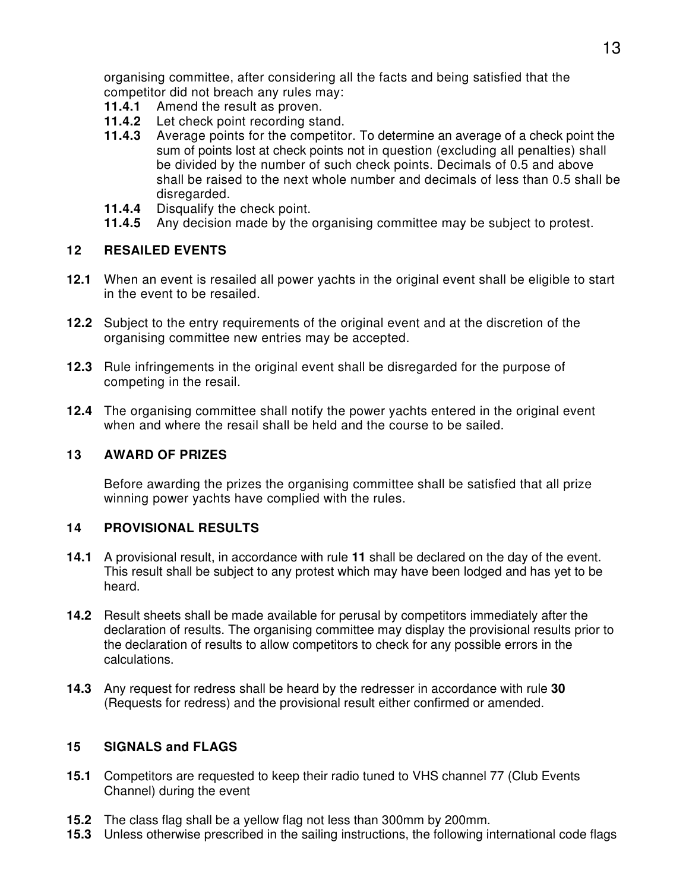organising committee, after considering all the facts and being satisfied that the competitor did not breach any rules may:

**11.4.1** Amend the result as proven.
**11.4.2** Let check point recording stand.
**11.4.3** Average points for the competitor. To determine an average of a check point the sum of points lost at check points not in question (excluding all penalties) shall be divided by the number of such check points. Decimals of 0.5 and above shall be raised to the next whole number and decimals of less than 0.5 shall be disregarded.
**11.4.4** Disqualify the check point.
**11.4.5** Any decision made by the organising committee may be subject to protest.

## 12 RESAILED EVENTS

**12.1** When an event is resailed all power yachts in the original event shall be eligible to start in the event to be resailed.

**12.2** Subject to the entry requirements of the original event and at the discretion of the organising committee new entries may be accepted.

**12.3** Rule infringements in the original event shall be disregarded for the purpose of competing in the resail.

**12.4** The organising committee shall notify the power yachts entered in the original event when and where the resail shall be held and the course to be sailed.

## 13 AWARD OF PRIZES

Before awarding the prizes the organising committee shall be satisfied that all prize winning power yachts have complied with the rules.

## 14 PROVISIONAL RESULTS

**14.1** A provisional result, in accordance with rule **11** shall be declared on the day of the event. This result shall be subject to any protest which may have been lodged and has yet to be heard.

**14.2** Result sheets shall be made available for perusal by competitors immediately after the declaration of results. The organising committee may display the provisional results prior to the declaration of results to allow competitors to check for any possible errors in the calculations.

**14.3** Any request for redress shall be heard by the redresser in accordance with rule **30** (Requests for redress) and the provisional result either confirmed or amended.

## 15 SIGNALS and FLAGS

**15.1** Competitors are requested to keep their radio tuned to VHS channel 77 (Club Events Channel) during the event

**15.2** The class flag shall be a yellow flag not less than 300mm by 200mm.
**15.3** Unless otherwise prescribed in the sailing instructions, the following international code flags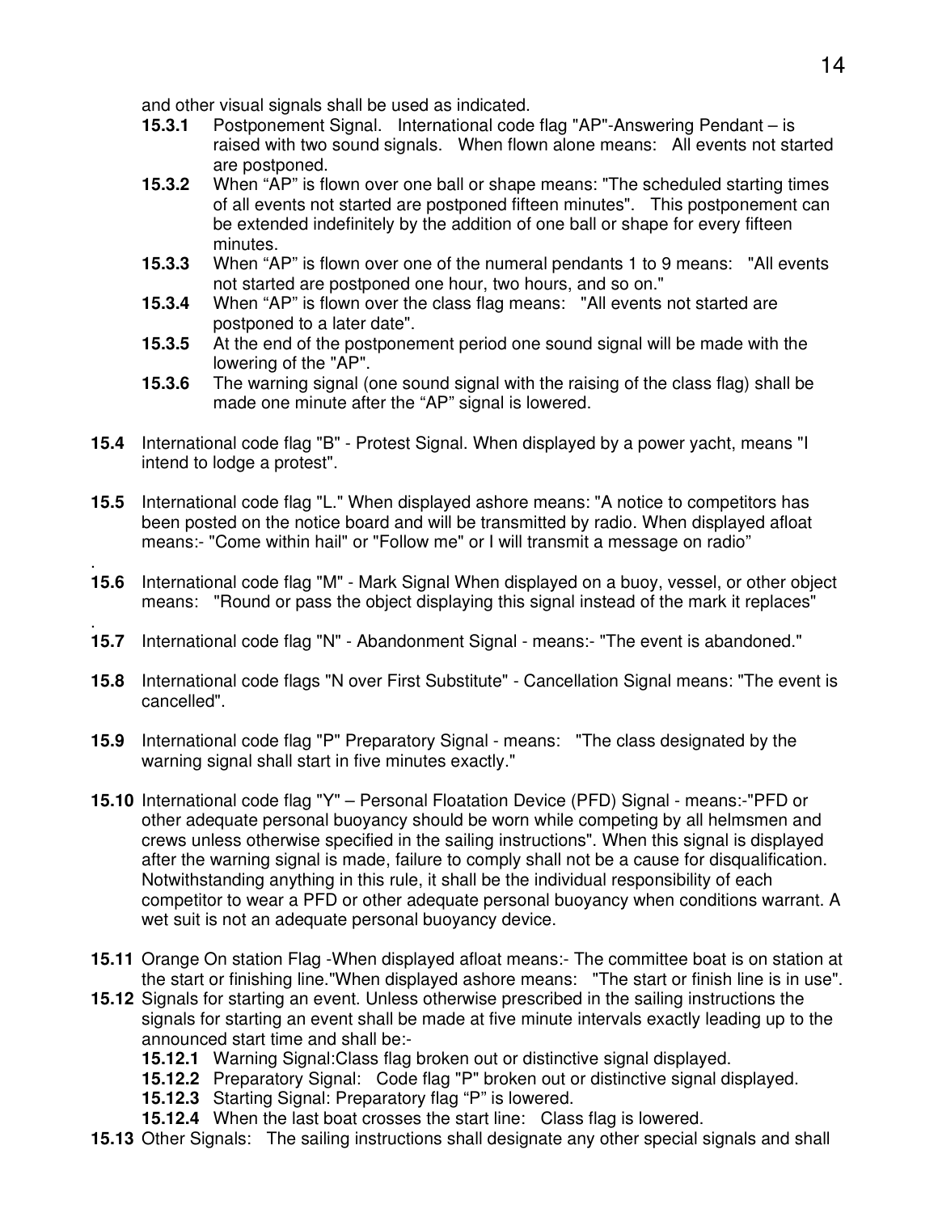and other visual signals shall be used as indicated.

- **15.3.1** Postponement Signal. International code flag "AP"-Answering Pendant – is raised with two sound signals. When flown alone means: All events not started are postponed.
- **15.3.2** When "AP" is flown over one ball or shape means: "The scheduled starting times of all events not started are postponed fifteen minutes". This postponement can be extended indefinitely by the addition of one ball or shape for every fifteen minutes.
- **15.3.3** When "AP" is flown over one of the numeral pendants 1 to 9 means: "All events not started are postponed one hour, two hours, and so on."
- **15.3.4** When "AP" is flown over the class flag means: "All events not started are postponed to a later date".
- **15.3.5** At the end of the postponement period one sound signal will be made with the lowering of the "AP".
- **15.3.6** The warning signal (one sound signal with the raising of the class flag) shall be made one minute after the "AP" signal is lowered.

**15.4** International code flag "B" - Protest Signal. When displayed by a power yacht, means "I intend to lodge a protest".

**15.5** International code flag "L." When displayed ashore means: "A notice to competitors has been posted on the notice board and will be transmitted by radio. When displayed afloat means:- "Come within hail" or "Follow me" or I will transmit a message on radio"

.

**15.6** International code flag "M" - Mark Signal When displayed on a buoy, vessel, or other object means: "Round or pass the object displaying this signal instead of the mark it replaces"

.

**15.7** International code flag "N" - Abandonment Signal - means:- "The event is abandoned."

**15.8** International code flags "N over First Substitute" - Cancellation Signal means: "The event is cancelled".

**15.9** International code flag "P" Preparatory Signal - means: "The class designated by the warning signal shall start in five minutes exactly."

**15.10** International code flag "Y" – Personal Floatation Device (PFD) Signal - means:-"PFD or other adequate personal buoyancy should be worn while competing by all helmsmen and crews unless otherwise specified in the sailing instructions". When this signal is displayed after the warning signal is made, failure to comply shall not be a cause for disqualification. Notwithstanding anything in this rule, it shall be the individual responsibility of each competitor to wear a PFD or other adequate personal buoyancy when conditions warrant. A wet suit is not an adequate personal buoyancy device.

**15.11** Orange On station Flag -When displayed afloat means:- The committee boat is on station at the start or finishing line."When displayed ashore means: "The start or finish line is in use".

**15.12** Signals for starting an event. Unless otherwise prescribed in the sailing instructions the signals for starting an event shall be made at five minute intervals exactly leading up to the announced start time and shall be:-

- **15.12.1** Warning Signal:Class flag broken out or distinctive signal displayed.
- **15.12.2** Preparatory Signal: Code flag "P" broken out or distinctive signal displayed.
- **15.12.3** Starting Signal: Preparatory flag "P" is lowered.
- **15.12.4** When the last boat crosses the start line: Class flag is lowered.

**15.13** Other Signals: The sailing instructions shall designate any other special signals and shall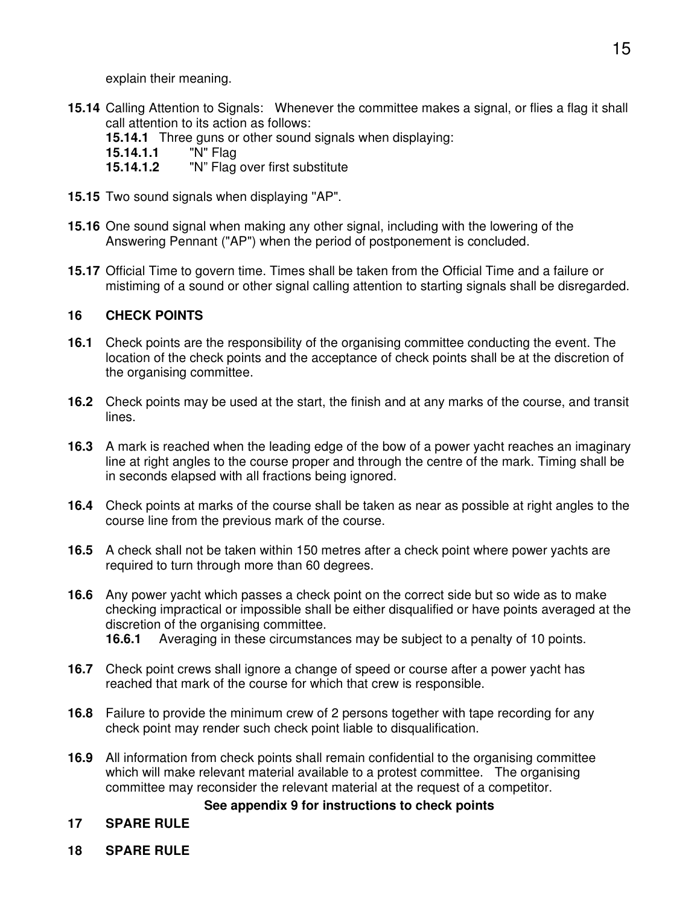explain their meaning.

**15.14** Calling Attention to Signals: Whenever the committee makes a signal, or flies a flag it shall call attention to its action as follows:

**15.14.1** Three guns or other sound signals when displaying:

**15.14.1.1** "N" Flag

**15.14.1.2** "N" Flag over first substitute

**15.15** Two sound signals when displaying "AP".

**15.16** One sound signal when making any other signal, including with the lowering of the Answering Pennant ("AP") when the period of postponement is concluded.

**15.17** Official Time to govern time. Times shall be taken from the Official Time and a failure or mistiming of a sound or other signal calling attention to starting signals shall be disregarded.

## 16 CHECK POINTS

**16.1** Check points are the responsibility of the organising committee conducting the event. The location of the check points and the acceptance of check points shall be at the discretion of the organising committee.

**16.2** Check points may be used at the start, the finish and at any marks of the course, and transit lines.

**16.3** A mark is reached when the leading edge of the bow of a power yacht reaches an imaginary line at right angles to the course proper and through the centre of the mark. Timing shall be in seconds elapsed with all fractions being ignored.

**16.4** Check points at marks of the course shall be taken as near as possible at right angles to the course line from the previous mark of the course.

**16.5** A check shall not be taken within 150 metres after a check point where power yachts are required to turn through more than 60 degrees.

**16.6** Any power yacht which passes a check point on the correct side but so wide as to make checking impractical or impossible shall be either disqualified or have points averaged at the discretion of the organising committee.

**16.6.1** Averaging in these circumstances may be subject to a penalty of 10 points.

**16.7** Check point crews shall ignore a change of speed or course after a power yacht has reached that mark of the course for which that crew is responsible.

**16.8** Failure to provide the minimum crew of 2 persons together with tape recording for any check point may render such check point liable to disqualification.

**16.9** All information from check points shall remain confidential to the organising committee which will make relevant material available to a protest committee. The organising committee may reconsider the relevant material at the request of a competitor.

**See appendix 9 for instructions to check points**

## 17 SPARE RULE

## 18 SPARE RULE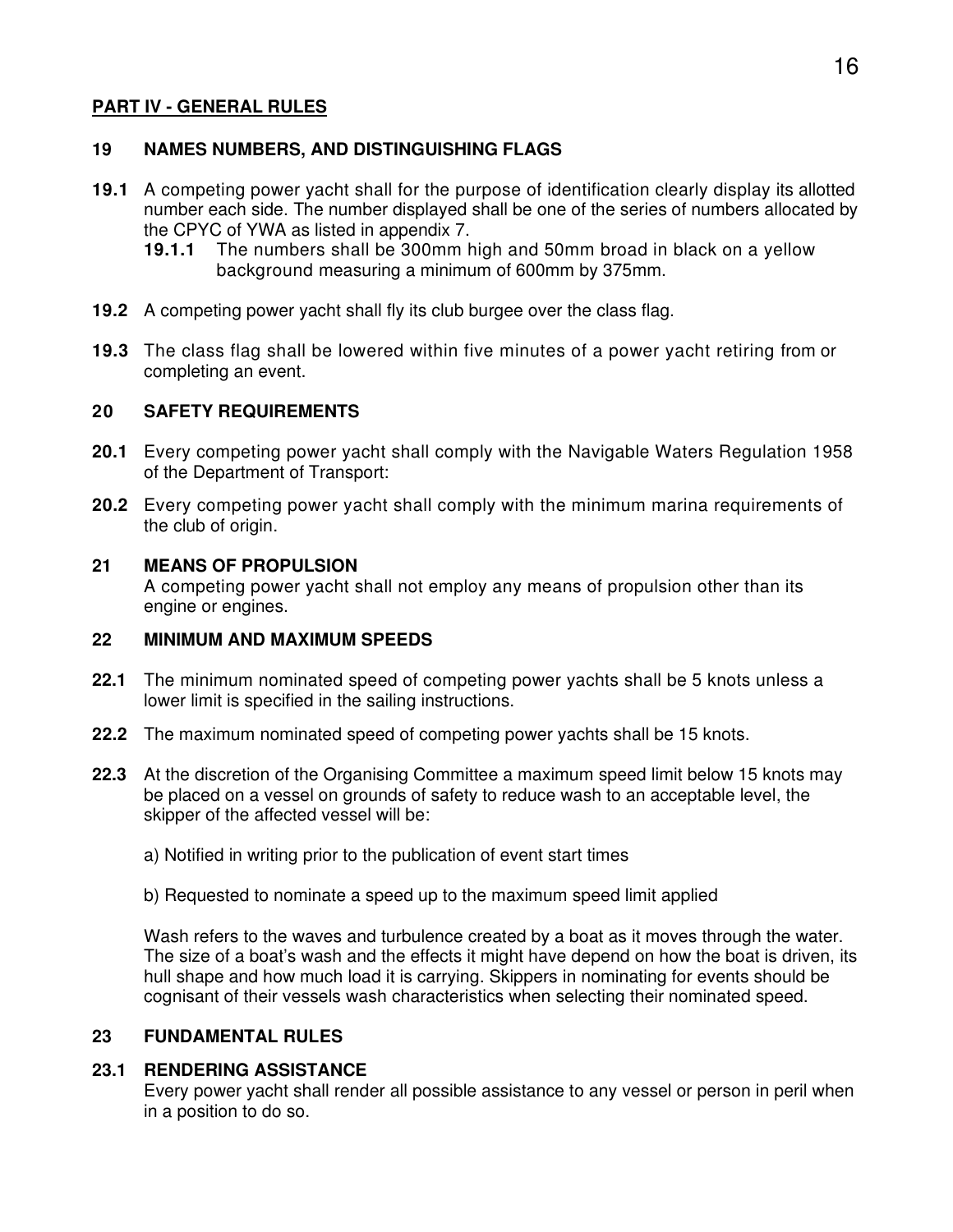## PART IV - GENERAL RULES

### 19 NAMES NUMBERS, AND DISTINGUISHING FLAGS

**19.1** A competing power yacht shall for the purpose of identification clearly display its allotted number each side. The number displayed shall be one of the series of numbers allocated by the CPYC of YWA as listed in appendix 7.

**19.1.1** The numbers shall be 300mm high and 50mm broad in black on a yellow background measuring a minimum of 600mm by 375mm.

**19.2** A competing power yacht shall fly its club burgee over the class flag.

**19.3** The class flag shall be lowered within five minutes of a power yacht retiring from or completing an event.

### 20 SAFETY REQUIREMENTS

**20.1** Every competing power yacht shall comply with the Navigable Waters Regulation 1958 of the Department of Transport:

**20.2** Every competing power yacht shall comply with the minimum marina requirements of the club of origin.

### 21 MEANS OF PROPULSION

A competing power yacht shall not employ any means of propulsion other than its engine or engines.

### 22 MINIMUM AND MAXIMUM SPEEDS

**22.1** The minimum nominated speed of competing power yachts shall be 5 knots unless a lower limit is specified in the sailing instructions.

**22.2** The maximum nominated speed of competing power yachts shall be 15 knots.

**22.3** At the discretion of the Organising Committee a maximum speed limit below 15 knots may be placed on a vessel on grounds of safety to reduce wash to an acceptable level, the skipper of the affected vessel will be:

a) Notified in writing prior to the publication of event start times

b) Requested to nominate a speed up to the maximum speed limit applied

Wash refers to the waves and turbulence created by a boat as it moves through the water. The size of a boat's wash and the effects it might have depend on how the boat is driven, its hull shape and how much load it is carrying. Skippers in nominating for events should be cognisant of their vessels wash characteristics when selecting their nominated speed.

### 23 FUNDAMENTAL RULES

#### 23.1 RENDERING ASSISTANCE

Every power yacht shall render all possible assistance to any vessel or person in peril when in a position to do so.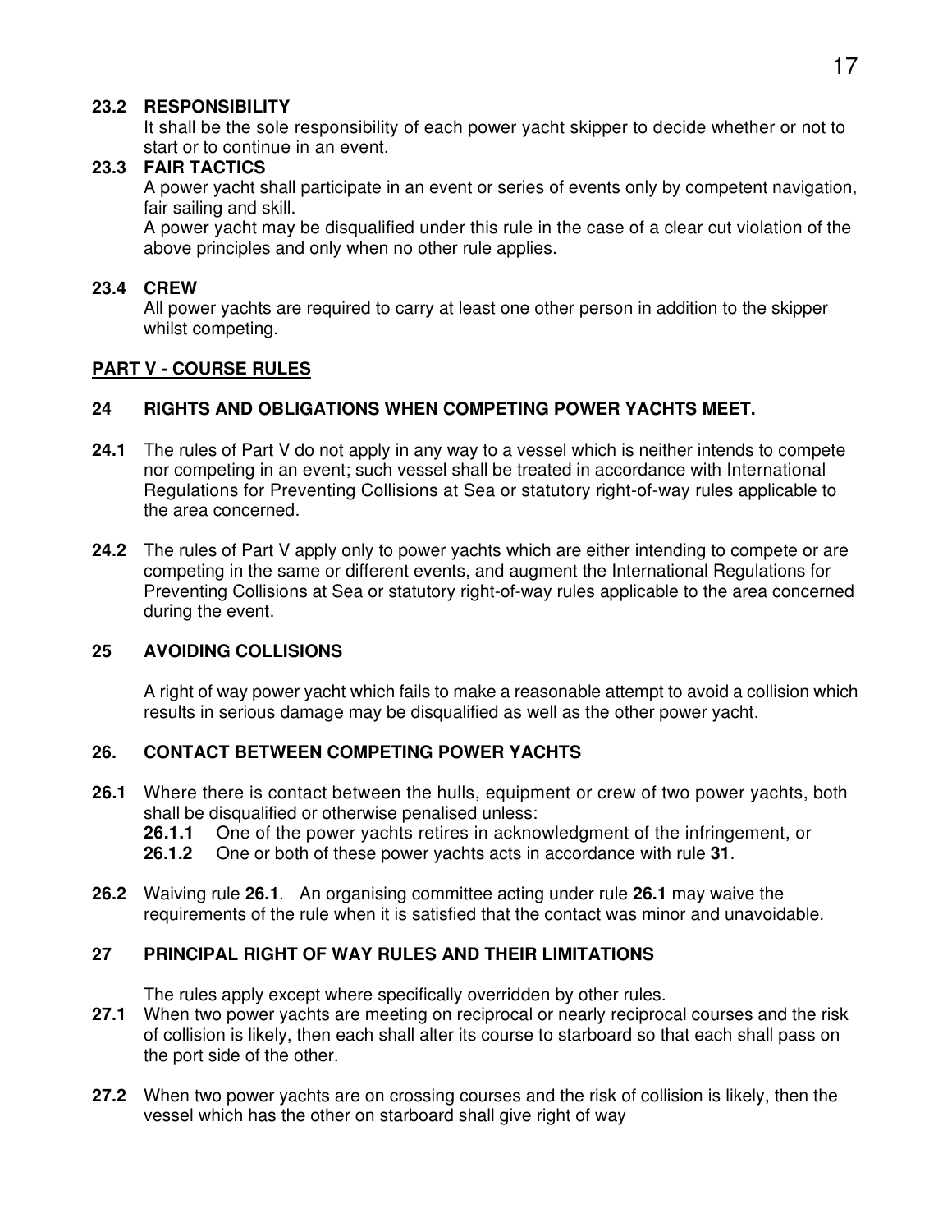### 23.2 RESPONSIBILITY

It shall be the sole responsibility of each power yacht skipper to decide whether or not to start or to continue in an event.

### 23.3 FAIR TACTICS

A power yacht shall participate in an event or series of events only by competent navigation, fair sailing and skill.

A power yacht may be disqualified under this rule in the case of a clear cut violation of the above principles and only when no other rule applies.

### 23.4 CREW

All power yachts are required to carry at least one other person in addition to the skipper whilst competing.

## PART V - COURSE RULES

### 24 RIGHTS AND OBLIGATIONS WHEN COMPETING POWER YACHTS MEET.

**24.1** The rules of Part V do not apply in any way to a vessel which is neither intends to compete nor competing in an event; such vessel shall be treated in accordance with International Regulations for Preventing Collisions at Sea or statutory right-of-way rules applicable to the area concerned.

**24.2** The rules of Part V apply only to power yachts which are either intending to compete or are competing in the same or different events, and augment the International Regulations for Preventing Collisions at Sea or statutory right-of-way rules applicable to the area concerned during the event.

### 25 AVOIDING COLLISIONS

A right of way power yacht which fails to make a reasonable attempt to avoid a collision which results in serious damage may be disqualified as well as the other power yacht.

### 26. CONTACT BETWEEN COMPETING POWER YACHTS

**26.1** Where there is contact between the hulls, equipment or crew of two power yachts, both shall be disqualified or otherwise penalised unless:

**26.1.1** One of the power yachts retires in acknowledgment of the infringement, or

**26.1.2** One or both of these power yachts acts in accordance with rule **31**.

**26.2** Waiving rule **26.1**. An organising committee acting under rule **26.1** may waive the requirements of the rule when it is satisfied that the contact was minor and unavoidable.

### 27 PRINCIPAL RIGHT OF WAY RULES AND THEIR LIMITATIONS

The rules apply except where specifically overridden by other rules.

**27.1** When two power yachts are meeting on reciprocal or nearly reciprocal courses and the risk of collision is likely, then each shall alter its course to starboard so that each shall pass on the port side of the other.

**27.2** When two power yachts are on crossing courses and the risk of collision is likely, then the vessel which has the other on starboard shall give right of way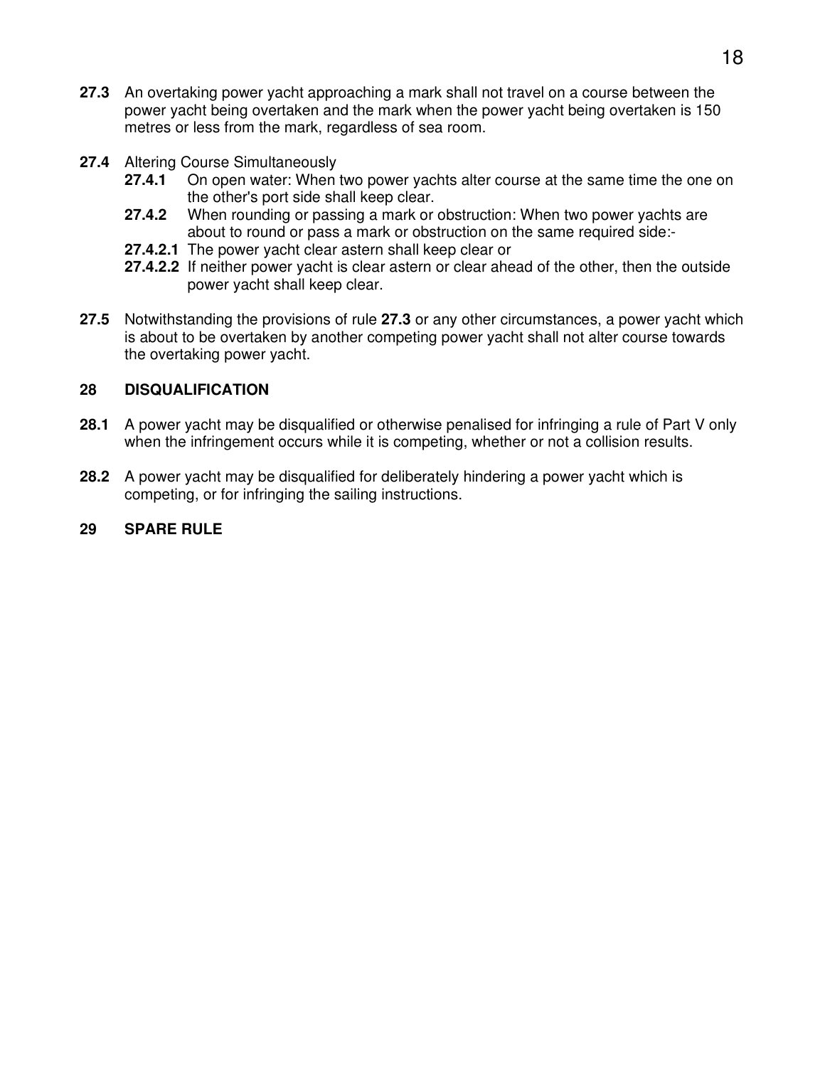**27.3** An overtaking power yacht approaching a mark shall not travel on a course between the power yacht being overtaken and the mark when the power yacht being overtaken is 150 metres or less from the mark, regardless of sea room.

**27.4** Altering Course Simultaneously

**27.4.1** On open water: When two power yachts alter course at the same time the one on the other's port side shall keep clear.

**27.4.2** When rounding or passing a mark or obstruction: When two power yachts are about to round or pass a mark or obstruction on the same required side:-

**27.4.2.1** The power yacht clear astern shall keep clear or

**27.4.2.2** If neither power yacht is clear astern or clear ahead of the other, then the outside power yacht shall keep clear.

**27.5** Notwithstanding the provisions of rule **27.3** or any other circumstances, a power yacht which is about to be overtaken by another competing power yacht shall not alter course towards the overtaking power yacht.

## 28 DISQUALIFICATION

**28.1** A power yacht may be disqualified or otherwise penalised for infringing a rule of Part V only when the infringement occurs while it is competing, whether or not a collision results.

**28.2** A power yacht may be disqualified for deliberately hindering a power yacht which is competing, or for infringing the sailing instructions.

## 29 SPARE RULE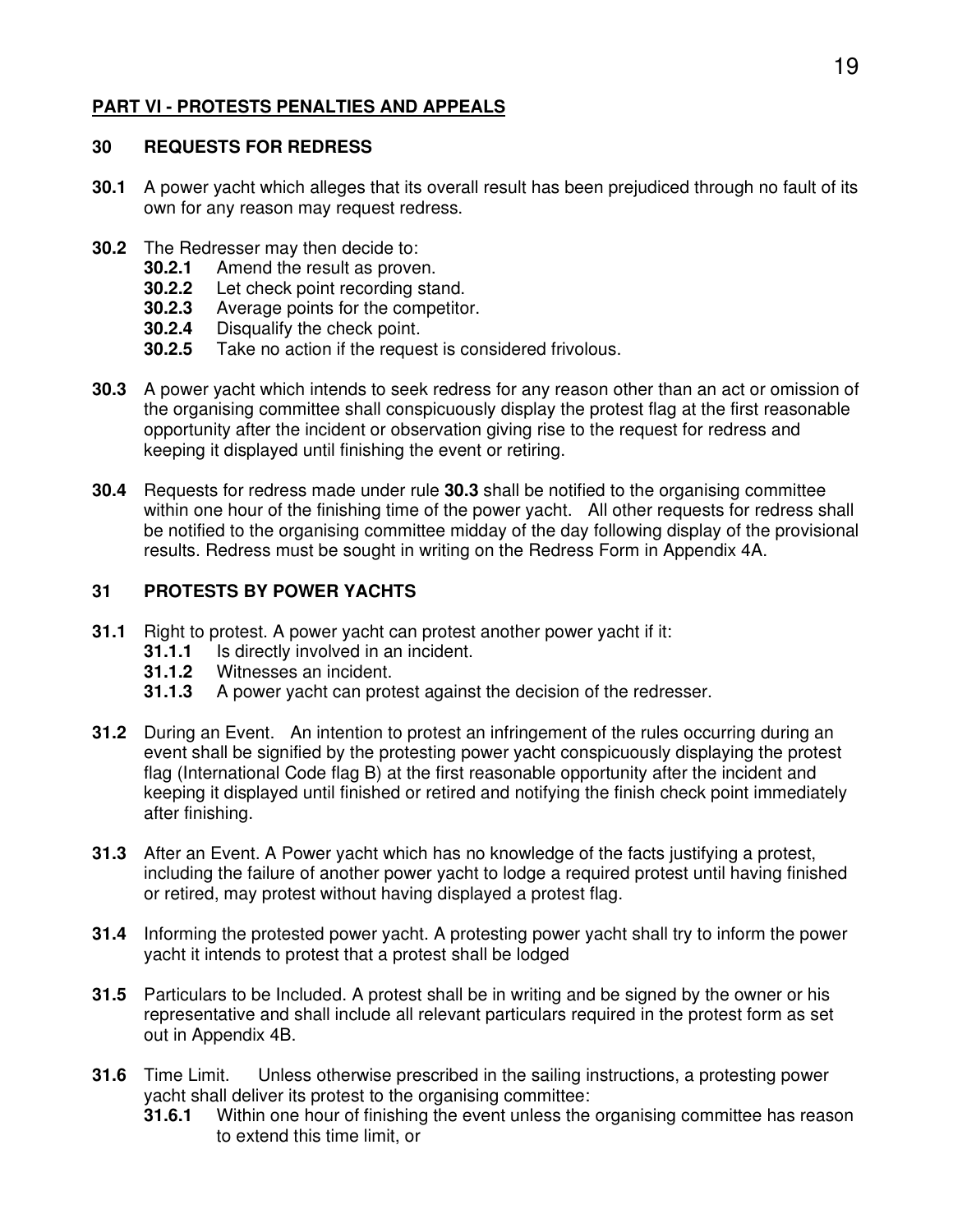## PART VI - PROTESTS PENALTIES AND APPEALS

### 30 REQUESTS FOR REDRESS

**30.1** A power yacht which alleges that its overall result has been prejudiced through no fault of its own for any reason may request redress.

**30.2** The Redresser may then decide to:

- **30.2.1** Amend the result as proven.
- **30.2.2** Let check point recording stand.
- **30.2.3** Average points for the competitor.
- **30.2.4** Disqualify the check point.
- **30.2.5** Take no action if the request is considered frivolous.

**30.3** A power yacht which intends to seek redress for any reason other than an act or omission of the organising committee shall conspicuously display the protest flag at the first reasonable opportunity after the incident or observation giving rise to the request for redress and keeping it displayed until finishing the event or retiring.

**30.4** Requests for redress made under rule **30.3** shall be notified to the organising committee within one hour of the finishing time of the power yacht. All other requests for redress shall be notified to the organising committee midday of the day following display of the provisional results. Redress must be sought in writing on the Redress Form in Appendix 4A.

### 31 PROTESTS BY POWER YACHTS

**31.1** Right to protest. A power yacht can protest another power yacht if it:

- **31.1.1** Is directly involved in an incident.
- **31.1.2** Witnesses an incident.
- **31.1.3** A power yacht can protest against the decision of the redresser.

**31.2** During an Event. An intention to protest an infringement of the rules occurring during an event shall be signified by the protesting power yacht conspicuously displaying the protest flag (International Code flag B) at the first reasonable opportunity after the incident and keeping it displayed until finished or retired and notifying the finish check point immediately after finishing.

**31.3** After an Event. A Power yacht which has no knowledge of the facts justifying a protest, including the failure of another power yacht to lodge a required protest until having finished or retired, may protest without having displayed a protest flag.

**31.4** Informing the protested power yacht. A protesting power yacht shall try to inform the power yacht it intends to protest that a protest shall be lodged

**31.5** Particulars to be Included. A protest shall be in writing and be signed by the owner or his representative and shall include all relevant particulars required in the protest form as set out in Appendix 4B.

**31.6** Time Limit. Unless otherwise prescribed in the sailing instructions, a protesting power yacht shall deliver its protest to the organising committee:

- **31.6.1** Within one hour of finishing the event unless the organising committee has reason to extend this time limit, or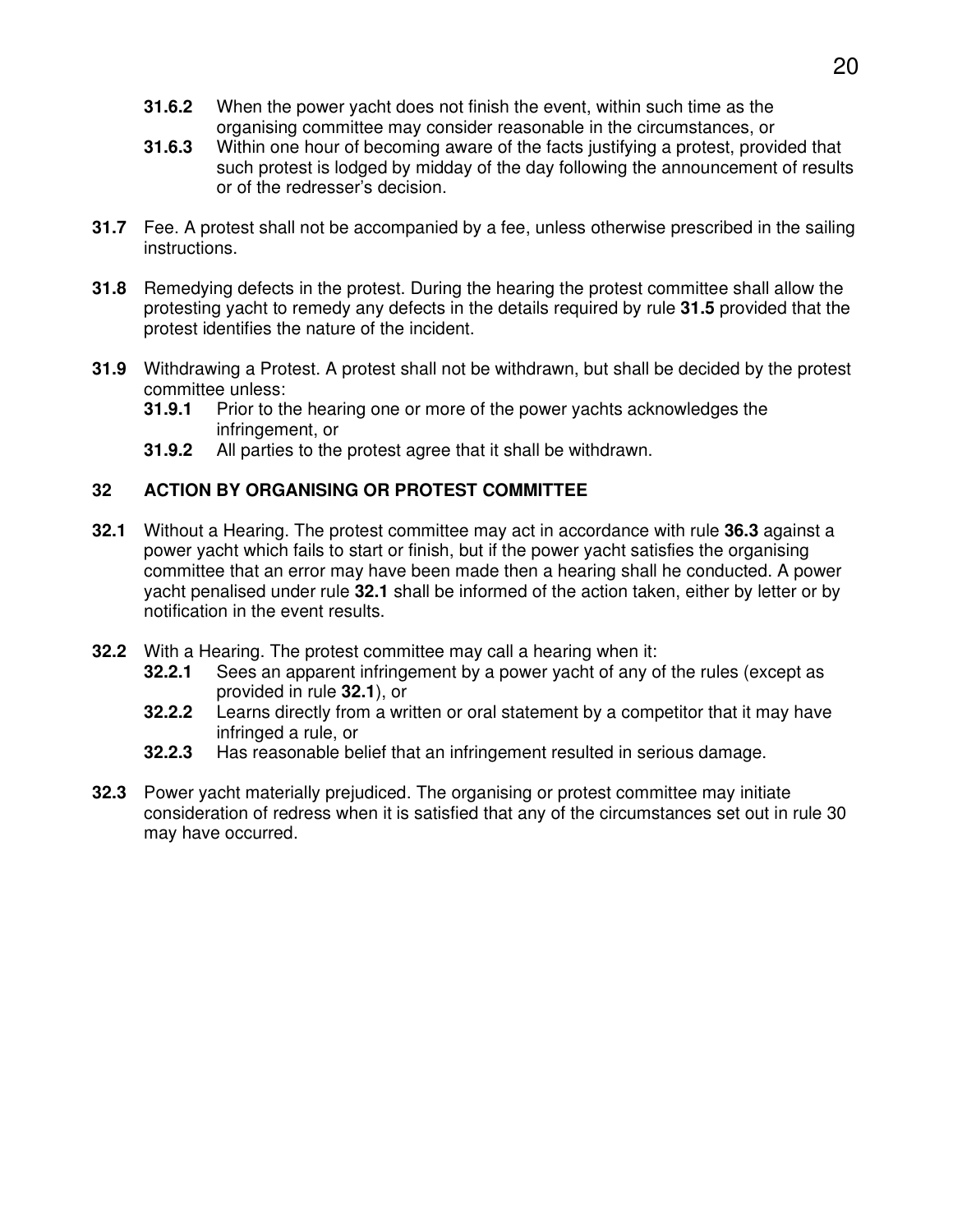**31.6.2** When the power yacht does not finish the event, within such time as the organising committee may consider reasonable in the circumstances, or

**31.6.3** Within one hour of becoming aware of the facts justifying a protest, provided that such protest is lodged by midday of the day following the announcement of results or of the redresser's decision.

**31.7** Fee. A protest shall not be accompanied by a fee, unless otherwise prescribed in the sailing instructions.

**31.8** Remedying defects in the protest. During the hearing the protest committee shall allow the protesting yacht to remedy any defects in the details required by rule **31.5** provided that the protest identifies the nature of the incident.

**31.9** Withdrawing a Protest. A protest shall not be withdrawn, but shall be decided by the protest committee unless:

**31.9.1** Prior to the hearing one or more of the power yachts acknowledges the infringement, or

**31.9.2** All parties to the protest agree that it shall be withdrawn.

## 32 ACTION BY ORGANISING OR PROTEST COMMITTEE

**32.1** Without a Hearing. The protest committee may act in accordance with rule **36.3** against a power yacht which fails to start or finish, but if the power yacht satisfies the organising committee that an error may have been made then a hearing shall he conducted. A power yacht penalised under rule **32.1** shall be informed of the action taken, either by letter or by notification in the event results.

**32.2** With a Hearing. The protest committee may call a hearing when it:

**32.2.1** Sees an apparent infringement by a power yacht of any of the rules (except as provided in rule **32.1**), or

**32.2.2** Learns directly from a written or oral statement by a competitor that it may have infringed a rule, or

**32.2.3** Has reasonable belief that an infringement resulted in serious damage.

**32.3** Power yacht materially prejudiced. The organising or protest committee may initiate consideration of redress when it is satisfied that any of the circumstances set out in rule 30 may have occurred.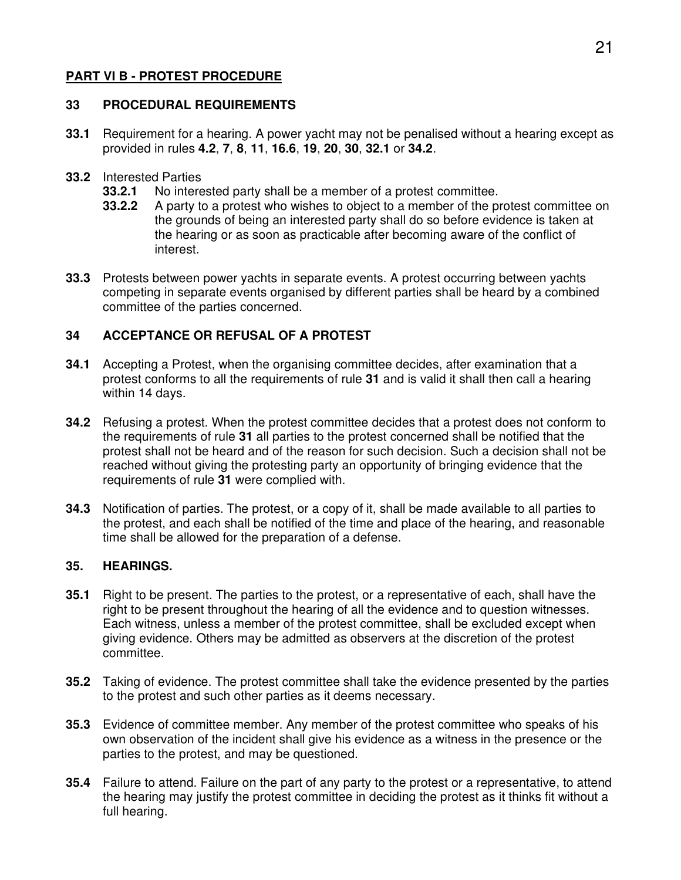## PART VI B - PROTEST PROCEDURE

### 33 PROCEDURAL REQUIREMENTS

**33.1** Requirement for a hearing. A power yacht may not be penalised without a hearing except as provided in rules **4.2**, **7**, **8**, **11**, **16.6**, **19**, **20**, **30**, **32.1** or **34.2**.

**33.2** Interested Parties

- **33.2.1** No interested party shall be a member of a protest committee.
- **33.2.2** A party to a protest who wishes to object to a member of the protest committee on the grounds of being an interested party shall do so before evidence is taken at the hearing or as soon as practicable after becoming aware of the conflict of interest.

**33.3** Protests between power yachts in separate events. A protest occurring between yachts competing in separate events organised by different parties shall be heard by a combined committee of the parties concerned.

### 34 ACCEPTANCE OR REFUSAL OF A PROTEST

**34.1** Accepting a Protest, when the organising committee decides, after examination that a protest conforms to all the requirements of rule **31** and is valid it shall then call a hearing within 14 days.

**34.2** Refusing a protest. When the protest committee decides that a protest does not conform to the requirements of rule **31** all parties to the protest concerned shall be notified that the protest shall not be heard and of the reason for such decision. Such a decision shall not be reached without giving the protesting party an opportunity of bringing evidence that the requirements of rule **31** were complied with.

**34.3** Notification of parties. The protest, or a copy of it, shall be made available to all parties to the protest, and each shall be notified of the time and place of the hearing, and reasonable time shall be allowed for the preparation of a defense.

### 35. HEARINGS.

**35.1** Right to be present. The parties to the protest, or a representative of each, shall have the right to be present throughout the hearing of all the evidence and to question witnesses. Each witness, unless a member of the protest committee, shall be excluded except when giving evidence. Others may be admitted as observers at the discretion of the protest committee.

**35.2** Taking of evidence. The protest committee shall take the evidence presented by the parties to the protest and such other parties as it deems necessary.

**35.3** Evidence of committee member. Any member of the protest committee who speaks of his own observation of the incident shall give his evidence as a witness in the presence or the parties to the protest, and may be questioned.

**35.4** Failure to attend. Failure on the part of any party to the protest or a representative, to attend the hearing may justify the protest committee in deciding the protest as it thinks fit without a full hearing.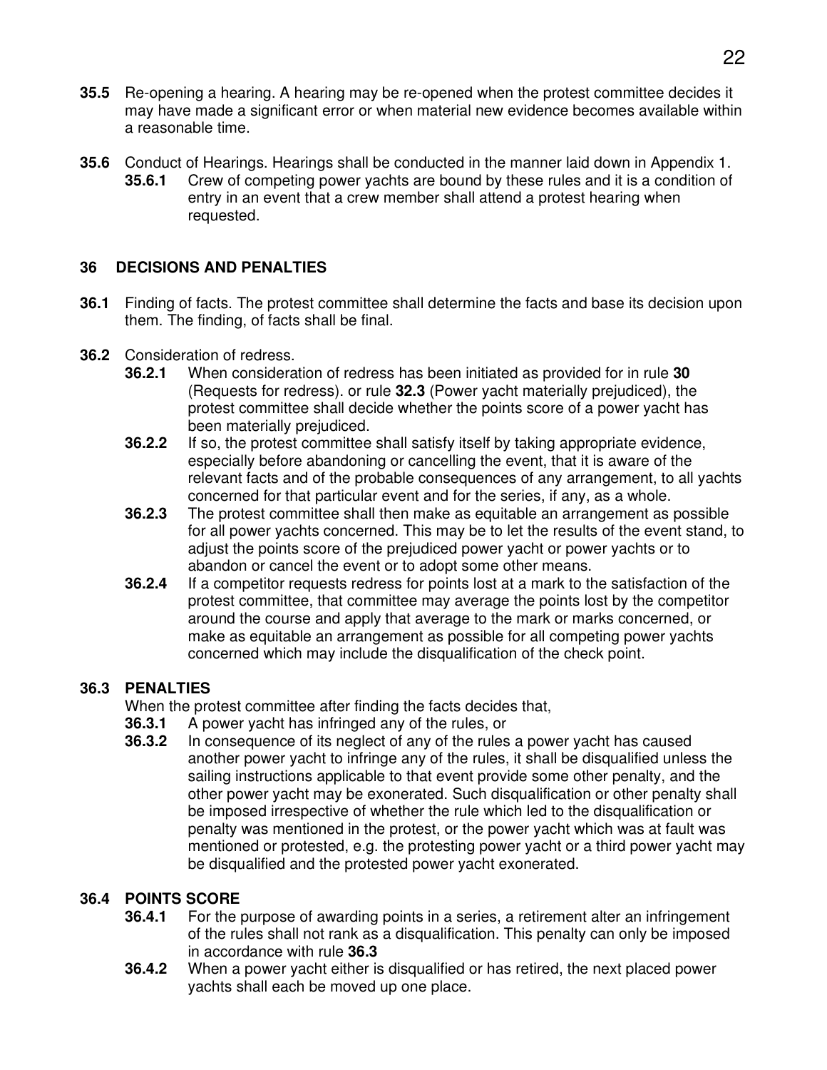**35.5** Re-opening a hearing. A hearing may be re-opened when the protest committee decides it may have made a significant error or when material new evidence becomes available within a reasonable time.

**35.6** Conduct of Hearings. Hearings shall be conducted in the manner laid down in Appendix 1.

**35.6.1** Crew of competing power yachts are bound by these rules and it is a condition of entry in an event that a crew member shall attend a protest hearing when requested.

## 36 DECISIONS AND PENALTIES

**36.1** Finding of facts. The protest committee shall determine the facts and base its decision upon them. The finding, of facts shall be final.

**36.2** Consideration of redress.

**36.2.1** When consideration of redress has been initiated as provided for in rule **30** (Requests for redress). or rule **32.3** (Power yacht materially prejudiced), the protest committee shall decide whether the points score of a power yacht has been materially prejudiced.

**36.2.2** If so, the protest committee shall satisfy itself by taking appropriate evidence, especially before abandoning or cancelling the event, that it is aware of the relevant facts and of the probable consequences of any arrangement, to all yachts concerned for that particular event and for the series, if any, as a whole.

**36.2.3** The protest committee shall then make as equitable an arrangement as possible for all power yachts concerned. This may be to let the results of the event stand, to adjust the points score of the prejudiced power yacht or power yachts or to abandon or cancel the event or to adopt some other means.

**36.2.4** If a competitor requests redress for points lost at a mark to the satisfaction of the protest committee, that committee may average the points lost by the competitor around the course and apply that average to the mark or marks concerned, or make as equitable an arrangement as possible for all competing power yachts concerned which may include the disqualification of the check point.

### 36.3 PENALTIES

When the protest committee after finding the facts decides that,

**36.3.1** A power yacht has infringed any of the rules, or

**36.3.2** In consequence of its neglect of any of the rules a power yacht has caused another power yacht to infringe any of the rules, it shall be disqualified unless the sailing instructions applicable to that event provide some other penalty, and the other power yacht may be exonerated. Such disqualification or other penalty shall be imposed irrespective of whether the rule which led to the disqualification or penalty was mentioned in the protest, or the power yacht which was at fault was mentioned or protested, e.g. the protesting power yacht or a third power yacht may be disqualified and the protested power yacht exonerated.

### 36.4 POINTS SCORE

**36.4.1** For the purpose of awarding points in a series, a retirement alter an infringement of the rules shall not rank as a disqualification. This penalty can only be imposed in accordance with rule **36.3**

**36.4.2** When a power yacht either is disqualified or has retired, the next placed power yachts shall each be moved up one place.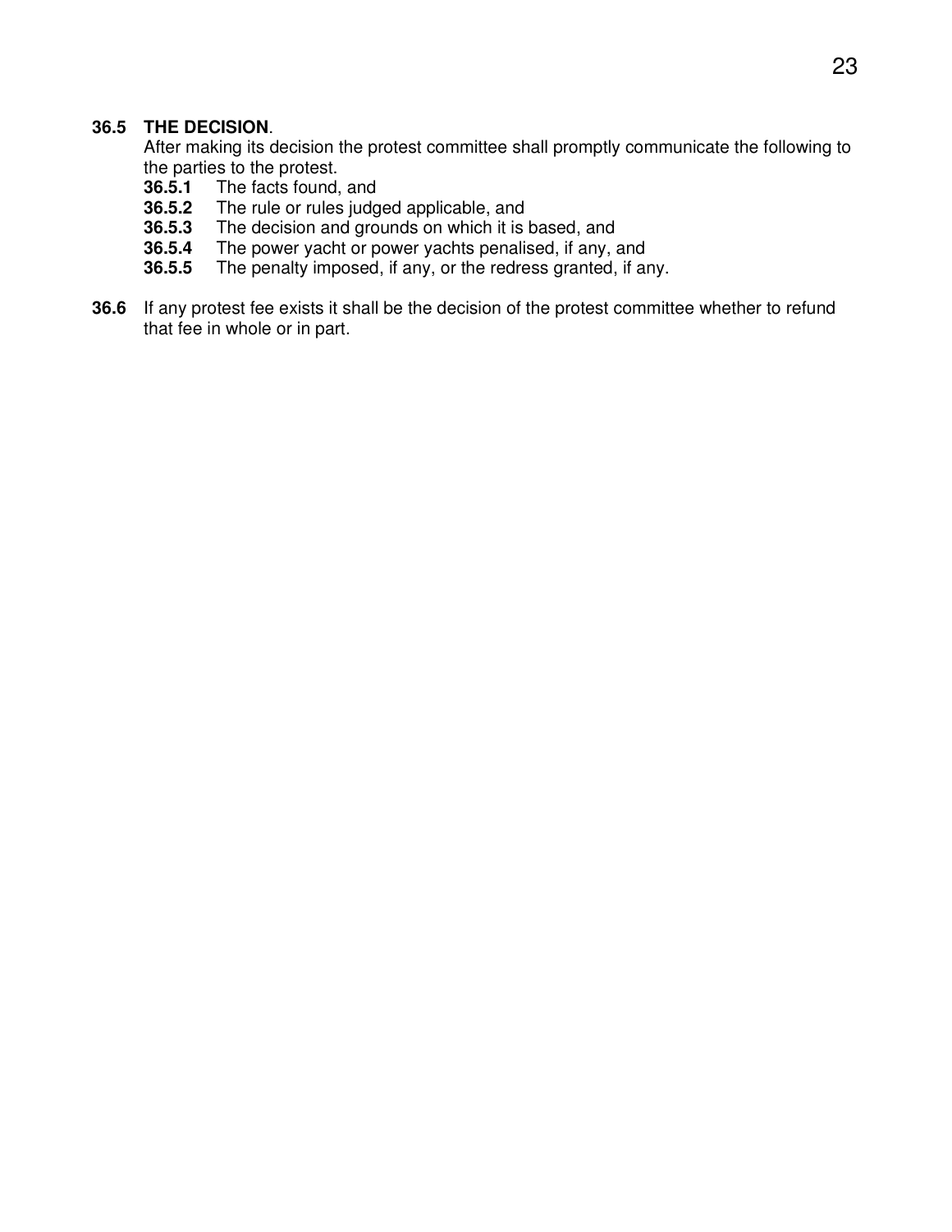**36.5 THE DECISION**.

After making its decision the protest committee shall promptly communicate the following to the parties to the protest.

- **36.5.1** The facts found, and
- **36.5.2** The rule or rules judged applicable, and
- **36.5.3** The decision and grounds on which it is based, and
- **36.5.4** The power yacht or power yachts penalised, if any, and
- **36.5.5** The penalty imposed, if any, or the redress granted, if any.

**36.6** If any protest fee exists it shall be the decision of the protest committee whether to refund that fee in whole or in part.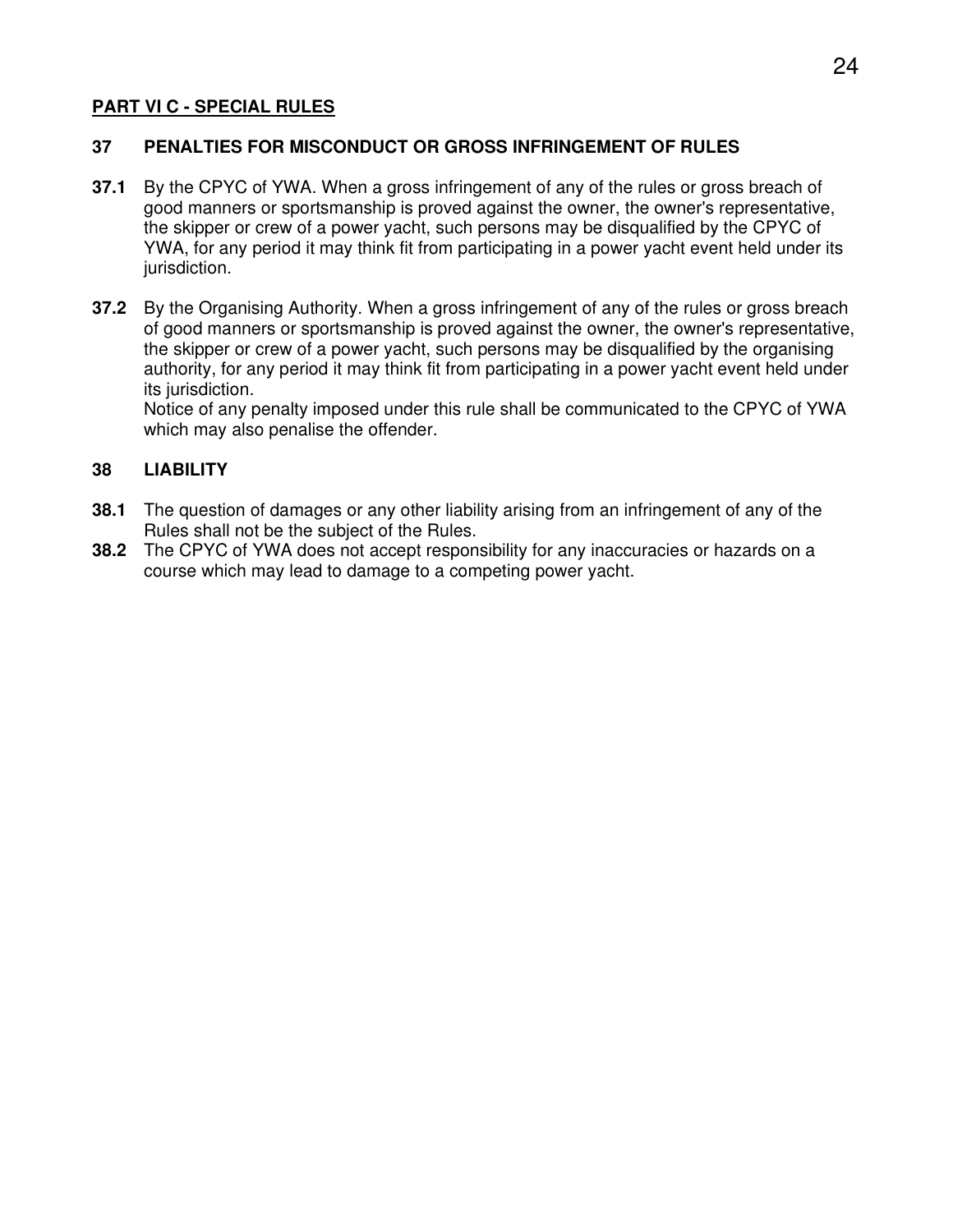## PART VI C - SPECIAL RULES

### 37 PENALTIES FOR MISCONDUCT OR GROSS INFRINGEMENT OF RULES

**37.1** By the CPYC of YWA. When a gross infringement of any of the rules or gross breach of good manners or sportsmanship is proved against the owner, the owner's representative, the skipper or crew of a power yacht, such persons may be disqualified by the CPYC of YWA, for any period it may think fit from participating in a power yacht event held under its jurisdiction.

**37.2** By the Organising Authority. When a gross infringement of any of the rules or gross breach of good manners or sportsmanship is proved against the owner, the owner's representative, the skipper or crew of a power yacht, such persons may be disqualified by the organising authority, for any period it may think fit from participating in a power yacht event held under its jurisdiction.
Notice of any penalty imposed under this rule shall be communicated to the CPYC of YWA which may also penalise the offender.

### 38 LIABILITY

**38.1** The question of damages or any other liability arising from an infringement of any of the Rules shall not be the subject of the Rules.

**38.2** The CPYC of YWA does not accept responsibility for any inaccuracies or hazards on a course which may lead to damage to a competing power yacht.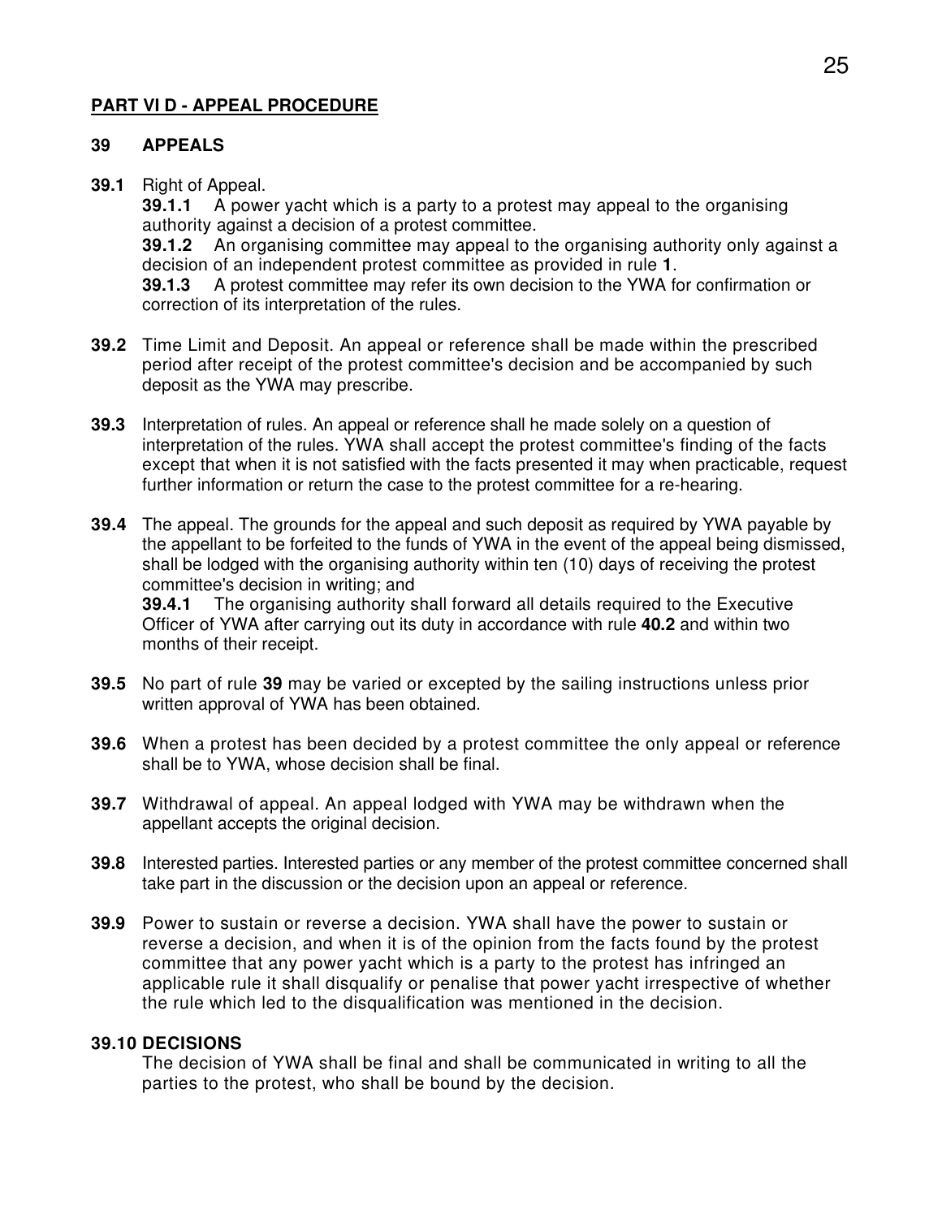## PART VI D - APPEAL PROCEDURE

### 39 APPEALS

**39.1** Right of Appeal.

**39.1.1** A power yacht which is a party to a protest may appeal to the organising authority against a decision of a protest committee.

**39.1.2** An organising committee may appeal to the organising authority only against a decision of an independent protest committee as provided in rule **1**.

**39.1.3** A protest committee may refer its own decision to the YWA for confirmation or correction of its interpretation of the rules.

**39.2** Time Limit and Deposit. An appeal or reference shall be made within the prescribed period after receipt of the protest committee's decision and be accompanied by such deposit as the YWA may prescribe.

**39.3** Interpretation of rules. An appeal or reference shall he made solely on a question of interpretation of the rules. YWA shall accept the protest committee's finding of the facts except that when it is not satisfied with the facts presented it may when practicable, request further information or return the case to the protest committee for a re-hearing.

**39.4** The appeal. The grounds for the appeal and such deposit as required by YWA payable by the appellant to be forfeited to the funds of YWA in the event of the appeal being dismissed, shall be lodged with the organising authority within ten (10) days of receiving the protest committee's decision in writing; and

**39.4.1** The organising authority shall forward all details required to the Executive Officer of YWA after carrying out its duty in accordance with rule **40.2** and within two months of their receipt.

**39.5** No part of rule **39** may be varied or excepted by the sailing instructions unless prior written approval of YWA has been obtained.

**39.6** When a protest has been decided by a protest committee the only appeal or reference shall be to YWA, whose decision shall be final.

**39.7** Withdrawal of appeal. An appeal lodged with YWA may be withdrawn when the appellant accepts the original decision.

**39.8** Interested parties. Interested parties or any member of the protest committee concerned shall take part in the discussion or the decision upon an appeal or reference.

**39.9** Power to sustain or reverse a decision. YWA shall have the power to sustain or reverse a decision, and when it is of the opinion from the facts found by the protest committee that any power yacht which is a party to the protest has infringed an applicable rule it shall disqualify or penalise that power yacht irrespective of whether the rule which led to the disqualification was mentioned in the decision.

### 39.10 DECISIONS

The decision of YWA shall be final and shall be communicated in writing to all the parties to the protest, who shall be bound by the decision.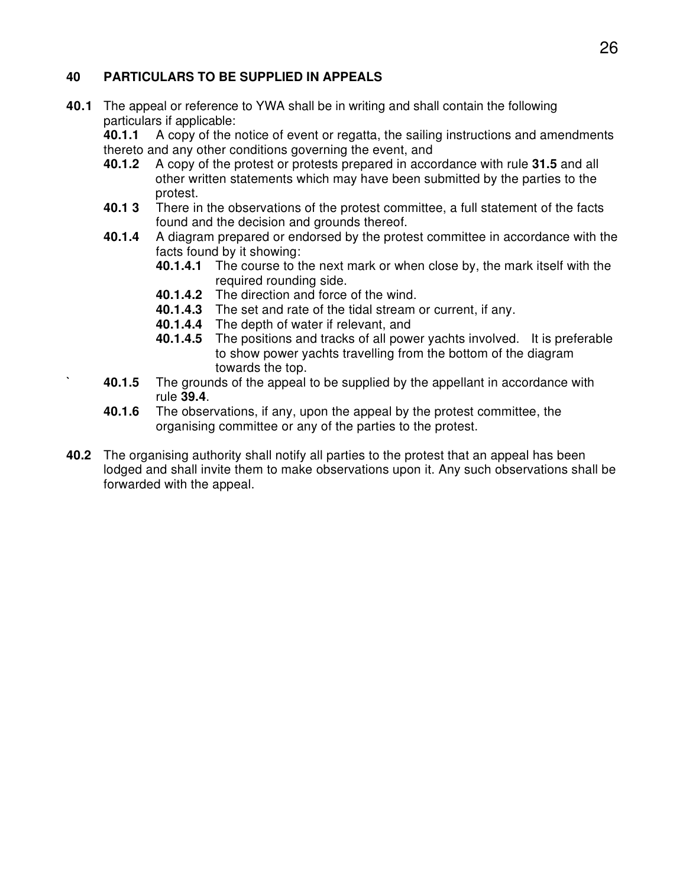## 40 PARTICULARS TO BE SUPPLIED IN APPEALS

**40.1** The appeal or reference to YWA shall be in writing and shall contain the following particulars if applicable:

**40.1.1** A copy of the notice of event or regatta, the sailing instructions and amendments thereto and any other conditions governing the event, and

**40.1.2** A copy of the protest or protests prepared in accordance with rule **31.5** and all other written statements which may have been submitted by the parties to the protest.

**40.1 3** There in the observations of the protest committee, a full statement of the facts found and the decision and grounds thereof.

**40.1.4** A diagram prepared or endorsed by the protest committee in accordance with the facts found by it showing:

**40.1.4.1** The course to the next mark or when close by, the mark itself with the required rounding side.

**40.1.4.2** The direction and force of the wind.

**40.1.4.3** The set and rate of the tidal stream or current, if any.

**40.1.4.4** The depth of water if relevant, and

**40.1.4.5** The positions and tracks of all power yachts involved. It is preferable to show power yachts travelling from the bottom of the diagram towards the top.

` **40.1.5** The grounds of the appeal to be supplied by the appellant in accordance with rule **39.4**.

**40.1.6** The observations, if any, upon the appeal by the protest committee, the organising committee or any of the parties to the protest.

**40.2** The organising authority shall notify all parties to the protest that an appeal has been lodged and shall invite them to make observations upon it. Any such observations shall be forwarded with the appeal.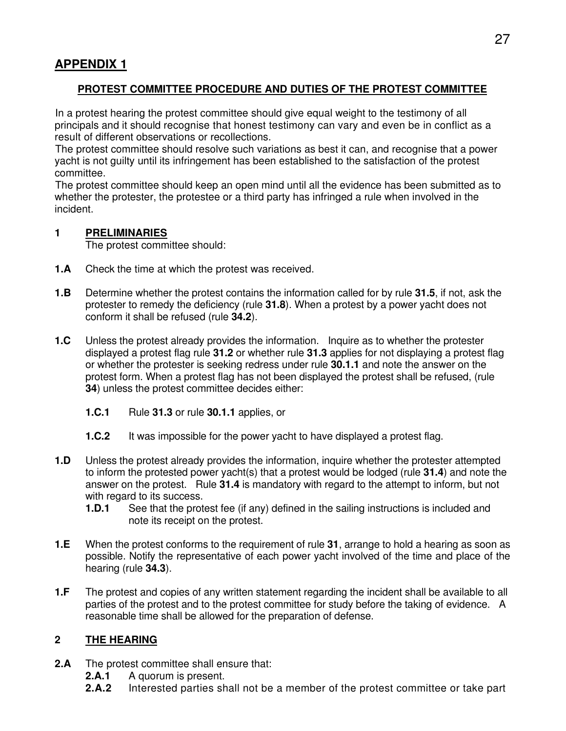## APPENDIX 1

### PROTEST COMMITTEE PROCEDURE AND DUTIES OF THE PROTEST COMMITTEE

In a protest hearing the protest committee should give equal weight to the testimony of all principals and it should recognise that honest testimony can vary and even be in conflict as a result of different observations or recollections.

The protest committee should resolve such variations as best it can, and recognise that a power yacht is not guilty until its infringement has been established to the satisfaction of the protest committee.

The protest committee should keep an open mind until all the evidence has been submitted as to whether the protester, the protestee or a third party has infringed a rule when involved in the incident.

### 1 PRELIMINARIES

The protest committee should:

**1.A** Check the time at which the protest was received.

**1.B** Determine whether the protest contains the information called for by rule **31.5**, if not, ask the protester to remedy the deficiency (rule **31.8**). When a protest by a power yacht does not conform it shall be refused (rule **34.2**).

**1.C** Unless the protest already provides the information. Inquire as to whether the protester displayed a protest flag rule **31.2** or whether rule **31.3** applies for not displaying a protest flag or whether the protester is seeking redress under rule **30.1.1** and note the answer on the protest form. When a protest flag has not been displayed the protest shall be refused, (rule **34**) unless the protest committee decides either:

- **1.C.1** Rule **31.3** or rule **30.1.1** applies, or
- **1.C.2** It was impossible for the power yacht to have displayed a protest flag.

**1.D** Unless the protest already provides the information, inquire whether the protester attempted to inform the protested power yacht(s) that a protest would be lodged (rule **31.4**) and note the answer on the protest. Rule **31.4** is mandatory with regard to the attempt to inform, but not with regard to its success.

- **1.D.1** See that the protest fee (if any) defined in the sailing instructions is included and note its receipt on the protest.

**1.E** When the protest conforms to the requirement of rule **31**, arrange to hold a hearing as soon as possible. Notify the representative of each power yacht involved of the time and place of the hearing (rule **34.3**).

**1.F** The protest and copies of any written statement regarding the incident shall be available to all parties of the protest and to the protest committee for study before the taking of evidence. A reasonable time shall be allowed for the preparation of defense.

### 2 THE HEARING

**2.A** The protest committee shall ensure that:

- **2.A.1** A quorum is present.
- **2.A.2** Interested parties shall not be a member of the protest committee or take part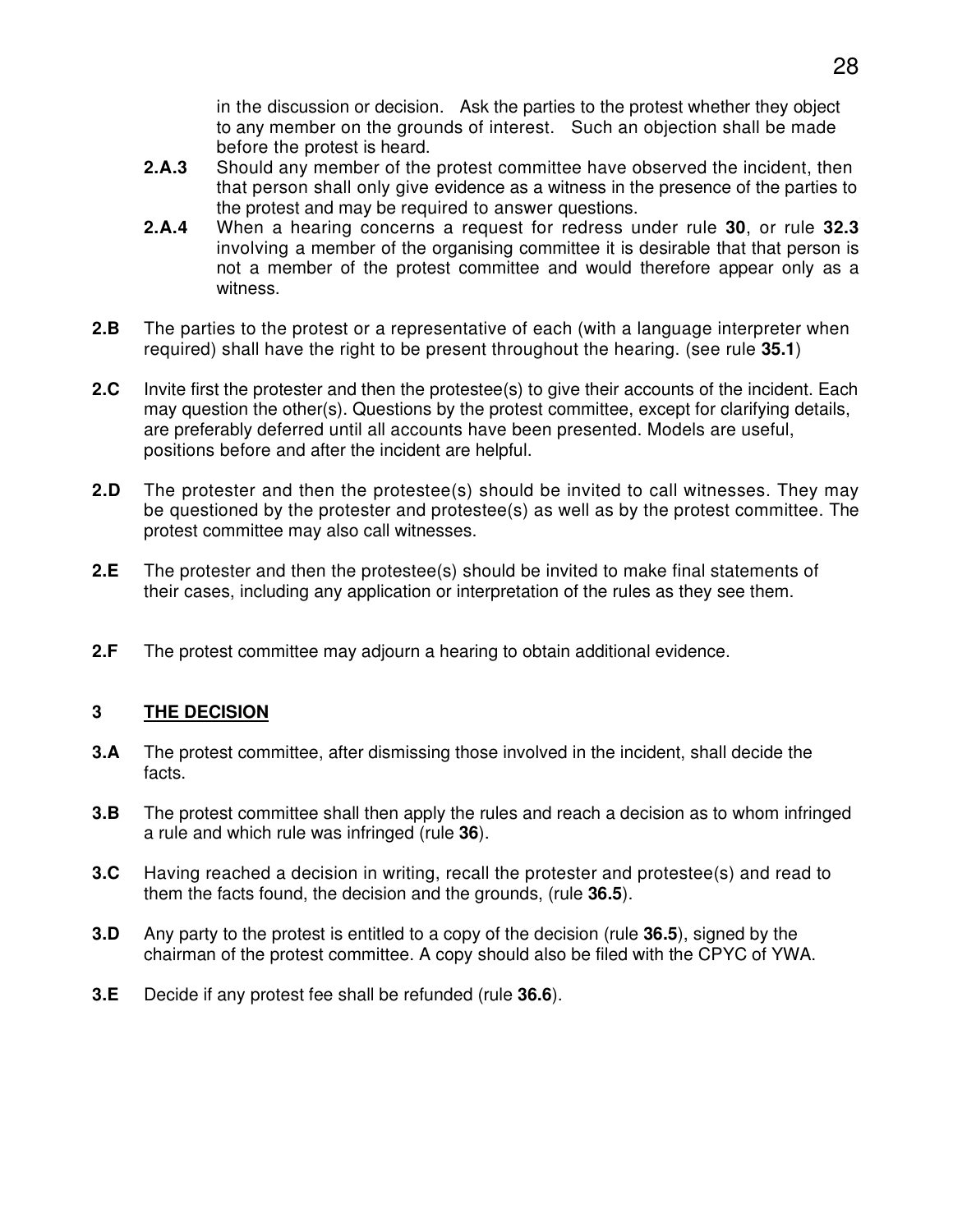in the discussion or decision. Ask the parties to the protest whether they object to any member on the grounds of interest. Such an objection shall be made before the protest is heard.

**2.A.3** Should any member of the protest committee have observed the incident, then that person shall only give evidence as a witness in the presence of the parties to the protest and may be required to answer questions.

**2.A.4** When a hearing concerns a request for redress under rule **30**, or rule **32.3** involving a member of the organising committee it is desirable that that person is not a member of the protest committee and would therefore appear only as a witness.

**2.B** The parties to the protest or a representative of each (with a language interpreter when required) shall have the right to be present throughout the hearing. (see rule **35.1**)

**2.C** Invite first the protester and then the protestee(s) to give their accounts of the incident. Each may question the other(s). Questions by the protest committee, except for clarifying details, are preferably deferred until all accounts have been presented. Models are useful, positions before and after the incident are helpful.

**2.D** The protester and then the protestee(s) should be invited to call witnesses. They may be questioned by the protester and protestee(s) as well as by the protest committee. The protest committee may also call witnesses.

**2.E** The protester and then the protestee(s) should be invited to make final statements of their cases, including any application or interpretation of the rules as they see them.

**2.F** The protest committee may adjourn a hearing to obtain additional evidence.

## 3 THE DECISION

**3.A** The protest committee, after dismissing those involved in the incident, shall decide the facts.

**3.B** The protest committee shall then apply the rules and reach a decision as to whom infringed a rule and which rule was infringed (rule **36**).

**3.C** Having reached a decision in writing, recall the protester and protestee(s) and read to them the facts found, the decision and the grounds, (rule **36.5**).

**3.D** Any party to the protest is entitled to a copy of the decision (rule **36.5**), signed by the chairman of the protest committee. A copy should also be filed with the CPYC of YWA.

**3.E** Decide if any protest fee shall be refunded (rule **36.6**).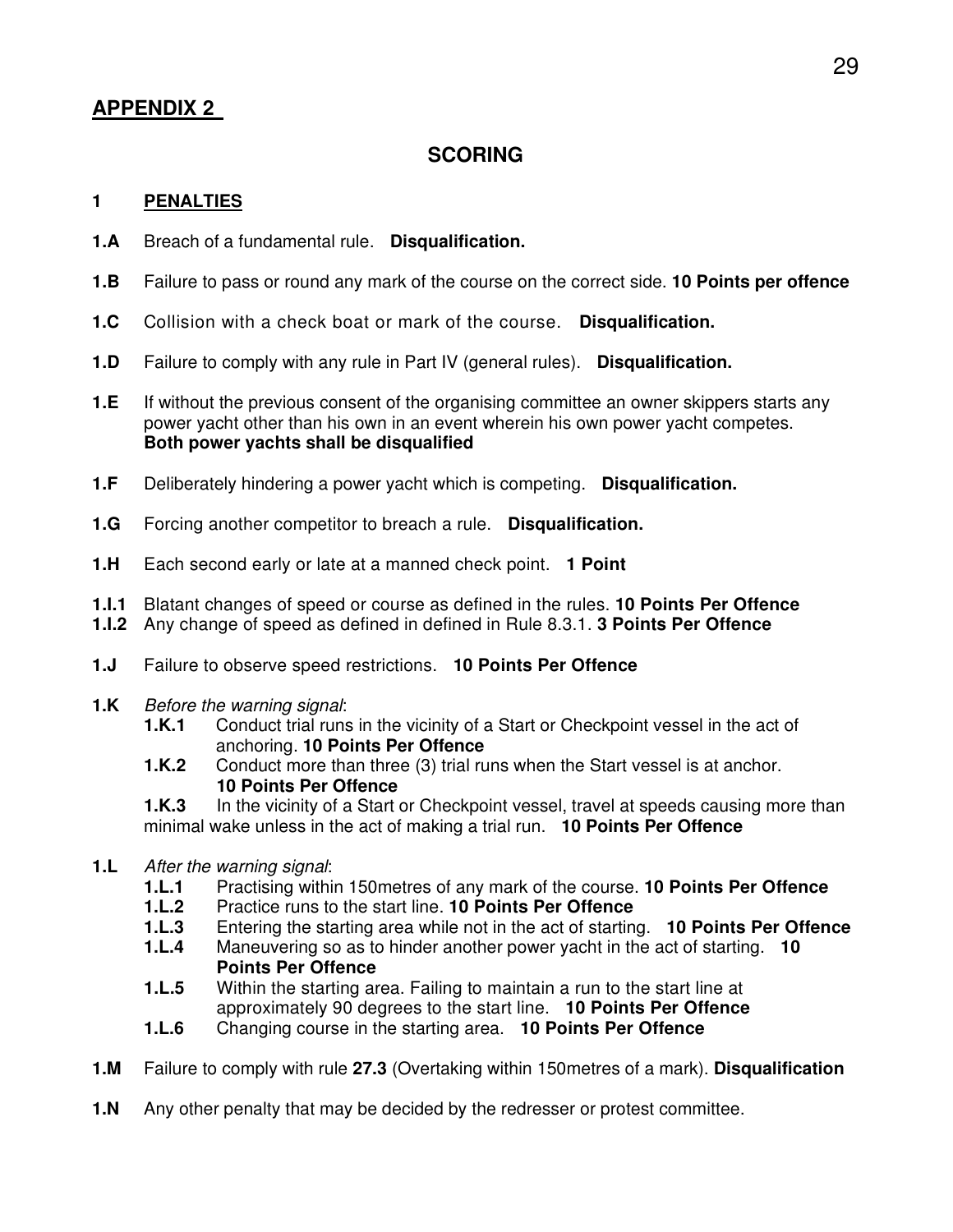## APPENDIX 2

### SCORING

**1 PENALTIES**

**1.A** Breach of a fundamental rule. **Disqualification.**

**1.B** Failure to pass or round any mark of the course on the correct side. **10 Points per offence**

**1.C** Collision with a check boat or mark of the course. **Disqualification.**

**1.D** Failure to comply with any rule in Part IV (general rules). **Disqualification.**

**1.E** If without the previous consent of the organising committee an owner skippers starts any power yacht other than his own in an event wherein his own power yacht competes. **Both power yachts shall be disqualified**

**1.F** Deliberately hindering a power yacht which is competing. **Disqualification.**

**1.G** Forcing another competitor to breach a rule. **Disqualification.**

**1.H** Each second early or late at a manned check point. **1 Point**

**1.I.1** Blatant changes of speed or course as defined in the rules. **10 Points Per Offence**
**1.I.2** Any change of speed as defined in defined in Rule 8.3.1. **3 Points Per Offence**

**1.J** Failure to observe speed restrictions. **10 Points Per Offence**

**1.K** *Before the warning signal*:

- **1.K.1** Conduct trial runs in the vicinity of a Start or Checkpoint vessel in the act of anchoring. **10 Points Per Offence**
- **1.K.2** Conduct more than three (3) trial runs when the Start vessel is at anchor. **10 Points Per Offence**
- **1.K.3** In the vicinity of a Start or Checkpoint vessel, travel at speeds causing more than minimal wake unless in the act of making a trial run. **10 Points Per Offence**

**1.L** *After the warning signal*:

- **1.L.1** Practising within 150metres of any mark of the course. **10 Points Per Offence**
- **1.L.2** Practice runs to the start line. **10 Points Per Offence**
- **1.L.3** Entering the starting area while not in the act of starting. **10 Points Per Offence**
- **1.L.4** Maneuvering so as to hinder another power yacht in the act of starting. **10 Points Per Offence**
- **1.L.5** Within the starting area. Failing to maintain a run to the start line at approximately 90 degrees to the start line. **10 Points Per Offence**
- **1.L.6** Changing course in the starting area. **10 Points Per Offence**

**1.M** Failure to comply with rule **27.3** (Overtaking within 150metres of a mark). **Disqualification**

**1.N** Any other penalty that may be decided by the redresser or protest committee.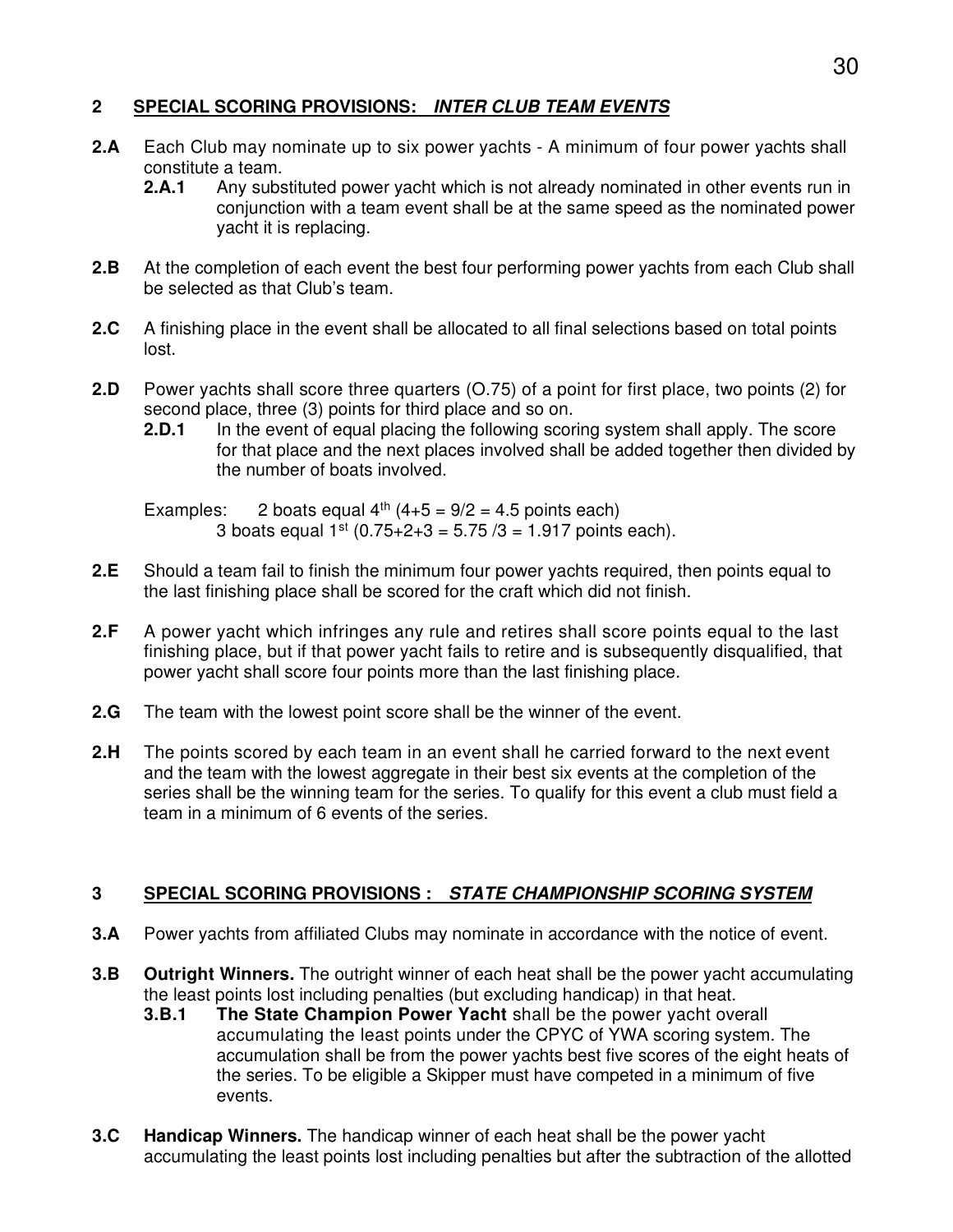## 2 SPECIAL SCORING PROVISIONS: *INTER CLUB TEAM EVENTS*

**2.A** Each Club may nominate up to six power yachts - A minimum of four power yachts shall constitute a team.

- **2.A.1** Any substituted power yacht which is not already nominated in other events run in conjunction with a team event shall be at the same speed as the nominated power yacht it is replacing.

**2.B** At the completion of each event the best four performing power yachts from each Club shall be selected as that Club's team.

**2.C** A finishing place in the event shall be allocated to all final selections based on total points lost.

**2.D** Power yachts shall score three quarters (O.75) of a point for first place, two points (2) for second place, three (3) points for third place and so on.

- **2.D.1** In the event of equal placing the following scoring system shall apply. The score for that place and the next places involved shall be added together then divided by the number of boats involved.

Examples: 2 boats equal 4th (4+5 = 9/2 = 4.5 points each)
3 boats equal 1st (0.75+2+3 = 5.75 /3 = 1.917 points each).

**2.E** Should a team fail to finish the minimum four power yachts required, then points equal to the last finishing place shall be scored for the craft which did not finish.

**2.F** A power yacht which infringes any rule and retires shall score points equal to the last finishing place, but if that power yacht fails to retire and is subsequently disqualified, that power yacht shall score four points more than the last finishing place.

**2.G** The team with the lowest point score shall be the winner of the event.

**2.H** The points scored by each team in an event shall he carried forward to the next event and the team with the lowest aggregate in their best six events at the completion of the series shall be the winning team for the series. To qualify for this event a club must field a team in a minimum of 6 events of the series.

## 3 SPECIAL SCORING PROVISIONS : *STATE CHAMPIONSHIP SCORING SYSTEM*

**3.A** Power yachts from affiliated Clubs may nominate in accordance with the notice of event.

**3.B** **Outright Winners.** The outright winner of each heat shall be the power yacht accumulating the least points lost including penalties (but excluding handicap) in that heat.

- **3.B.1** **The State Champion Power Yacht** shall be the power yacht overall accumulating the least points under the CPYC of YWA scoring system. The accumulation shall be from the power yachts best five scores of the eight heats of the series. To be eligible a Skipper must have competed in a minimum of five events.

**3.C** **Handicap Winners.** The handicap winner of each heat shall be the power yacht accumulating the least points lost including penalties but after the subtraction of the allotted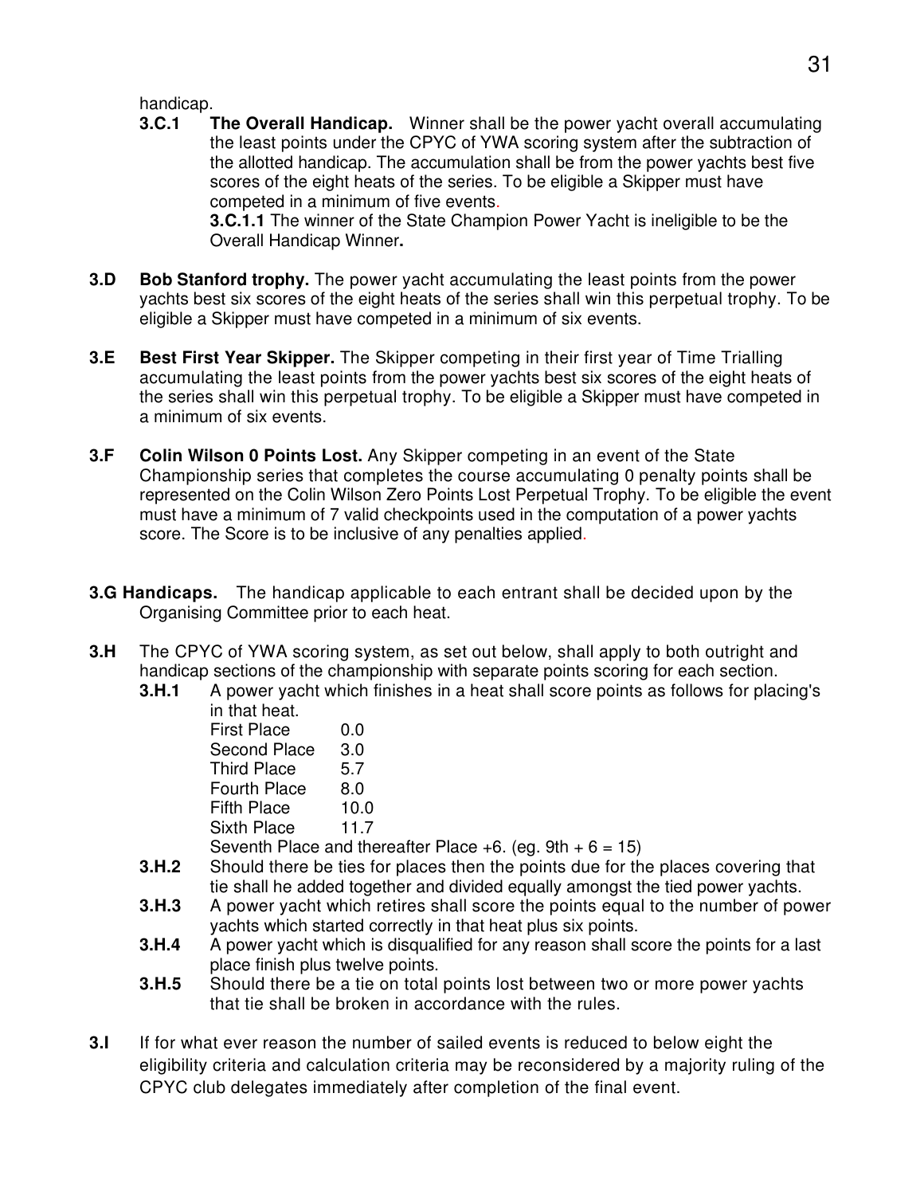handicap.

**3.C.1 The Overall Handicap.** Winner shall be the power yacht overall accumulating the least points under the CPYC of YWA scoring system after the subtraction of the allotted handicap. The accumulation shall be from the power yachts best five scores of the eight heats of the series. To be eligible a Skipper must have competed in a minimum of five events.

**3.C.1.1** The winner of the State Champion Power Yacht is ineligible to be the Overall Handicap Winner**.**

**3.D Bob Stanford trophy.** The power yacht accumulating the least points from the power yachts best six scores of the eight heats of the series shall win this perpetual trophy. To be eligible a Skipper must have competed in a minimum of six events.

**3.E Best First Year Skipper.** The Skipper competing in their first year of Time Trialling accumulating the least points from the power yachts best six scores of the eight heats of the series shall win this perpetual trophy. To be eligible a Skipper must have competed in a minimum of six events.

**3.F Colin Wilson 0 Points Lost.** Any Skipper competing in an event of the State Championship series that completes the course accumulating 0 penalty points shall be represented on the Colin Wilson Zero Points Lost Perpetual Trophy. To be eligible the event must have a minimum of 7 valid checkpoints used in the computation of a power yachts score. The Score is to be inclusive of any penalties applied.

**3.G Handicaps.** The handicap applicable to each entrant shall be decided upon by the Organising Committee prior to each heat.

**3.H** The CPYC of YWA scoring system, as set out below, shall apply to both outright and handicap sections of the championship with separate points scoring for each section.

**3.H.1** A power yacht which finishes in a heat shall score points as follows for placing's in that heat.

| | |
|---|---|
| First Place | 0.0 |
| Second Place | 3.0 |
| Third Place | 5.7 |
| Fourth Place | 8.0 |
| Fifth Place | 10.0 |
| Sixth Place | 11.7 |

Seventh Place and thereafter Place +6. (eg. 9th + 6 = 15)

**3.H.2** Should there be ties for places then the points due for the places covering that tie shall he added together and divided equally amongst the tied power yachts.

**3.H.3** A power yacht which retires shall score the points equal to the number of power yachts which started correctly in that heat plus six points.

**3.H.4** A power yacht which is disqualified for any reason shall score the points for a last place finish plus twelve points.

**3.H.5** Should there be a tie on total points lost between two or more power yachts that tie shall be broken in accordance with the rules.

**3.I** If for what ever reason the number of sailed events is reduced to below eight the eligibility criteria and calculation criteria may be reconsidered by a majority ruling of the CPYC club delegates immediately after completion of the final event.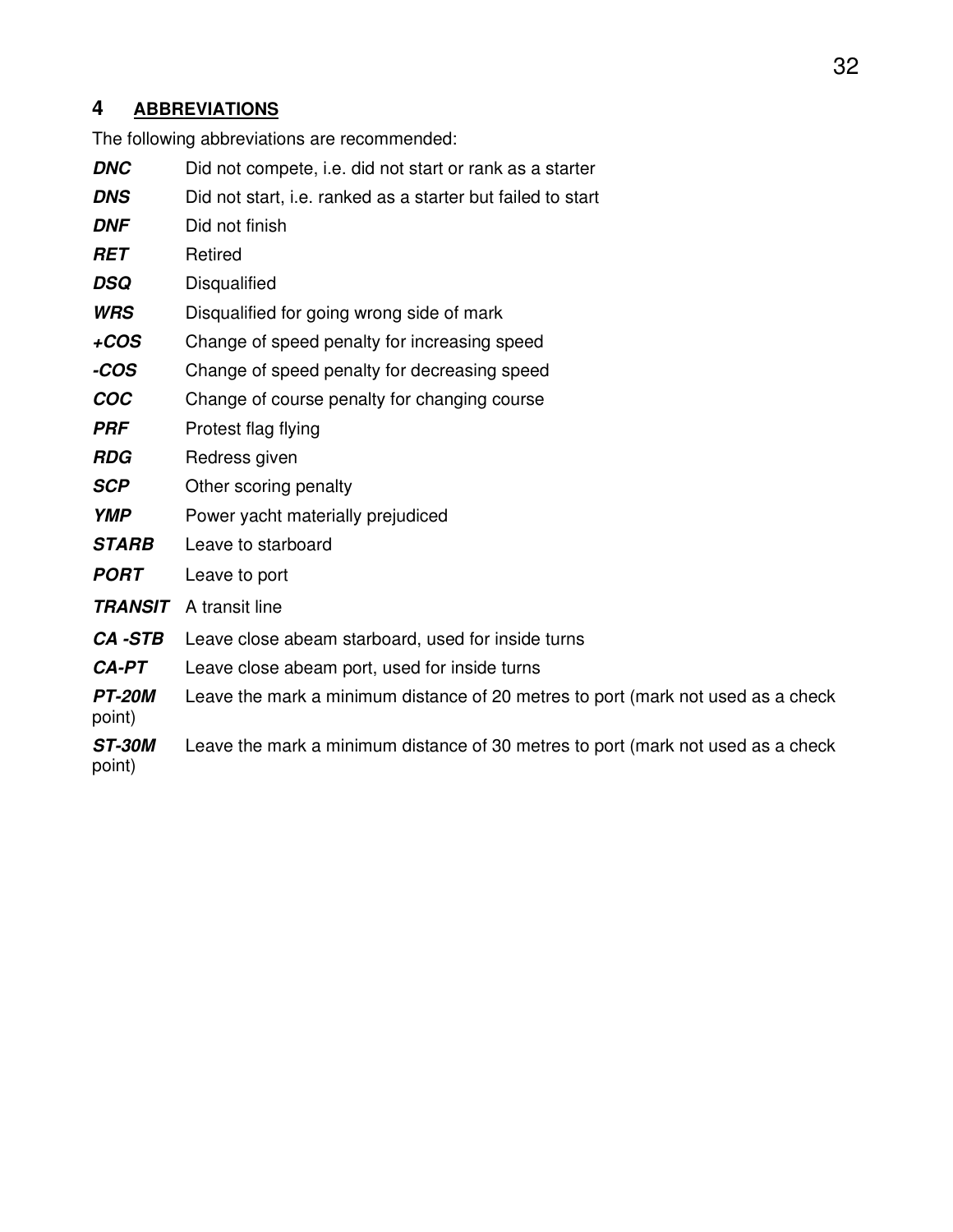## 4 ABBREVIATIONS

The following abbreviations are recommended:

| | |
|---|---|
| ***DNC*** | Did not compete, i.e. did not start or rank as a starter |
| ***DNS*** | Did not start, i.e. ranked as a starter but failed to start |
| ***DNF*** | Did not finish |
| ***RET*** | Retired |
| ***DSQ*** | Disqualified |
| ***WRS*** | Disqualified for going wrong side of mark |
| ***+COS*** | Change of speed penalty for increasing speed |
| ***-COS*** | Change of speed penalty for decreasing speed |
| ***COC*** | Change of course penalty for changing course |
| ***PRF*** | Protest flag flying |
| ***RDG*** | Redress given |
| ***SCP*** | Other scoring penalty |
| ***YMP*** | Power yacht materially prejudiced |
| ***STARB*** | Leave to starboard |
| ***PORT*** | Leave to port |
| ***TRANSIT*** | A transit line |
| ***CA -STB*** | Leave close abeam starboard, used for inside turns |
| ***CA-PT*** | Leave close abeam port, used for inside turns |
| ***PT-20M*** | Leave the mark a minimum distance of 20 metres to port (mark not used as a check point) |
| ***ST-30M*** | Leave the mark a minimum distance of 30 metres to port (mark not used as a check point) |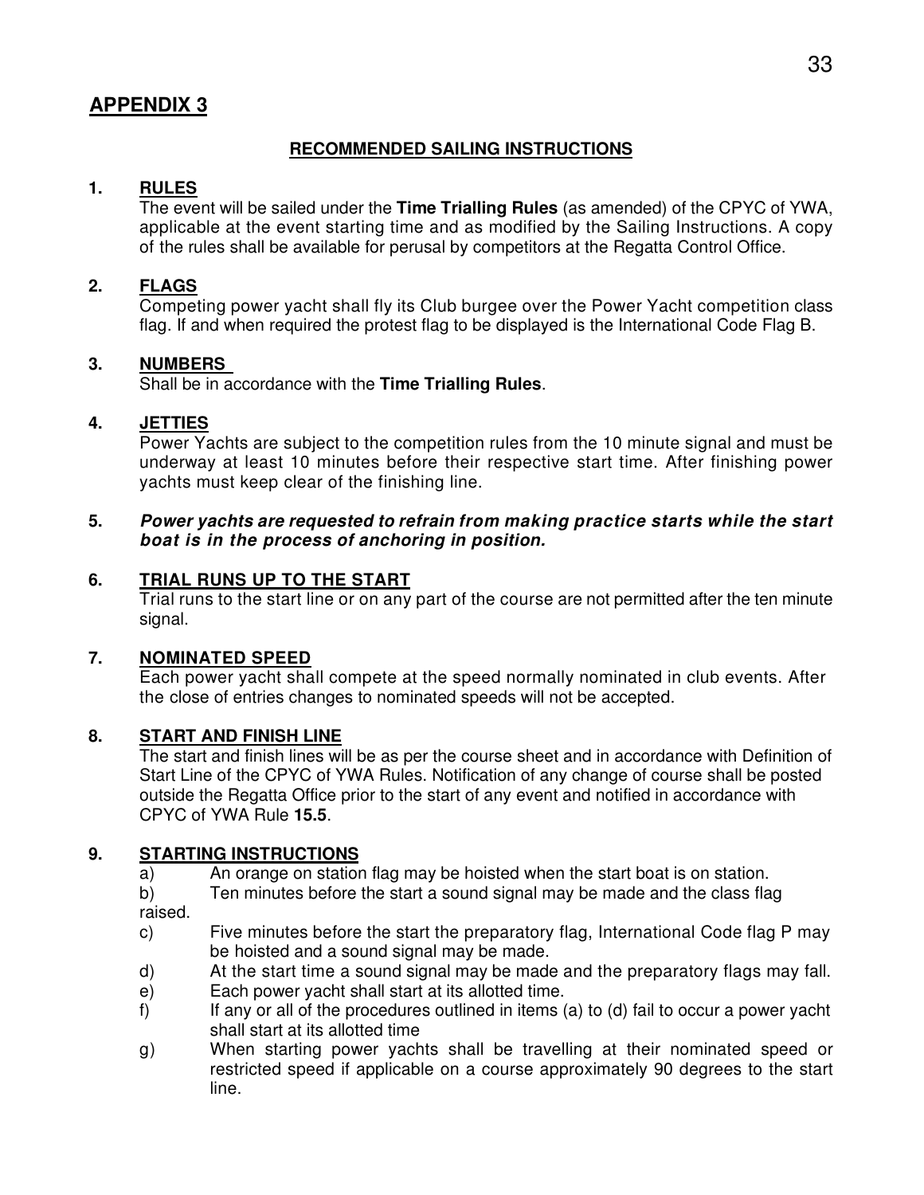## APPENDIX 3

### RECOMMENDED SAILING INSTRUCTIONS

**1. RULES**

The event will be sailed under the **Time Trialling Rules** (as amended) of the CPYC of YWA, applicable at the event starting time and as modified by the Sailing Instructions. A copy of the rules shall be available for perusal by competitors at the Regatta Control Office.

**2. FLAGS**

Competing power yacht shall fly its Club burgee over the Power Yacht competition class flag. If and when required the protest flag to be displayed is the International Code Flag B.

**3. NUMBERS**

Shall be in accordance with the **Time Trialling Rules**.

**4. JETTIES**

Power Yachts are subject to the competition rules from the 10 minute signal and must be underway at least 10 minutes before their respective start time. After finishing power yachts must keep clear of the finishing line.

**5.** ***Power yachts are requested to refrain from making practice starts while the start boat is in the process of anchoring in position.***

**6. TRIAL RUNS UP TO THE START**

Trial runs to the start line or on any part of the course are not permitted after the ten minute signal.

**7. NOMINATED SPEED**

Each power yacht shall compete at the speed normally nominated in club events. After the close of entries changes to nominated speeds will not be accepted.

**8. START AND FINISH LINE**

The start and finish lines will be as per the course sheet and in accordance with Definition of Start Line of the CPYC of YWA Rules. Notification of any change of course shall be posted outside the Regatta Office prior to the start of any event and notified in accordance with CPYC of YWA Rule **15.5**.

**9. STARTING INSTRUCTIONS**

a) An orange on station flag may be hoisted when the start boat is on station.

b) Ten minutes before the start a sound signal may be made and the class flag raised.

c) Five minutes before the start the preparatory flag, International Code flag P may be hoisted and a sound signal may be made.

d) At the start time a sound signal may be made and the preparatory flags may fall.

e) Each power yacht shall start at its allotted time.

f) If any or all of the procedures outlined in items (a) to (d) fail to occur a power yacht shall start at its allotted time

g) When starting power yachts shall be travelling at their nominated speed or restricted speed if applicable on a course approximately 90 degrees to the start line.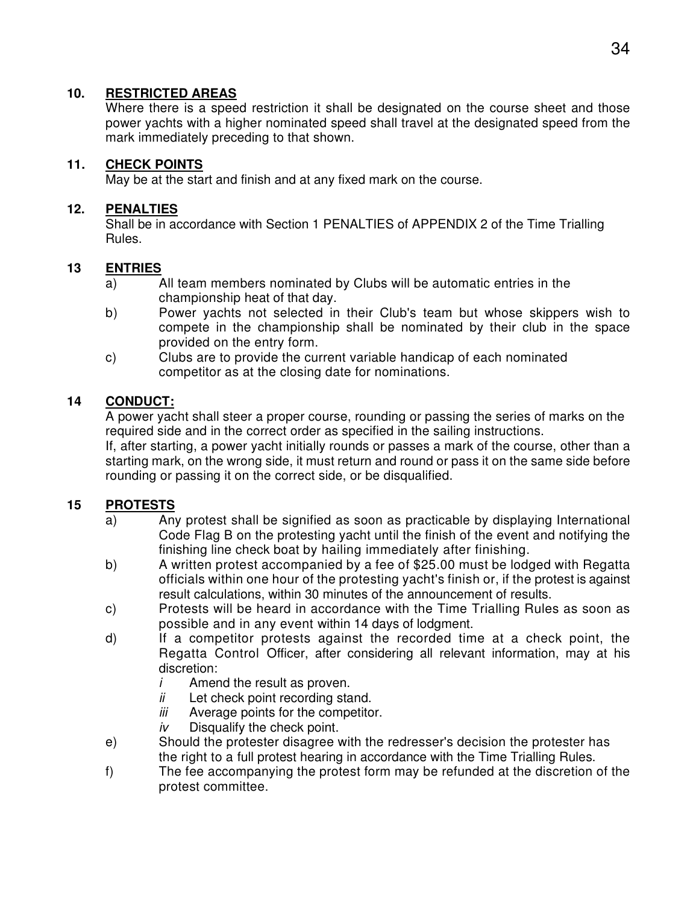## 10. RESTRICTED AREAS

Where there is a speed restriction it shall be designated on the course sheet and those power yachts with a higher nominated speed shall travel at the designated speed from the mark immediately preceding to that shown.

## 11. CHECK POINTS

May be at the start and finish and at any fixed mark on the course.

## 12. PENALTIES

Shall be in accordance with Section 1 PENALTIES of APPENDIX 2 of the Time Trialling Rules.

## 13 ENTRIES

a) All team members nominated by Clubs will be automatic entries in the championship heat of that day.

b) Power yachts not selected in their Club's team but whose skippers wish to compete in the championship shall be nominated by their club in the space provided on the entry form.

c) Clubs are to provide the current variable handicap of each nominated competitor as at the closing date for nominations.

## 14 CONDUCT:

A power yacht shall steer a proper course, rounding or passing the series of marks on the required side and in the correct order as specified in the sailing instructions.

If, after starting, a power yacht initially rounds or passes a mark of the course, other than a starting mark, on the wrong side, it must return and round or pass it on the same side before rounding or passing it on the correct side, or be disqualified.

## 15 PROTESTS

a) Any protest shall be signified as soon as practicable by displaying International Code Flag B on the protesting yacht until the finish of the event and notifying the finishing line check boat by hailing immediately after finishing.

b) A written protest accompanied by a fee of $25.00 must be lodged with Regatta officials within one hour of the protesting yacht's finish or, if the protest is against result calculations, within 30 minutes of the announcement of results.

c) Protests will be heard in accordance with the Time Trialling Rules as soon as possible and in any event within 14 days of lodgment.

d) If a competitor protests against the recorded time at a check point, the Regatta Control Officer, after considering all relevant information, may at his discretion:

   *i* Amend the result as proven.

   *ii* Let check point recording stand.

   *iii* Average points for the competitor.

   *iv* Disqualify the check point.

e) Should the protester disagree with the redresser's decision the protester has the right to a full protest hearing in accordance with the Time Trialling Rules.

f) The fee accompanying the protest form may be refunded at the discretion of the protest committee.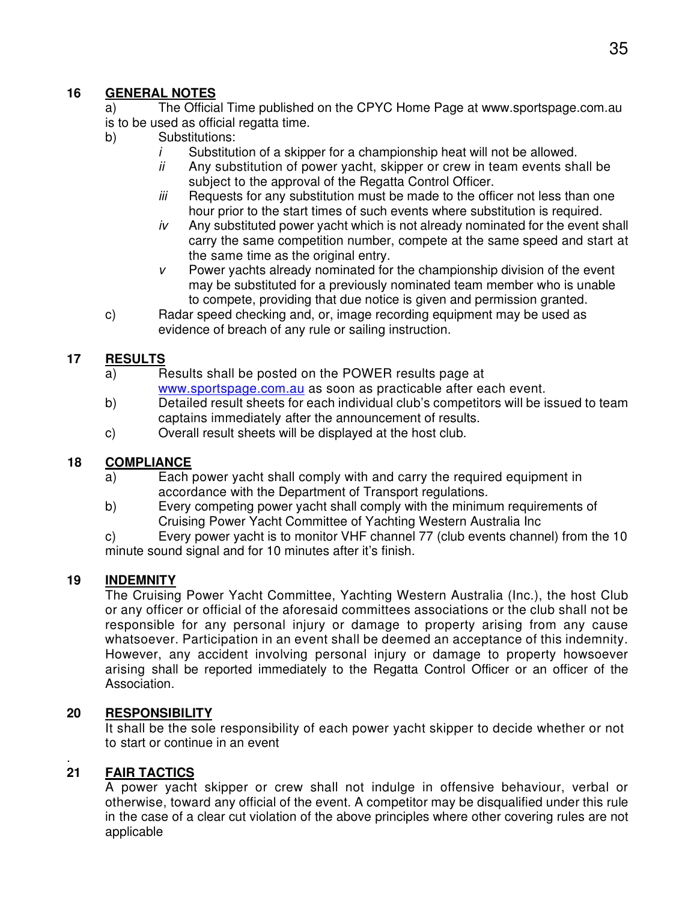## 16 GENERAL NOTES

a) The Official Time published on the CPYC Home Page at www.sportspage.com.au is to be used as official regatta time.

b) Substitutions:

*i* Substitution of a skipper for a championship heat will not be allowed.

*ii* Any substitution of power yacht, skipper or crew in team events shall be subject to the approval of the Regatta Control Officer.

*iii* Requests for any substitution must be made to the officer not less than one hour prior to the start times of such events where substitution is required.

*iv* Any substituted power yacht which is not already nominated for the event shall carry the same competition number, compete at the same speed and start at the same time as the original entry.

*v* Power yachts already nominated for the championship division of the event may be substituted for a previously nominated team member who is unable to compete, providing that due notice is given and permission granted.

c) Radar speed checking and, or, image recording equipment may be used as evidence of breach of any rule or sailing instruction.

## 17 RESULTS

a) Results shall be posted on the POWER results page at www.sportspage.com.au as soon as practicable after each event.

b) Detailed result sheets for each individual club's competitors will be issued to team captains immediately after the announcement of results.

c) Overall result sheets will be displayed at the host club.

## 18 COMPLIANCE

a) Each power yacht shall comply with and carry the required equipment in accordance with the Department of Transport regulations.

b) Every competing power yacht shall comply with the minimum requirements of Cruising Power Yacht Committee of Yachting Western Australia Inc

c) Every power yacht is to monitor VHF channel 77 (club events channel) from the 10 minute sound signal and for 10 minutes after it's finish.

## 19 INDEMNITY

The Cruising Power Yacht Committee, Yachting Western Australia (Inc.), the host Club or any officer or official of the aforesaid committees associations or the club shall not be responsible for any personal injury or damage to property arising from any cause whatsoever. Participation in an event shall be deemed an acceptance of this indemnity. However, any accident involving personal injury or damage to property howsoever arising shall be reported immediately to the Regatta Control Officer or an officer of the Association.

## 20 RESPONSIBILITY

It shall be the sole responsibility of each power yacht skipper to decide whether or not to start or continue in an event

.

## 21 FAIR TACTICS

A power yacht skipper or crew shall not indulge in offensive behaviour, verbal or otherwise, toward any official of the event. A competitor may be disqualified under this rule in the case of a clear cut violation of the above principles where other covering rules are not applicable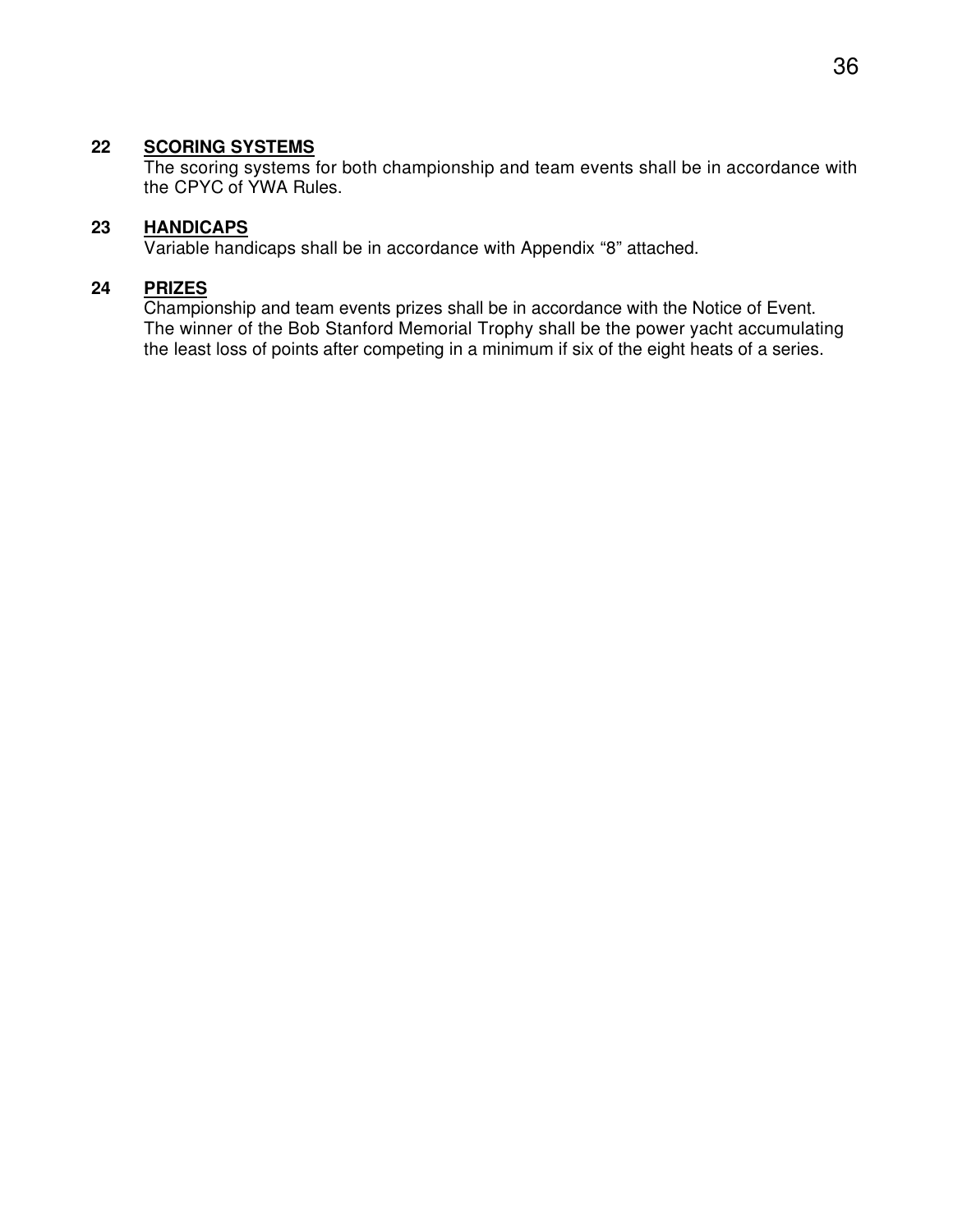### 22 SCORING SYSTEMS

The scoring systems for both championship and team events shall be in accordance with the CPYC of YWA Rules.

### 23 HANDICAPS

Variable handicaps shall be in accordance with Appendix "8" attached.

### 24 PRIZES

Championship and team events prizes shall be in accordance with the Notice of Event.
The winner of the Bob Stanford Memorial Trophy shall be the power yacht accumulating the least loss of points after competing in a minimum if six of the eight heats of a series.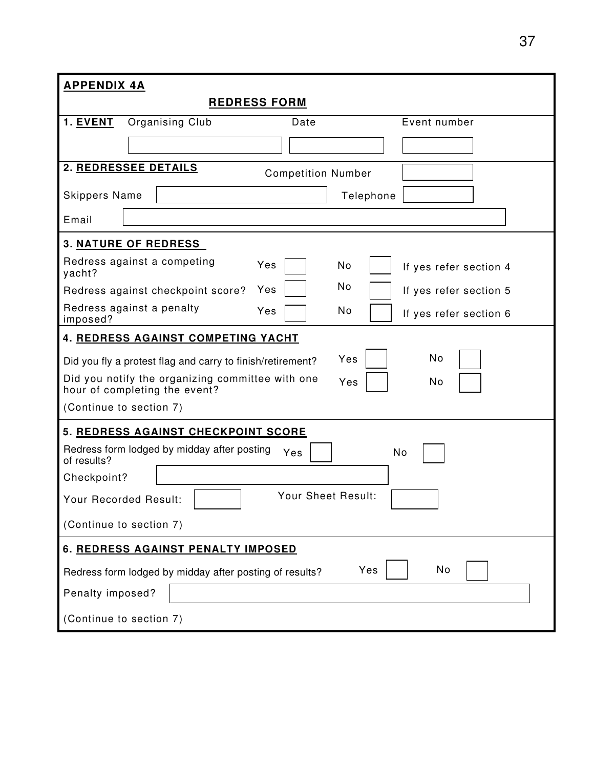**APPENDIX 4A**

## REDRESS FORM

### 1. EVENT

| Organising Club | Date | Event number |
|---|---|---|
| | | |

### 2. REDRESSEE DETAILS

Competition Number: ______

Skippers Name: ______ Telephone: ______

Email: ______

### 3. NATURE OF REDRESS

| | | | | | |
|---|---|---|---|---|---|
| Redress against a competing yacht? | Yes | ☐ | No | ☐ | If yes refer section 4 |
| Redress against checkpoint score? | Yes | ☐ | No | ☐ | If yes refer section 5 |
| Redress against a penalty imposed? | Yes | ☐ | No | ☐ | If yes refer section 6 |

### 4. REDRESS AGAINST COMPETING YACHT

| | | | | |
|---|---|---|---|---|
| Did you fly a protest flag and carry to finish/retirement? | Yes | ☐ | No | ☐ |
| Did you notify the organizing committee with one hour of completing the event? | Yes | ☐ | No | ☐ |

(Continue to section 7)

### 5. REDRESS AGAINST CHECKPOINT SCORE

Redress form lodged by midday after posting of results? Yes ☐ No ☐

Checkpoint? ______

Your Recorded Result: ______ Your Sheet Result: ______

(Continue to section 7)

### 6. REDRESS AGAINST PENALTY IMPOSED

Redress form lodged by midday after posting of results? Yes ☐ No ☐

Penalty imposed? ______

(Continue to section 7)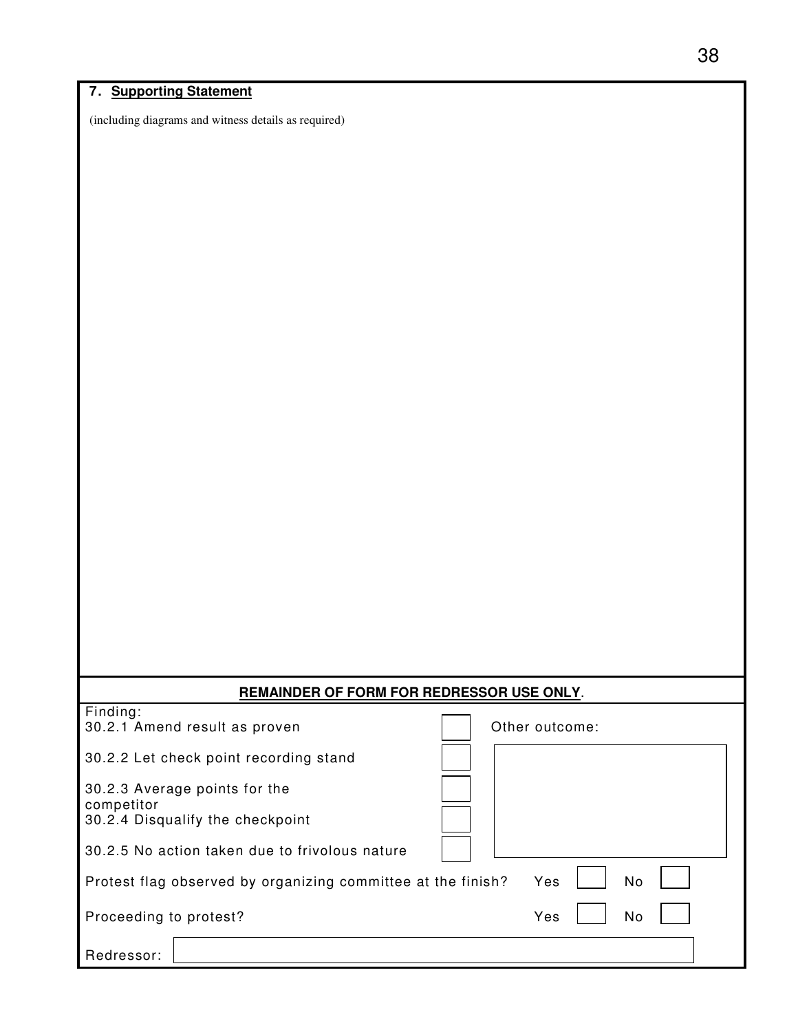**7. Supporting Statement**

(including diagrams and witness details as required)

**REMAINDER OF FORM FOR REDRESSOR USE ONLY**.

Finding:

| | | |
|---|---|---|
| 30.2.1 Amend result as proven | ☐ | Other outcome: |
| 30.2.2 Let check point recording stand | ☐ | |
| 30.2.3 Average points for the competitor | ☐ | |
| 30.2.4 Disqualify the checkpoint | ☐ | |
| 30.2.5 No action taken due to frivolous nature | ☐ | |

Protest flag observed by organizing committee at the finish? Yes ☐ No ☐

Proceeding to protest? Yes ☐ No ☐

Redressor: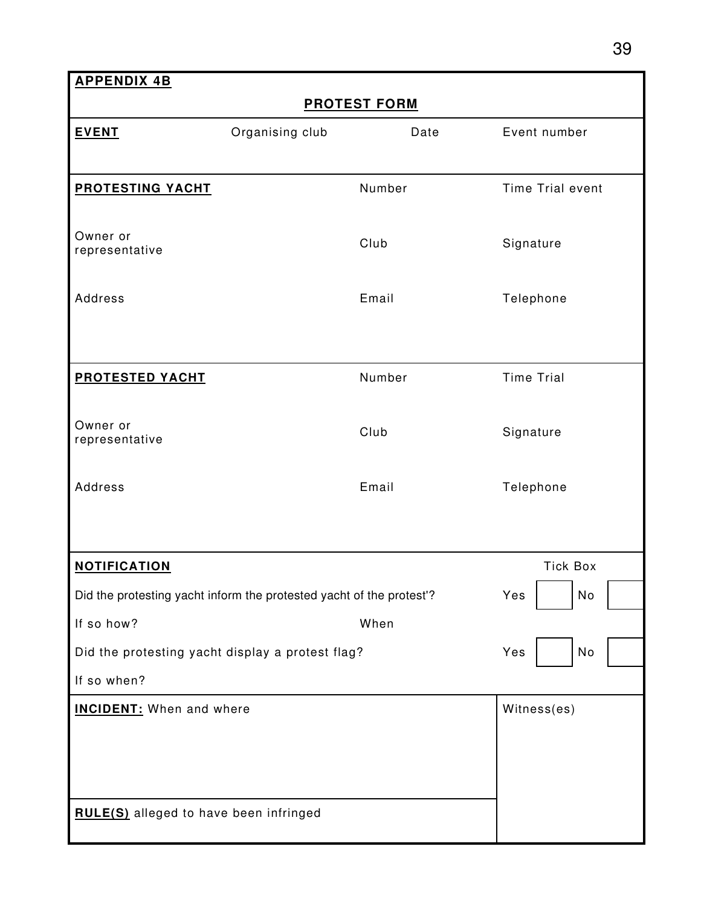**APPENDIX 4B**

## PROTEST FORM

| **EVENT** | Organising club | Date | Event number |
|---|---|---|---|
| | | | |

| **PROTESTING YACHT** | | Number | Time Trial event |
|---|---|---|---|
| Owner or representative | | Club | Signature |
| Address | | Email | Telephone |

| **PROTESTED YACHT** | | Number | Time Trial |
|---|---|---|---|
| Owner or representative | | Club | Signature |
| Address | | Email | Telephone |

| **NOTIFICATION** | | Tick Box |
|---|---|---|
| Did the protesting yacht inform the protested yacht of the protest'? | | Yes ☐ No ☐ |
| If so how? | When | |
| Did the protesting yacht display a protest flag? | | Yes ☐ No ☐ |
| If so when? | | |

| **INCIDENT:** When and where | Witness(es) |
|---|---|
| | |
| **RULE(S)** alleged to have been infringed | |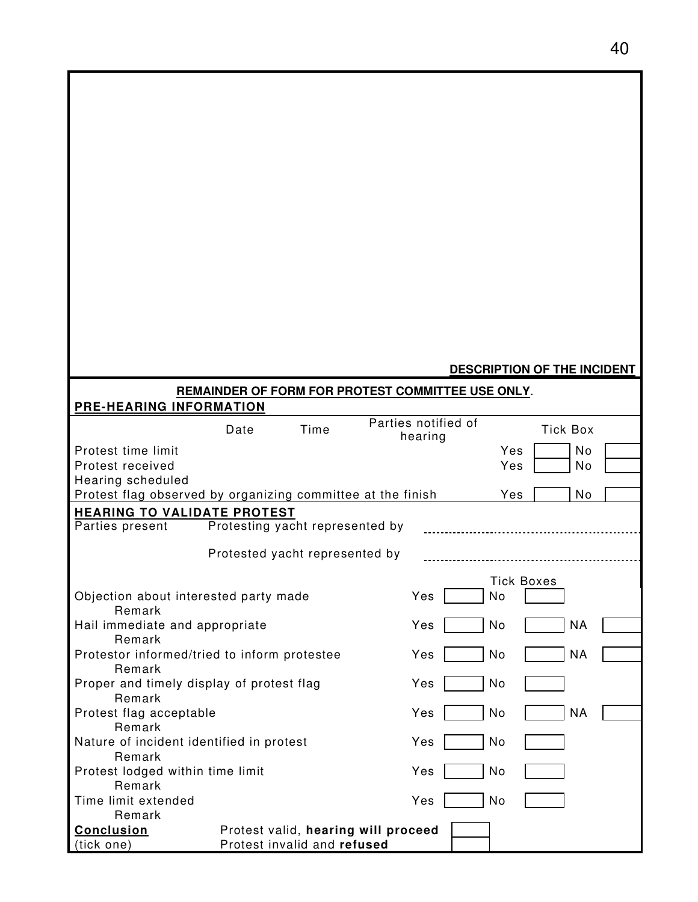**DESCRIPTION OF THE INCIDENT**

**REMAINDER OF FORM FOR PROTEST COMMITTEE USE ONLY**.

**PRE-HEARING INFORMATION**

| | Date | Time | Parties notified of hearing | Tick Box | | | |
|---|---|---|---|---|---|---|---|
| Protest time limit | | | | Yes | | No | |
| Protest received | | | | Yes | | No | |
| Hearing scheduled | | | | | | | |
| Protest flag observed by organizing committee at the finish | | | | Yes | | No | |

**HEARING TO VALIDATE PROTEST**

Parties present — Protesting yacht represented by ..................................................

Protested yacht represented by ..................................................

| | Tick Boxes | | | | | |
|---|---|---|---|---|---|---|
| Objection about interested party made | Yes | | No | | | |
| Remark | | | | | | |
| Hail immediate and appropriate | Yes | | No | | NA | |
| Remark | | | | | | |
| Protestor informed/tried to inform protestee | Yes | | No | | NA | |
| Remark | | | | | | |
| Proper and timely display of protest flag | Yes | | No | | | |
| Remark | | | | | | |
| Protest flag acceptable | Yes | | No | | NA | |
| Remark | | | | | | |
| Nature of incident identified in protest | Yes | | No | | | |
| Remark | | | | | | |
| Protest lodged within time limit | Yes | | No | | | |
| Remark | | | | | | |
| Time limit extended | Yes | | No | | | |
| Remark | | | | | | |

**Conclusion** (tick one)

| | |
|---|---|
| Protest valid, **hearing will proceed** | |
| Protest invalid and **refused** | |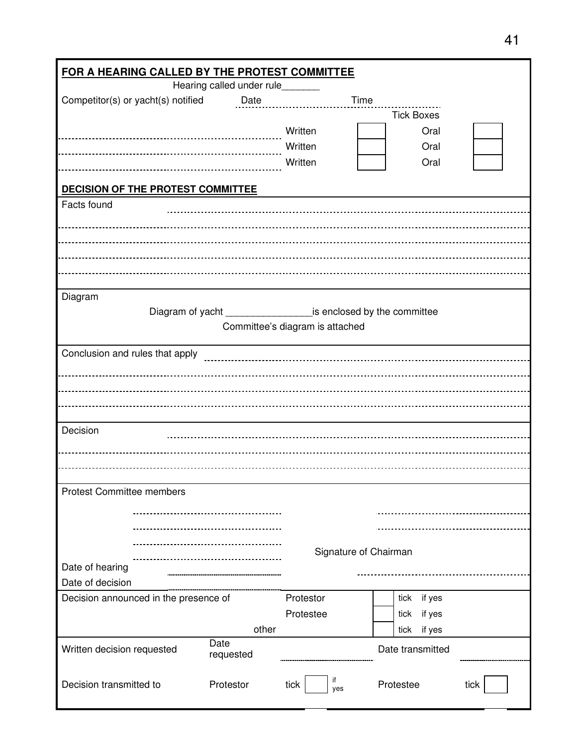## FOR A HEARING CALLED BY THE PROTEST COMMITTEE

Hearing called under rule_______

Competitor(s) or yacht(s) notified Date ............ Time ............

| | | | Tick Boxes | |
|---|---|---|---|---|
| ............ | Written | ☐ | Oral | ☐ |
| ............ | Written | ☐ | Oral | ☐ |
| ............ | Written | ☐ | Oral | ☐ |

## DECISION OF THE PROTEST COMMITTEE

Facts found ............

............

............

............

............

Diagram

Diagram of yacht ________________is enclosed by the committee

Committee's diagram is attached

Conclusion and rules that apply ............

............

............

............

Decision ............

............

............

Protest Committee members

............ ............

............ ............

............

............ Signature of Chairman

Date of hearing ............

Date of decision ............ ............

| Decision announced in the presence of | Protestor | ☐ | tick if yes |
|---|---|---|---|
| | Protestee | ☐ | tick if yes |
| | other | ☐ | tick if yes |

| Written decision requested | Date requested | ............ | Date transmitted | ............ |
|---|---|---|---|---|
| Decision transmitted to | Protestor | tick ☐ if yes | Protestee | tick ☐ |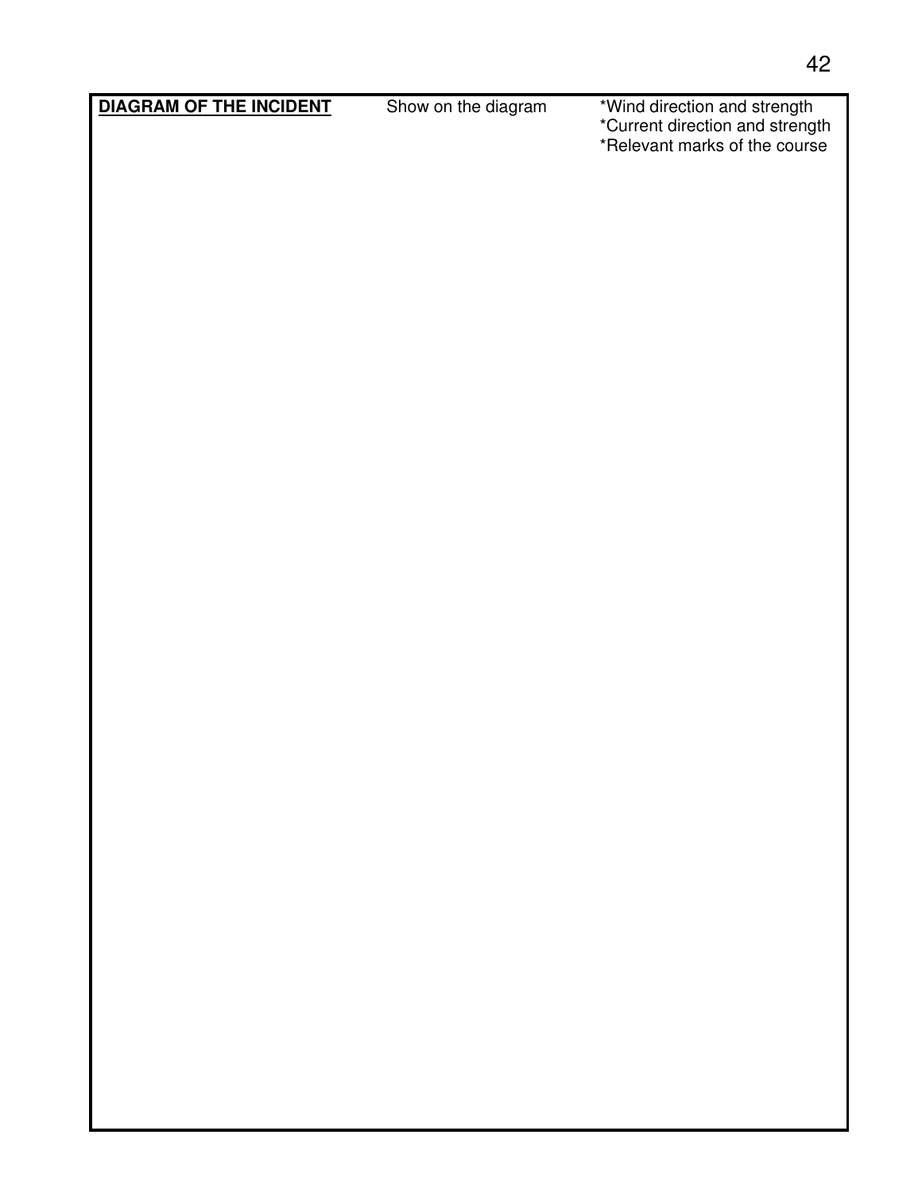**DIAGRAM OF THE INCIDENT**

Show on the diagram

*Wind direction and strength
*Current direction and strength
*Relevant marks of the course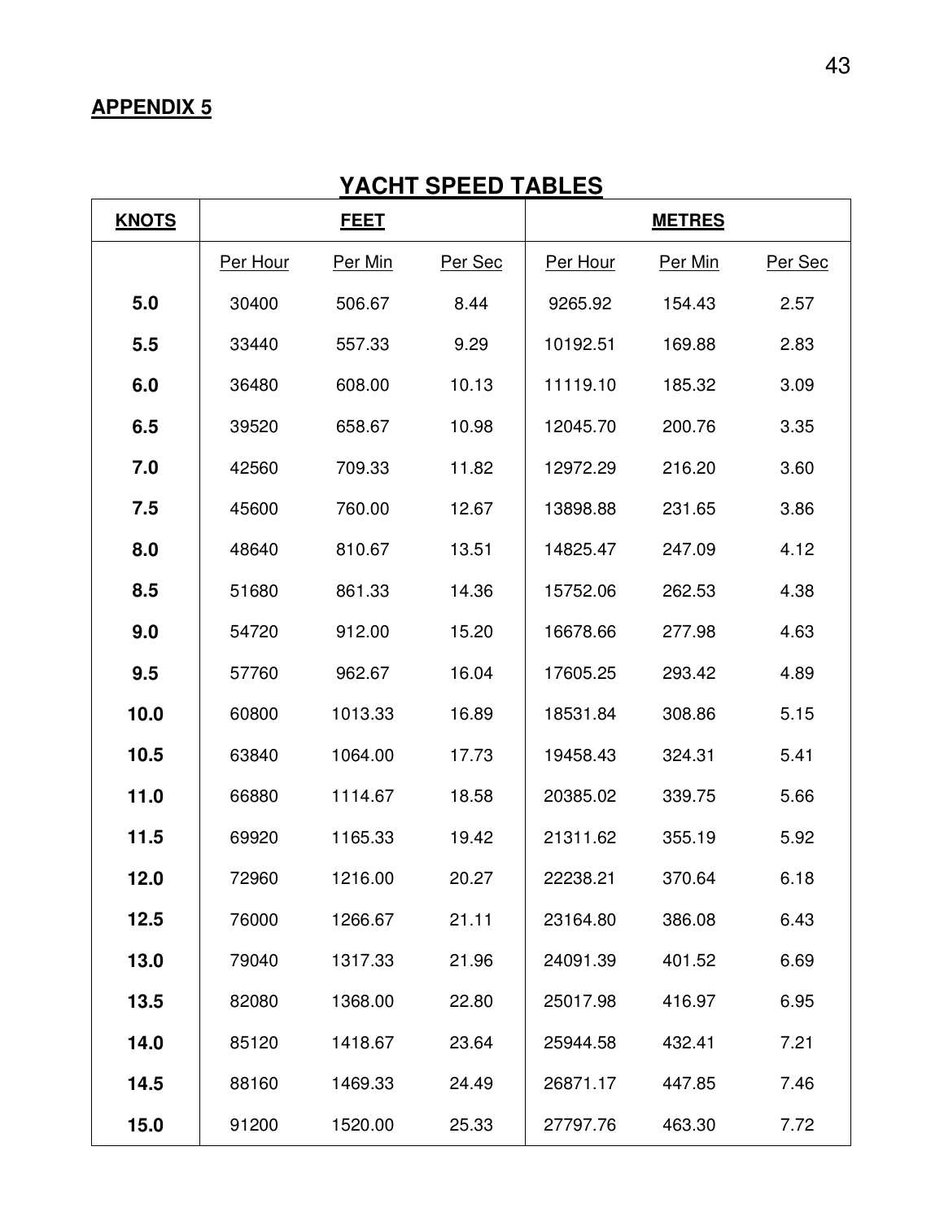**APPENDIX 5**

## YACHT SPEED TABLES

| KNOTS | FEET | | | METRES | | |
|---|---|---|---|---|---|---|
| | Per Hour | Per Min | Per Sec | Per Hour | Per Min | Per Sec |
| **5.0** | 30400 | 506.67 | 8.44 | 9265.92 | 154.43 | 2.57 |
| **5.5** | 33440 | 557.33 | 9.29 | 10192.51 | 169.88 | 2.83 |
| **6.0** | 36480 | 608.00 | 10.13 | 11119.10 | 185.32 | 3.09 |
| **6.5** | 39520 | 658.67 | 10.98 | 12045.70 | 200.76 | 3.35 |
| **7.0** | 42560 | 709.33 | 11.82 | 12972.29 | 216.20 | 3.60 |
| **7.5** | 45600 | 760.00 | 12.67 | 13898.88 | 231.65 | 3.86 |
| **8.0** | 48640 | 810.67 | 13.51 | 14825.47 | 247.09 | 4.12 |
| **8.5** | 51680 | 861.33 | 14.36 | 15752.06 | 262.53 | 4.38 |
| **9.0** | 54720 | 912.00 | 15.20 | 16678.66 | 277.98 | 4.63 |
| **9.5** | 57760 | 962.67 | 16.04 | 17605.25 | 293.42 | 4.89 |
| **10.0** | 60800 | 1013.33 | 16.89 | 18531.84 | 308.86 | 5.15 |
| **10.5** | 63840 | 1064.00 | 17.73 | 19458.43 | 324.31 | 5.41 |
| **11.0** | 66880 | 1114.67 | 18.58 | 20385.02 | 339.75 | 5.66 |
| **11.5** | 69920 | 1165.33 | 19.42 | 21311.62 | 355.19 | 5.92 |
| **12.0** | 72960 | 1216.00 | 20.27 | 22238.21 | 370.64 | 6.18 |
| **12.5** | 76000 | 1266.67 | 21.11 | 23164.80 | 386.08 | 6.43 |
| **13.0** | 79040 | 1317.33 | 21.96 | 24091.39 | 401.52 | 6.69 |
| **13.5** | 82080 | 1368.00 | 22.80 | 25017.98 | 416.97 | 6.95 |
| **14.0** | 85120 | 1418.67 | 23.64 | 25944.58 | 432.41 | 7.21 |
| **14.5** | 88160 | 1469.33 | 24.49 | 26871.17 | 447.85 | 7.46 |
| **15.0** | 91200 | 1520.00 | 25.33 | 27797.76 | 463.30 | 7.72 |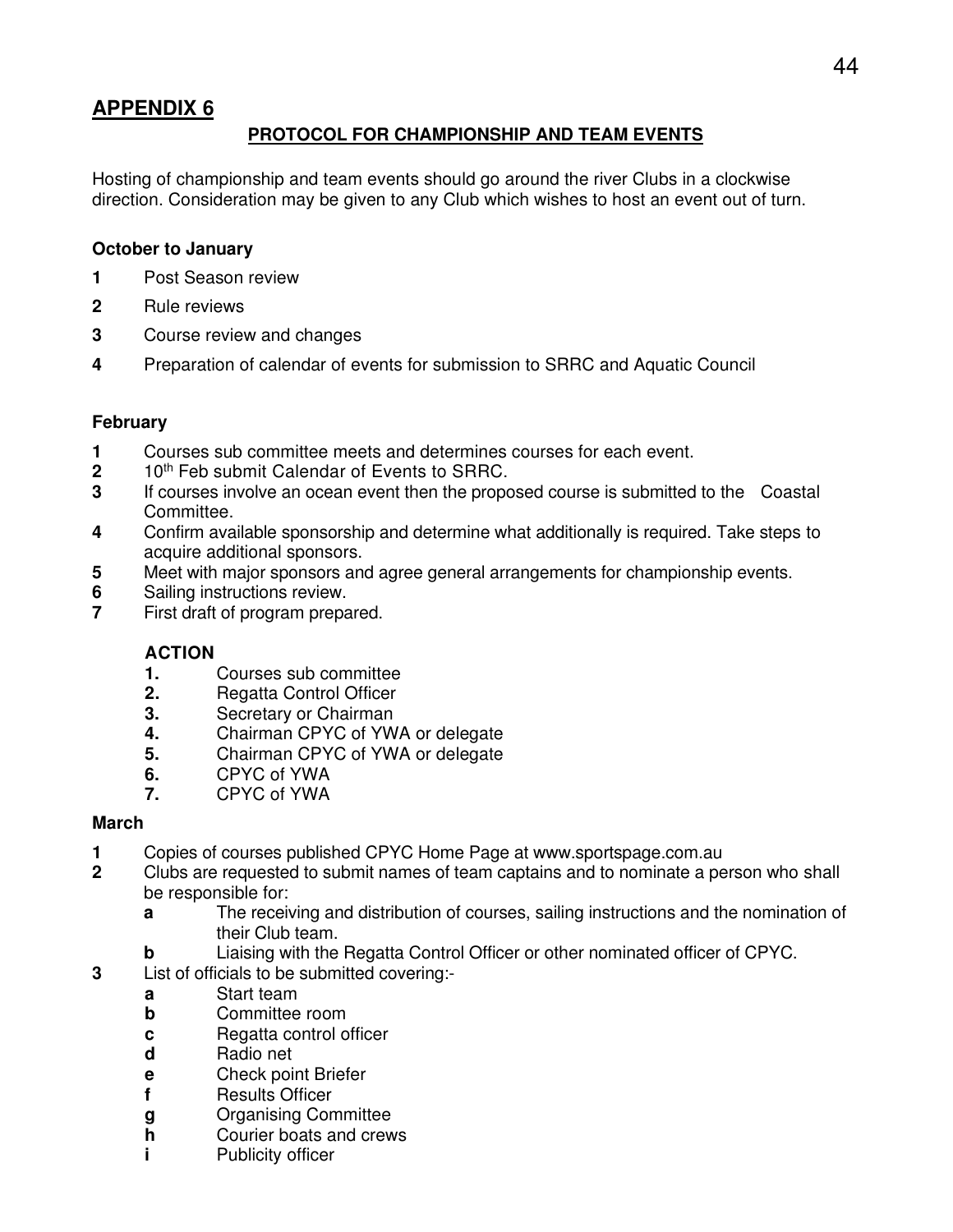## APPENDIX 6

### PROTOCOL FOR CHAMPIONSHIP AND TEAM EVENTS

Hosting of championship and team events should go around the river Clubs in a clockwise direction. Consideration may be given to any Club which wishes to host an event out of turn.

**October to January**

**1** Post Season review

**2** Rule reviews

**3** Course review and changes

**4** Preparation of calendar of events for submission to SRRC and Aquatic Council

**February**

**1** Courses sub committee meets and determines courses for each event.
**2** 10th Feb submit Calendar of Events to SRRC.
**3** If courses involve an ocean event then the proposed course is submitted to the Coastal Committee.
**4** Confirm available sponsorship and determine what additionally is required. Take steps to acquire additional sponsors.
**5** Meet with major sponsors and agree general arrangements for championship events.
**6** Sailing instructions review.
**7** First draft of program prepared.

**ACTION**

**1.** Courses sub committee
**2.** Regatta Control Officer
**3.** Secretary or Chairman
**4.** Chairman CPYC of YWA or delegate
**5.** Chairman CPYC of YWA or delegate
**6.** CPYC of YWA
**7.** CPYC of YWA

**March**

**1** Copies of courses published CPYC Home Page at www.sportspage.com.au
**2** Clubs are requested to submit names of team captains and to nominate a person who shall be responsible for:
- **a** The receiving and distribution of courses, sailing instructions and the nomination of their Club team.
- **b** Liaising with the Regatta Control Officer or other nominated officer of CPYC.

**3** List of officials to be submitted covering:-
- **a** Start team
- **b** Committee room
- **c** Regatta control officer
- **d** Radio net
- **e** Check point Briefer
- **f** Results Officer
- **g** Organising Committee
- **h** Courier boats and crews
- **i** Publicity officer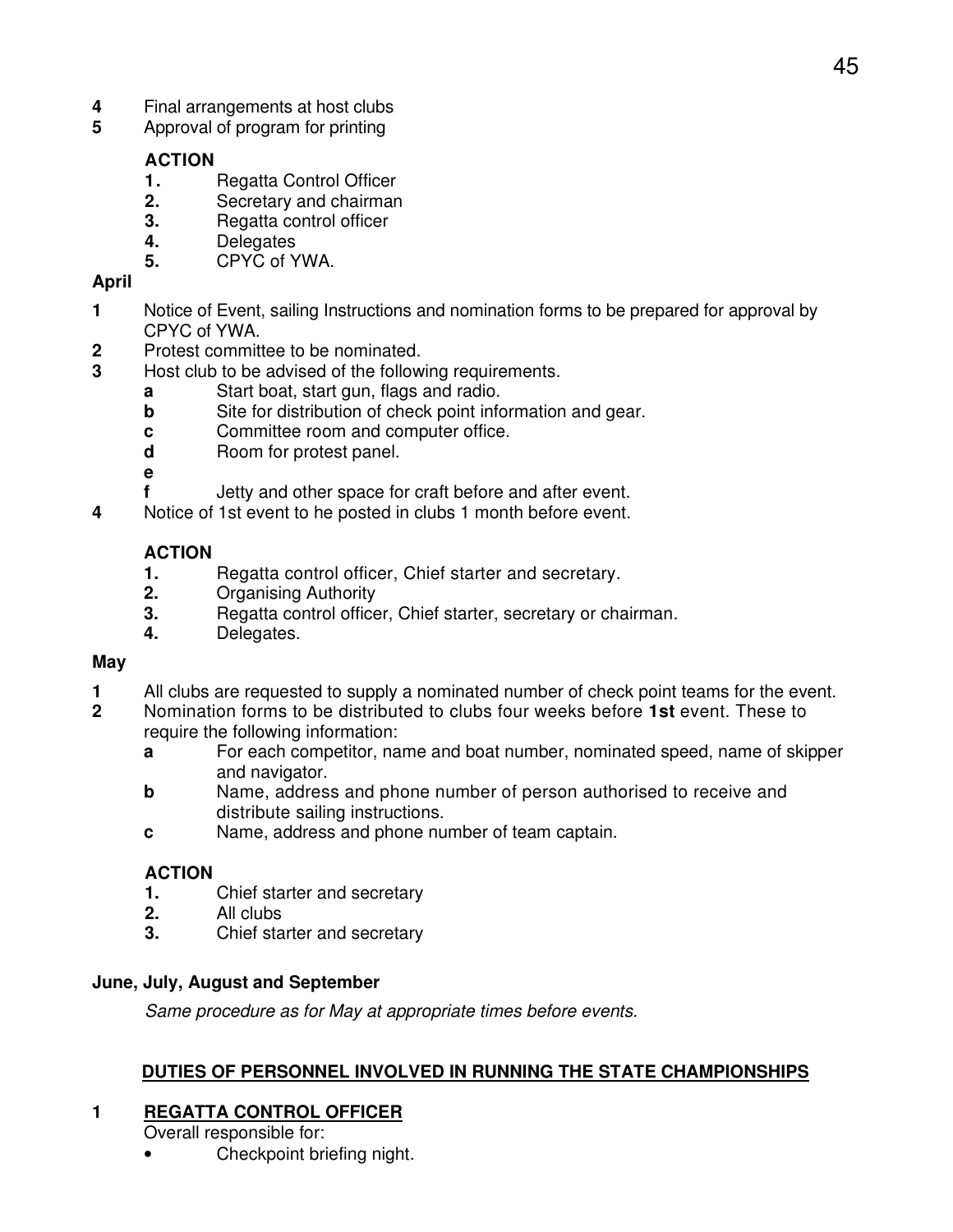**4** Final arrangements at host clubs
**5** Approval of program for printing

**ACTION**

1. Regatta Control Officer
2. Secretary and chairman
3. Regatta control officer
4. Delegates
5. CPYC of YWA.

**April**

**1** Notice of Event, sailing Instructions and nomination forms to be prepared for approval by CPYC of YWA.
**2** Protest committee to be nominated.
**3** Host club to be advised of the following requirements.

- **a** Start boat, start gun, flags and radio.
- **b** Site for distribution of check point information and gear.
- **c** Committee room and computer office.
- **d** Room for protest panel.
- **e**
- **f** Jetty and other space for craft before and after event.

**4** Notice of 1st event to he posted in clubs 1 month before event.

**ACTION**

1. Regatta control officer, Chief starter and secretary.
2. Organising Authority
3. Regatta control officer, Chief starter, secretary or chairman.
4. Delegates.

**May**

**1** All clubs are requested to supply a nominated number of check point teams for the event.
**2** Nomination forms to be distributed to clubs four weeks before **1st** event. These to require the following information:

- **a** For each competitor, name and boat number, nominated speed, name of skipper and navigator.
- **b** Name, address and phone number of person authorised to receive and distribute sailing instructions.
- **c** Name, address and phone number of team captain.

**ACTION**

1. Chief starter and secretary
2. All clubs
3. Chief starter and secretary

**June, July, August and September**

*Same procedure as for May at appropriate times before events.*

## DUTIES OF PERSONNEL INVOLVED IN RUNNING THE STATE CHAMPIONSHIPS

### 1 REGATTA CONTROL OFFICER

Overall responsible for:

- Checkpoint briefing night.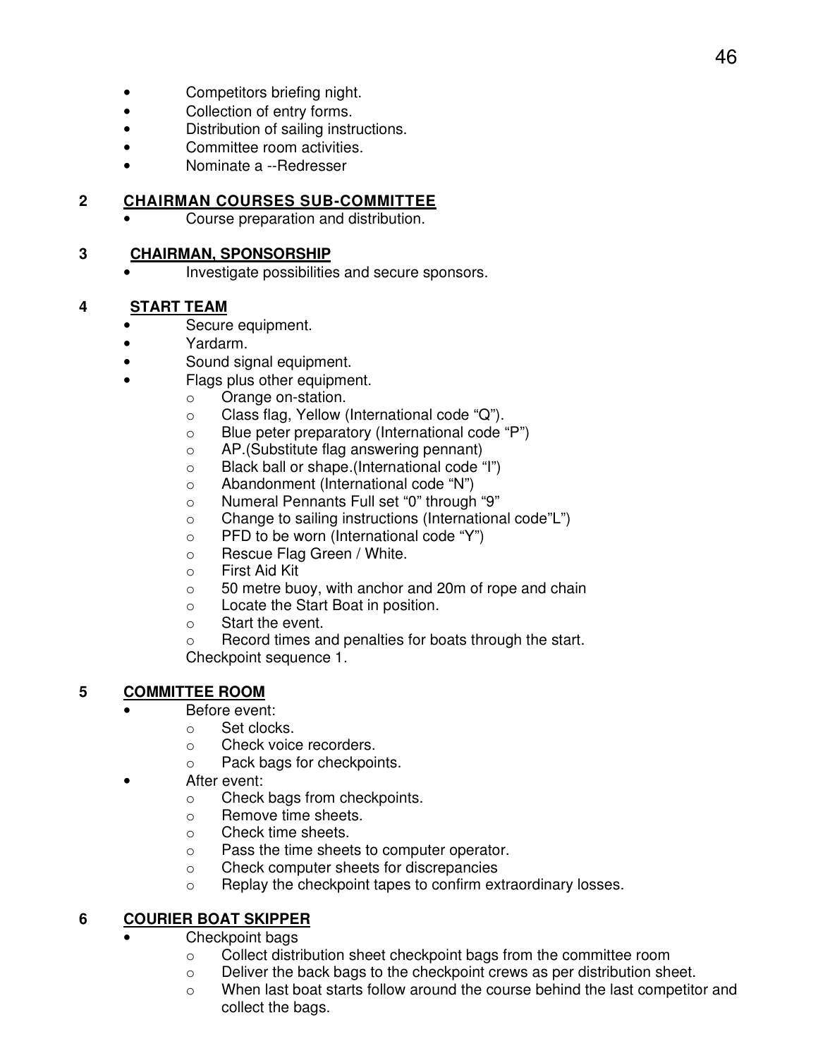- Competitors briefing night.
- Collection of entry forms.
- Distribution of sailing instructions.
- Committee room activities.
- Nominate a --Redresser

## 2 CHAIRMAN COURSES SUB-COMMITTEE

- Course preparation and distribution.

## 3 CHAIRMAN, SPONSORSHIP

- Investigate possibilities and secure sponsors.

## 4 START TEAM

- Secure equipment.
- Yardarm.
- Sound signal equipment.
- Flags plus other equipment.
  - Orange on-station.
  - Class flag, Yellow (International code "Q").
  - Blue peter preparatory (International code "P")
  - AP.(Substitute flag answering pennant)
  - Black ball or shape.(International code "I")
  - Abandonment (International code "N")
  - Numeral Pennants Full set "0" through "9"
  - Change to sailing instructions (International code"L")
  - PFD to be worn (International code "Y")
  - Rescue Flag Green / White.
  - First Aid Kit
  - 50 metre buoy, with anchor and 20m of rope and chain
  - Locate the Start Boat in position.
  - Start the event.
  - Record times and penalties for boats through the start.

  Checkpoint sequence 1.

## 5 COMMITTEE ROOM

- Before event:
  - Set clocks.
  - Check voice recorders.
  - Pack bags for checkpoints.
- After event:
  - Check bags from checkpoints.
  - Remove time sheets.
  - Check time sheets.
  - Pass the time sheets to computer operator.
  - Check computer sheets for discrepancies
  - Replay the checkpoint tapes to confirm extraordinary losses.

## 6 COURIER BOAT SKIPPER

- Checkpoint bags
  - Collect distribution sheet checkpoint bags from the committee room
  - Deliver the back bags to the checkpoint crews as per distribution sheet.
  - When last boat starts follow around the course behind the last competitor and collect the bags.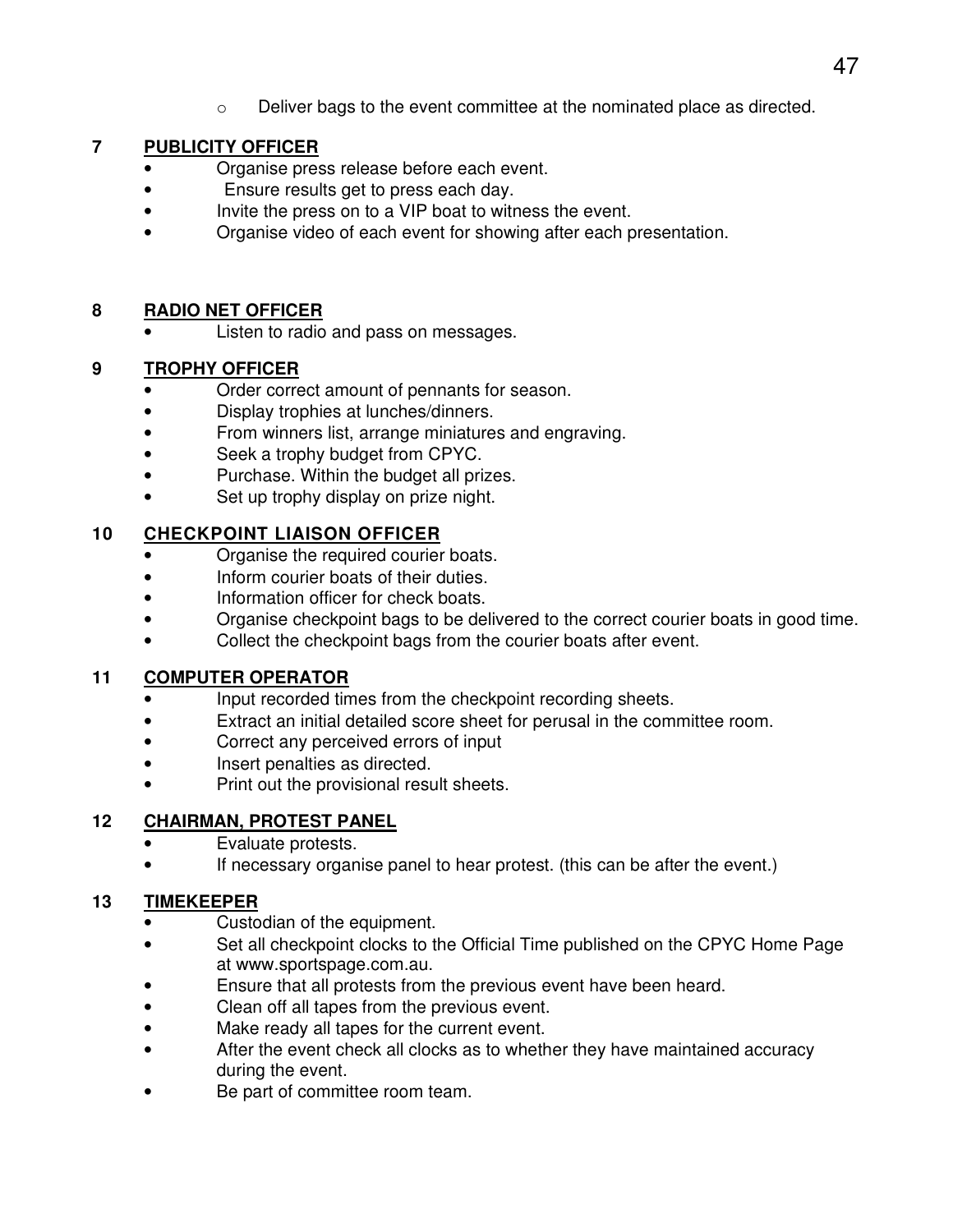- Deliver bags to the event committee at the nominated place as directed.

## 7 PUBLICITY OFFICER

- Organise press release before each event.
- Ensure results get to press each day.
- Invite the press on to a VIP boat to witness the event.
- Organise video of each event for showing after each presentation.

## 8 RADIO NET OFFICER

- Listen to radio and pass on messages.

## 9 TROPHY OFFICER

- Order correct amount of pennants for season.
- Display trophies at lunches/dinners.
- From winners list, arrange miniatures and engraving.
- Seek a trophy budget from CPYC.
- Purchase. Within the budget all prizes.
- Set up trophy display on prize night.

## 10 CHECKPOINT LIAISON OFFICER

- Organise the required courier boats.
- Inform courier boats of their duties.
- Information officer for check boats.
- Organise checkpoint bags to be delivered to the correct courier boats in good time.
- Collect the checkpoint bags from the courier boats after event.

## 11 COMPUTER OPERATOR

- Input recorded times from the checkpoint recording sheets.
- Extract an initial detailed score sheet for perusal in the committee room.
- Correct any perceived errors of input
- Insert penalties as directed.
- Print out the provisional result sheets.

## 12 CHAIRMAN, PROTEST PANEL

- Evaluate protests.
- If necessary organise panel to hear protest. (this can be after the event.)

## 13 TIMEKEEPER

- Custodian of the equipment.
- Set all checkpoint clocks to the Official Time published on the CPYC Home Page at www.sportspage.com.au.
- Ensure that all protests from the previous event have been heard.
- Clean off all tapes from the previous event.
- Make ready all tapes for the current event.
- After the event check all clocks as to whether they have maintained accuracy during the event.
- Be part of committee room team.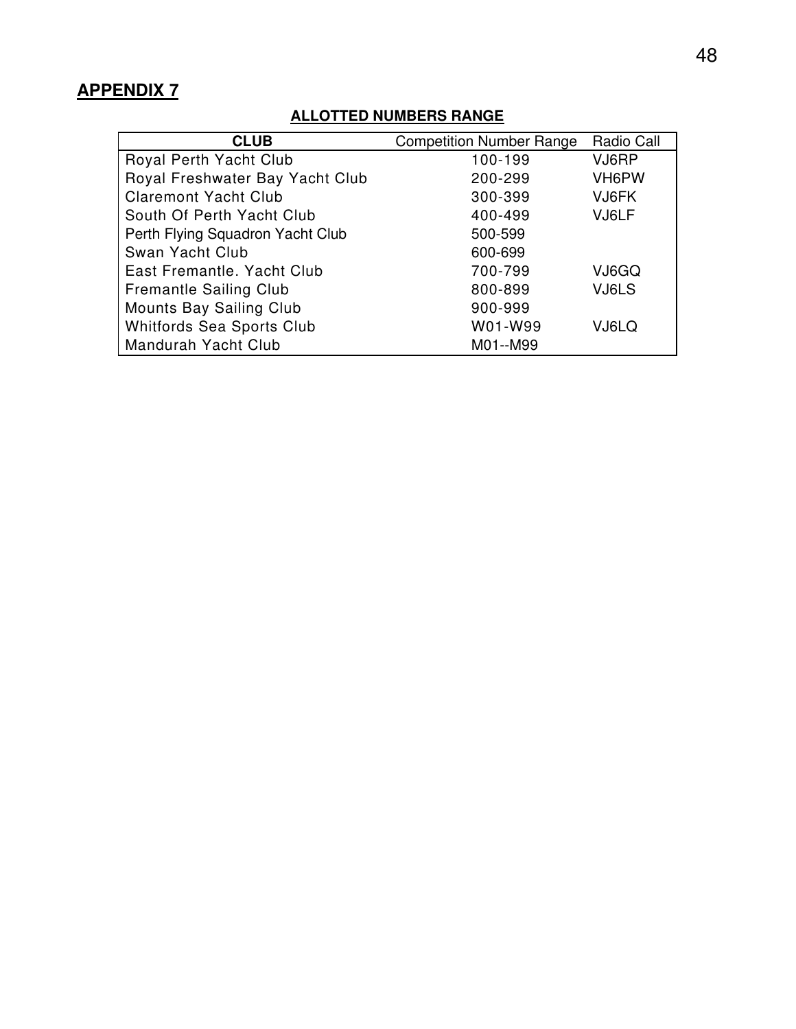## APPENDIX 7

### ALLOTTED NUMBERS RANGE

| CLUB | Competition Number Range | Radio Call |
|---|---|---|
| Royal Perth Yacht Club | 100-199 | VJ6RP |
| Royal Freshwater Bay Yacht Club | 200-299 | VH6PW |
| Claremont Yacht Club | 300-399 | VJ6FK |
| South Of Perth Yacht Club | 400-499 | VJ6LF |
| Perth Flying Squadron Yacht Club | 500-599 | |
| Swan Yacht Club | 600-699 | |
| East Fremantle. Yacht Club | 700-799 | VJ6GQ |
| Fremantle Sailing Club | 800-899 | VJ6LS |
| Mounts Bay Sailing Club | 900-999 | |
| Whitfords Sea Sports Club | W01-W99 | VJ6LQ |
| Mandurah Yacht Club | M01--M99 | |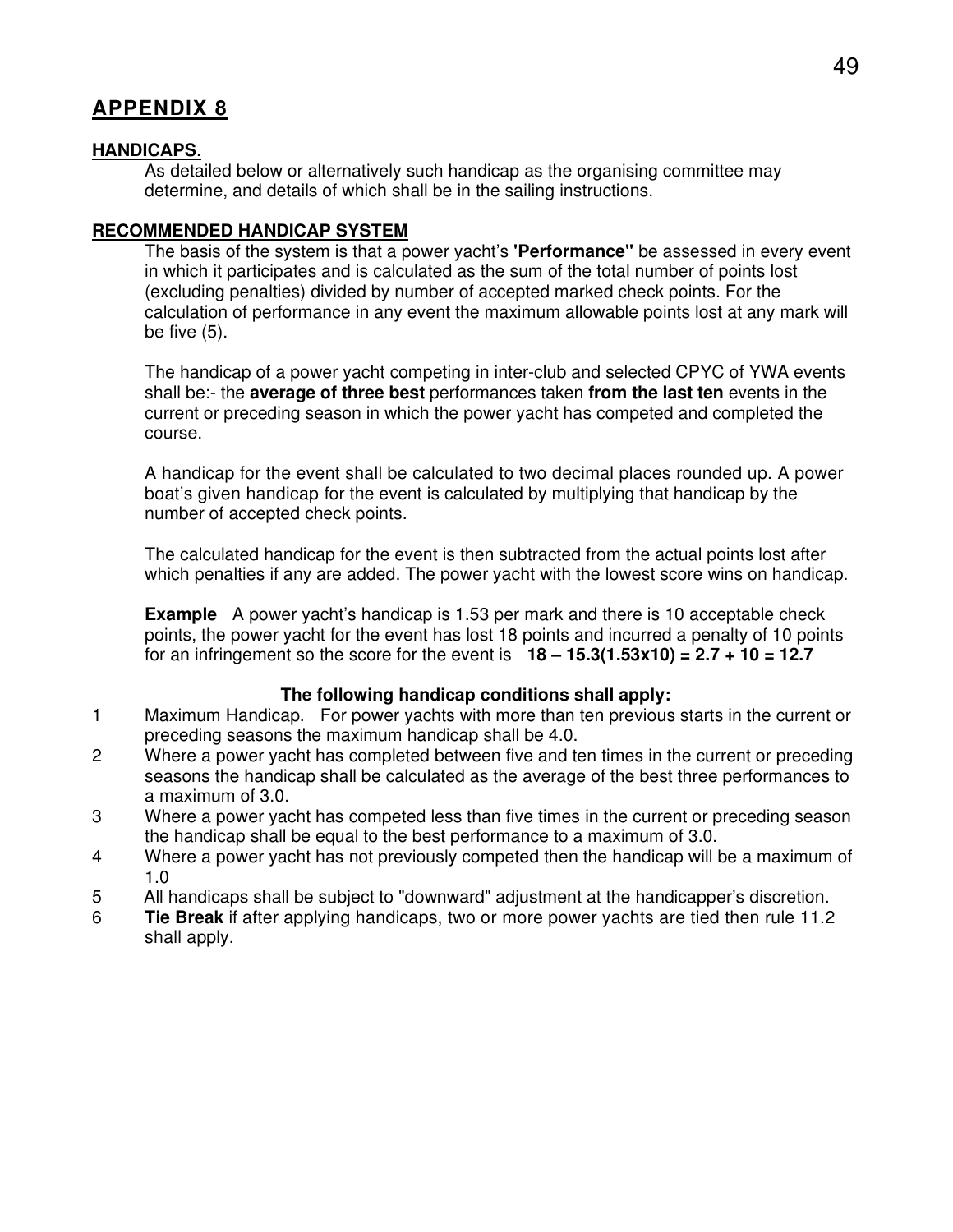## APPENDIX 8

**HANDICAPS**.

As detailed below or alternatively such handicap as the organising committee may determine, and details of which shall be in the sailing instructions.

**RECOMMENDED HANDICAP SYSTEM**

The basis of the system is that a power yacht's **'Performance''** be assessed in every event in which it participates and is calculated as the sum of the total number of points lost (excluding penalties) divided by number of accepted marked check points. For the calculation of performance in any event the maximum allowable points lost at any mark will be five (5).

The handicap of a power yacht competing in inter-club and selected CPYC of YWA events shall be:- the **average of three best** performances taken **from the last ten** events in the current or preceding season in which the power yacht has competed and completed the course.

A handicap for the event shall be calculated to two decimal places rounded up. A power boat's given handicap for the event is calculated by multiplying that handicap by the number of accepted check points.

The calculated handicap for the event is then subtracted from the actual points lost after which penalties if any are added. The power yacht with the lowest score wins on handicap.

**Example** A power yacht's handicap is 1.53 per mark and there is 10 acceptable check points, the power yacht for the event has lost 18 points and incurred a penalty of 10 points for an infringement so the score for the event is **18 – 15.3(1.53x10) = 2.7 + 10 = 12.7**

**The following handicap conditions shall apply:**

1. Maximum Handicap. For power yachts with more than ten previous starts in the current or preceding seasons the maximum handicap shall be 4.0.
2. Where a power yacht has completed between five and ten times in the current or preceding seasons the handicap shall be calculated as the average of the best three performances to a maximum of 3.0.
3. Where a power yacht has competed less than five times in the current or preceding season the handicap shall be equal to the best performance to a maximum of 3.0.
4. Where a power yacht has not previously competed then the handicap will be a maximum of 1.0
5. All handicaps shall be subject to "downward" adjustment at the handicapper's discretion.
6. **Tie Break** if after applying handicaps, two or more power yachts are tied then rule 11.2 shall apply.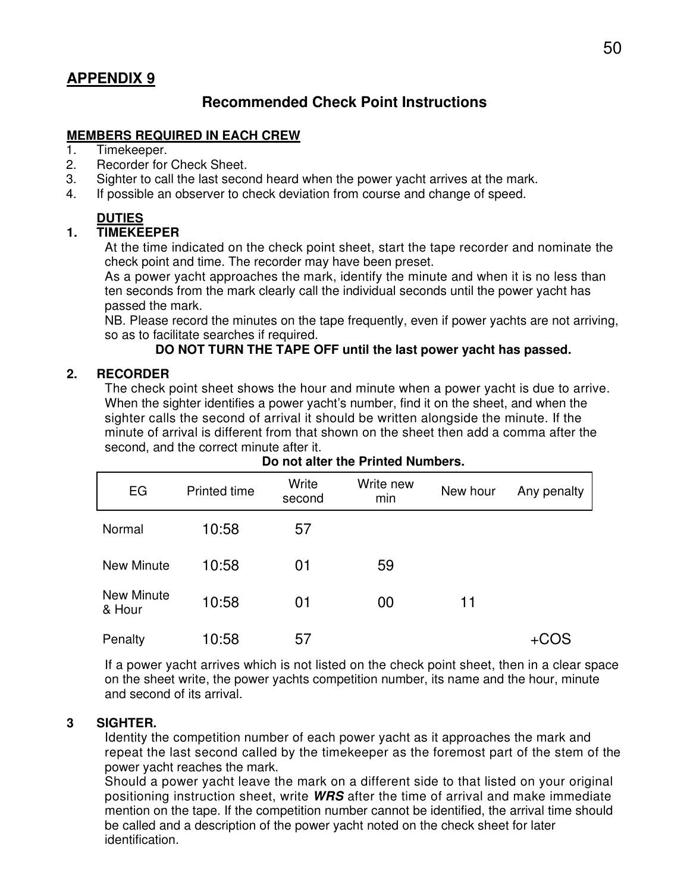## APPENDIX 9

### Recommended Check Point Instructions

**MEMBERS REQUIRED IN EACH CREW**

1. Timekeeper.
2. Recorder for Check Sheet.
3. Sighter to call the last second heard when the power yacht arrives at the mark.
4. If possible an observer to check deviation from course and change of speed.

**DUTIES**

**1. TIMEKEEPER**

At the time indicated on the check point sheet, start the tape recorder and nominate the check point and time. The recorder may have been preset.

As a power yacht approaches the mark, identify the minute and when it is no less than ten seconds from the mark clearly call the individual seconds until the power yacht has passed the mark.

NB. Please record the minutes on the tape frequently, even if power yachts are not arriving, so as to facilitate searches if required.

**DO NOT TURN THE TAPE OFF until the last power yacht has passed.**

**2. RECORDER**

The check point sheet shows the hour and minute when a power yacht is due to arrive. When the sighter identifies a power yacht's number, find it on the sheet, and when the sighter calls the second of arrival it should be written alongside the minute. If the minute of arrival is different from that shown on the sheet then add a comma after the second, and the correct minute after it.

**Do not alter the Printed Numbers.**

| EG | Printed time | Write second | Write new min | New hour | Any penalty |
|---|---|---|---|---|---|
| Normal | 10:58 | 57 | | | |
| New Minute | 10:58 | 01 | 59 | | |
| New Minute & Hour | 10:58 | 01 | 00 | 11 | |
| Penalty | 10:58 | 57 | | | +COS |

If a power yacht arrives which is not listed on the check point sheet, then in a clear space on the sheet write, the power yachts competition number, its name and the hour, minute and second of its arrival.

**3 SIGHTER.**

Identity the competition number of each power yacht as it approaches the mark and repeat the last second called by the timekeeper as the foremost part of the stem of the power yacht reaches the mark.

Should a power yacht leave the mark on a different side to that listed on your original positioning instruction sheet, write ***WRS*** after the time of arrival and make immediate mention on the tape. If the competition number cannot be identified, the arrival time should be called and a description of the power yacht noted on the check sheet for later identification.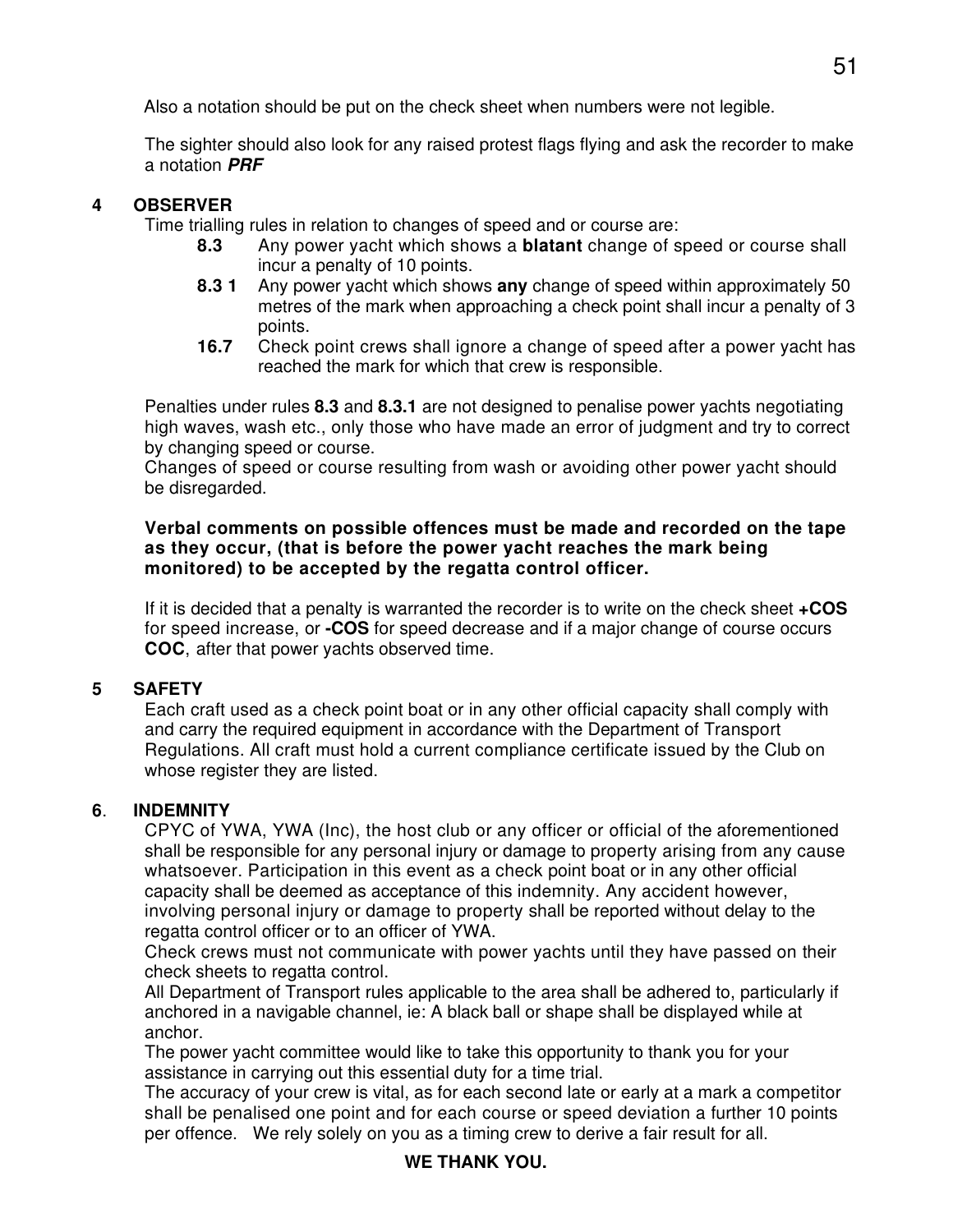Also a notation should be put on the check sheet when numbers were not legible.

The sighter should also look for any raised protest flags flying and ask the recorder to make a notation ***PRF***

## 4 OBSERVER

Time trialling rules in relation to changes of speed and or course are:

- **8.3** Any power yacht which shows a **blatant** change of speed or course shall incur a penalty of 10 points.
- **8.3 1** Any power yacht which shows **any** change of speed within approximately 50 metres of the mark when approaching a check point shall incur a penalty of 3 points.
- **16.7** Check point crews shall ignore a change of speed after a power yacht has reached the mark for which that crew is responsible.

Penalties under rules **8.3** and **8.3.1** are not designed to penalise power yachts negotiating high waves, wash etc., only those who have made an error of judgment and try to correct by changing speed or course.
Changes of speed or course resulting from wash or avoiding other power yacht should be disregarded.

**Verbal comments on possible offences must be made and recorded on the tape as they occur, (that is before the power yacht reaches the mark being monitored) to be accepted by the regatta control officer.**

If it is decided that a penalty is warranted the recorder is to write on the check sheet **+COS** for speed increase, or **-COS** for speed decrease and if a major change of course occurs **COC**, after that power yachts observed time.

## 5 SAFETY

Each craft used as a check point boat or in any other official capacity shall comply with and carry the required equipment in accordance with the Department of Transport Regulations. All craft must hold a current compliance certificate issued by the Club on whose register they are listed.

## 6. INDEMNITY

CPYC of YWA, YWA (Inc), the host club or any officer or official of the aforementioned shall be responsible for any personal injury or damage to property arising from any cause whatsoever. Participation in this event as a check point boat or in any other official capacity shall be deemed as acceptance of this indemnity. Any accident however, involving personal injury or damage to property shall be reported without delay to the regatta control officer or to an officer of YWA.
Check crews must not communicate with power yachts until they have passed on their check sheets to regatta control.
All Department of Transport rules applicable to the area shall be adhered to, particularly if anchored in a navigable channel, ie: A black ball or shape shall be displayed while at anchor.
The power yacht committee would like to take this opportunity to thank you for your assistance in carrying out this essential duty for a time trial.
The accuracy of your crew is vital, as for each second late or early at a mark a competitor shall be penalised one point and for each course or speed deviation a further 10 points per offence. We rely solely on you as a timing crew to derive a fair result for all.

**WE THANK YOU.**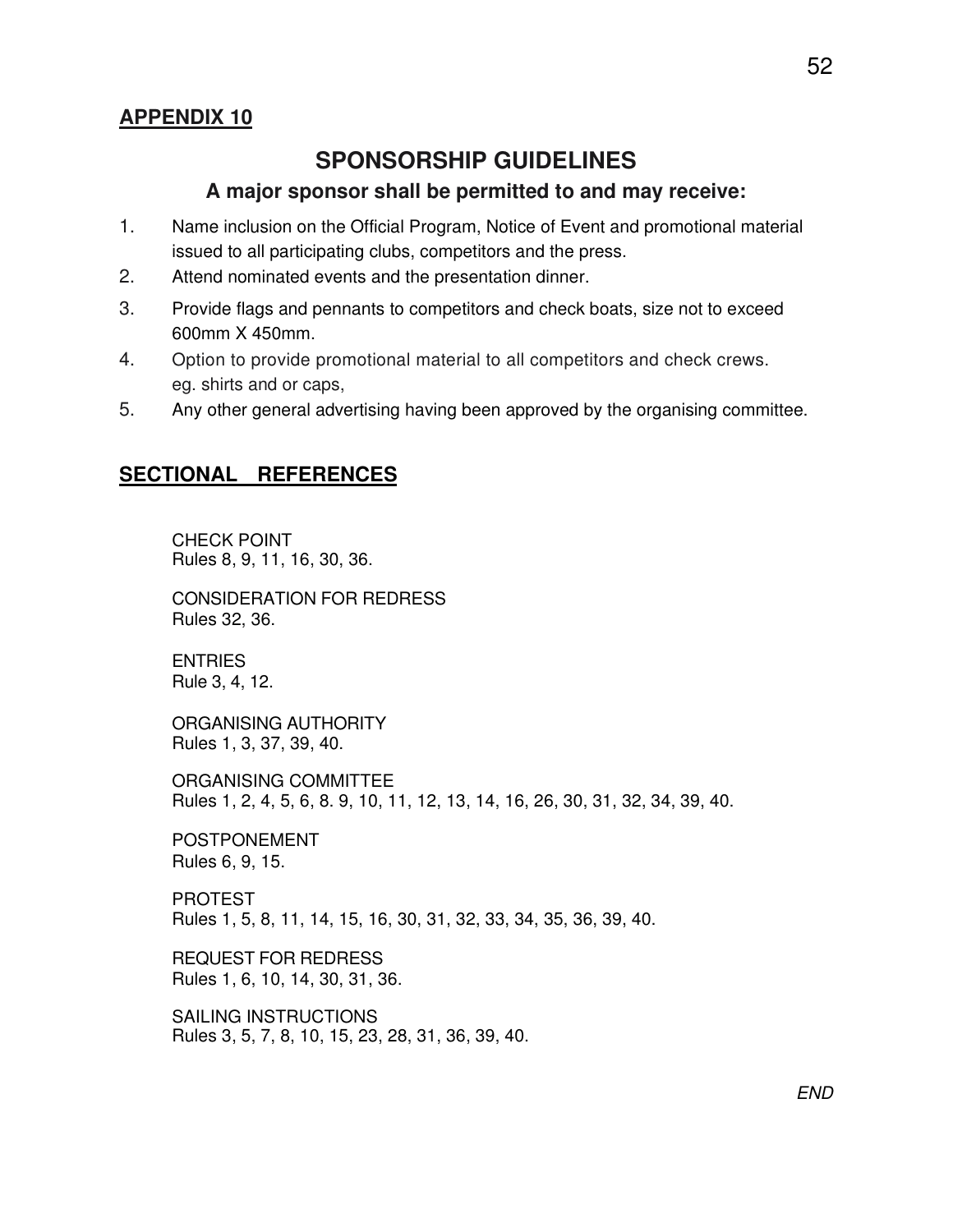## APPENDIX 10

# SPONSORSHIP GUIDELINES

### A major sponsor shall be permitted to and may receive:

1. Name inclusion on the Official Program, Notice of Event and promotional material issued to all participating clubs, competitors and the press.
2. Attend nominated events and the presentation dinner.
3. Provide flags and pennants to competitors and check boats, size not to exceed 600mm X 450mm.
4. Option to provide promotional material to all competitors and check crews. eg. shirts and or caps,
5. Any other general advertising having been approved by the organising committee.

## SECTIONAL REFERENCES

CHECK POINT
Rules 8, 9, 11, 16, 30, 36.

CONSIDERATION FOR REDRESS
Rules 32, 36.

ENTRIES
Rule 3, 4, 12.

ORGANISING AUTHORITY
Rules 1, 3, 37, 39, 40.

ORGANISING COMMITTEE
Rules 1, 2, 4, 5, 6, 8. 9, 10, 11, 12, 13, 14, 16, 26, 30, 31, 32, 34, 39, 40.

POSTPONEMENT
Rules 6, 9, 15.

PROTEST
Rules 1, 5, 8, 11, 14, 15, 16, 30, 31, 32, 33, 34, 35, 36, 39, 40.

REQUEST FOR REDRESS
Rules 1, 6, 10, 14, 30, 31, 36.

SAILING INSTRUCTIONS
Rules 3, 5, 7, 8, 10, 15, 23, 28, 31, 36, 39, 40.

*END*